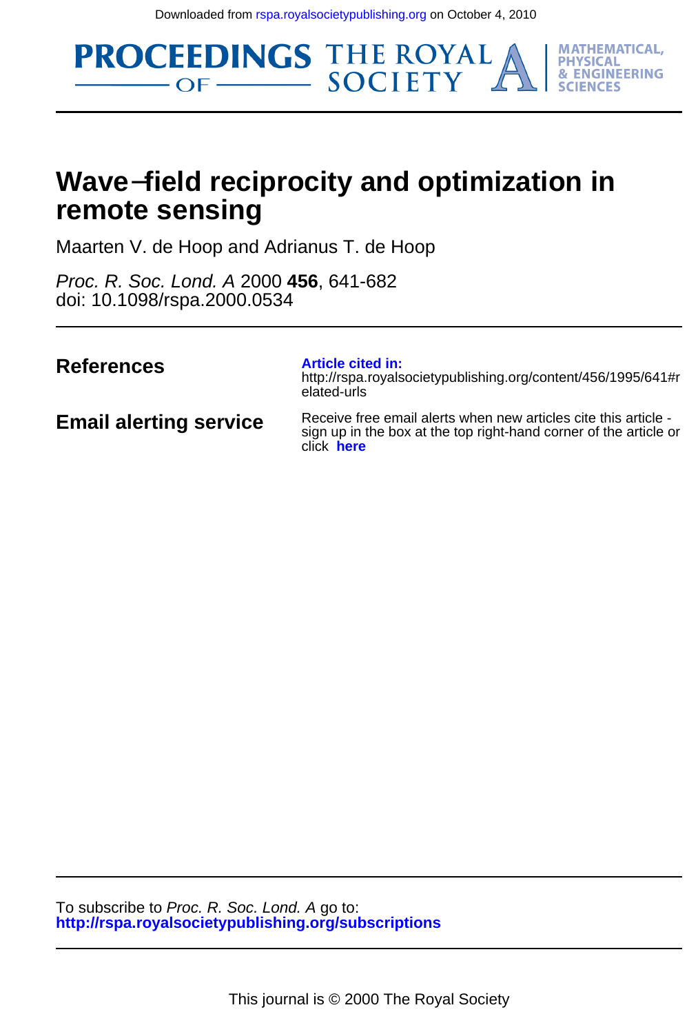Downloaded from rspa.royalsocietypublishing.org on October 4, 2010

PROCEEDINGS OF THE ROYAL SOCIETY A — MATHEMATICAL, PHYSICAL & ENGINEERING SCIENCES

# Wave−field reciprocity and optimization in remote sensing

Maarten V. de Hoop and Adrianus T. de Hoop

*Proc. R. Soc. Lond. A* 2000 **456**, 641-682
doi: 10.1098/rspa.2000.0534

| | |
|---|---|
| **References** | **Article cited in:** http://rspa.royalsocietypublishing.org/content/456/1995/641#related-urls |
| **Email alerting service** | Receive free email alerts when new articles cite this article - sign up in the box at the top right-hand corner of the article or click **here** |

To subscribe to *Proc. R. Soc. Lond. A* go to:
**http://rspa.royalsocietypublishing.org/subscriptions**

This journal is © 2000 The Royal Society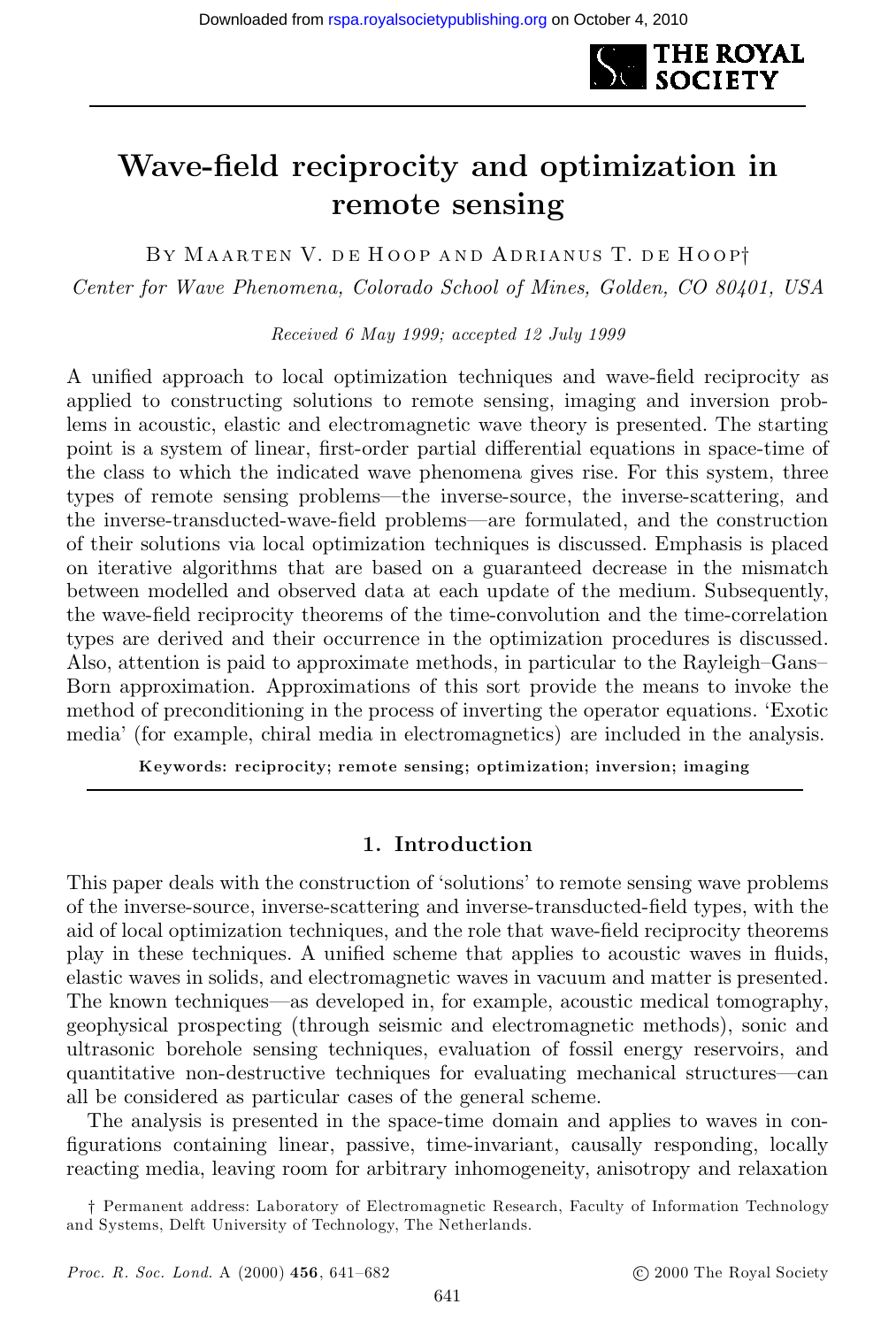# Wave-field reciprocity and optimization in remote sensing

By Maarten V. de Hoop and Adrianus T. de Hoop†

*Center for Wave Phenomena, Colorado School of Mines, Golden, CO 80401, USA*

*Received 6 May 1999; accepted 12 July 1999*

A unified approach to local optimization techniques and wave-field reciprocity as applied to constructing solutions to remote sensing, imaging and inversion problems in acoustic, elastic and electromagnetic wave theory is presented. The starting point is a system of linear, first-order partial differential equations in space-time of the class to which the indicated wave phenomena gives rise. For this system, three types of remote sensing problems—the inverse-source, the inverse-scattering, and the inverse-transducted-wave-field problems—are formulated, and the construction of their solutions via local optimization techniques is discussed. Emphasis is placed on iterative algorithms that are based on a guaranteed decrease in the mismatch between modelled and observed data at each update of the medium. Subsequently, the wave-field reciprocity theorems of the time-convolution and the time-correlation types are derived and their occurrence in the optimization procedures is discussed. Also, attention is paid to approximate methods, in particular to the Rayleigh–Gans–Born approximation. Approximations of this sort provide the means to invoke the method of preconditioning in the process of inverting the operator equations. 'Exotic media' (for example, chiral media in electromagnetics) are included in the analysis.

**Keywords: reciprocity; remote sensing; optimization; inversion; imaging**

## 1. Introduction

This paper deals with the construction of 'solutions' to remote sensing wave problems of the inverse-source, inverse-scattering and inverse-transducted-field types, with the aid of local optimization techniques, and the role that wave-field reciprocity theorems play in these techniques. A unified scheme that applies to acoustic waves in fluids, elastic waves in solids, and electromagnetic waves in vacuum and matter is presented. The known techniques—as developed in, for example, acoustic medical tomography, geophysical prospecting (through seismic and electromagnetic methods), sonic and ultrasonic borehole sensing techniques, evaluation of fossil energy reservoirs, and quantitative non-destructive techniques for evaluating mechanical structures—can all be considered as particular cases of the general scheme.

The analysis is presented in the space-time domain and applies to waves in configurations containing linear, passive, time-invariant, causally responding, locally reacting media, leaving room for arbitrary inhomogeneity, anisotropy and relaxation

† Permanent address: Laboratory of Electromagnetic Research, Faculty of Information Technology and Systems, Delft University of Technology, The Netherlands.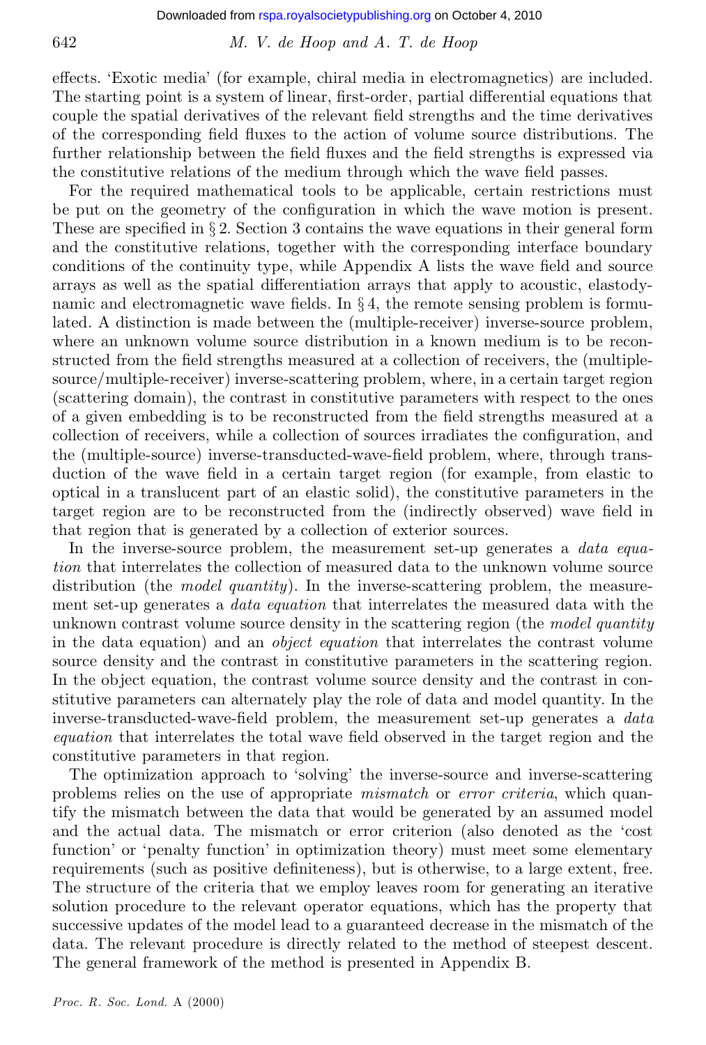effects. 'Exotic media' (for example, chiral media in electromagnetics) are included. The starting point is a system of linear, first-order, partial differential equations that couple the spatial derivatives of the relevant field strengths and the time derivatives of the corresponding field fluxes to the action of volume source distributions. The further relationship between the field fluxes and the field strengths is expressed via the constitutive relations of the medium through which the wave field passes.

For the required mathematical tools to be applicable, certain restrictions must be put on the geometry of the configuration in which the wave motion is present. These are specified in § 2. Section 3 contains the wave equations in their general form and the constitutive relations, together with the corresponding interface boundary conditions of the continuity type, while Appendix A lists the wave field and source arrays as well as the spatial differentiation arrays that apply to acoustic, elastodynamic and electromagnetic wave fields. In § 4, the remote sensing problem is formulated. A distinction is made between the (multiple-receiver) inverse-source problem, where an unknown volume source distribution in a known medium is to be reconstructed from the field strengths measured at a collection of receivers, the (multiple-source/multiple-receiver) inverse-scattering problem, where, in a certain target region (scattering domain), the contrast in constitutive parameters with respect to the ones of a given embedding is to be reconstructed from the field strengths measured at a collection of receivers, while a collection of sources irradiates the configuration, and the (multiple-source) inverse-transducted-wave-field problem, where, through transduction of the wave field in a certain target region (for example, from elastic to optical in a translucent part of an elastic solid), the constitutive parameters in the target region are to be reconstructed from the (indirectly observed) wave field in that region that is generated by a collection of exterior sources.

In the inverse-source problem, the measurement set-up generates a *data equation* that interrelates the collection of measured data to the unknown volume source distribution (the *model quantity*). In the inverse-scattering problem, the measurement set-up generates a *data equation* that interrelates the measured data with the unknown contrast volume source density in the scattering region (the *model quantity* in the data equation) and an *object equation* that interrelates the contrast volume source density and the contrast in constitutive parameters in the scattering region. In the object equation, the contrast volume source density and the contrast in constitutive parameters can alternately play the role of data and model quantity. In the inverse-transducted-wave-field problem, the measurement set-up generates a *data equation* that interrelates the total wave field observed in the target region and the constitutive parameters in that region.

The optimization approach to 'solving' the inverse-source and inverse-scattering problems relies on the use of appropriate *mismatch* or *error criteria*, which quantify the mismatch between the data that would be generated by an assumed model and the actual data. The mismatch or error criterion (also denoted as the 'cost function' or 'penalty function' in optimization theory) must meet some elementary requirements (such as positive definiteness), but is otherwise, to a large extent, free. The structure of the criteria that we employ leaves room for generating an iterative solution procedure to the relevant operator equations, which has the property that successive updates of the model lead to a guaranteed decrease in the mismatch of the data. The relevant procedure is directly related to the method of steepest descent. The general framework of the method is presented in Appendix B.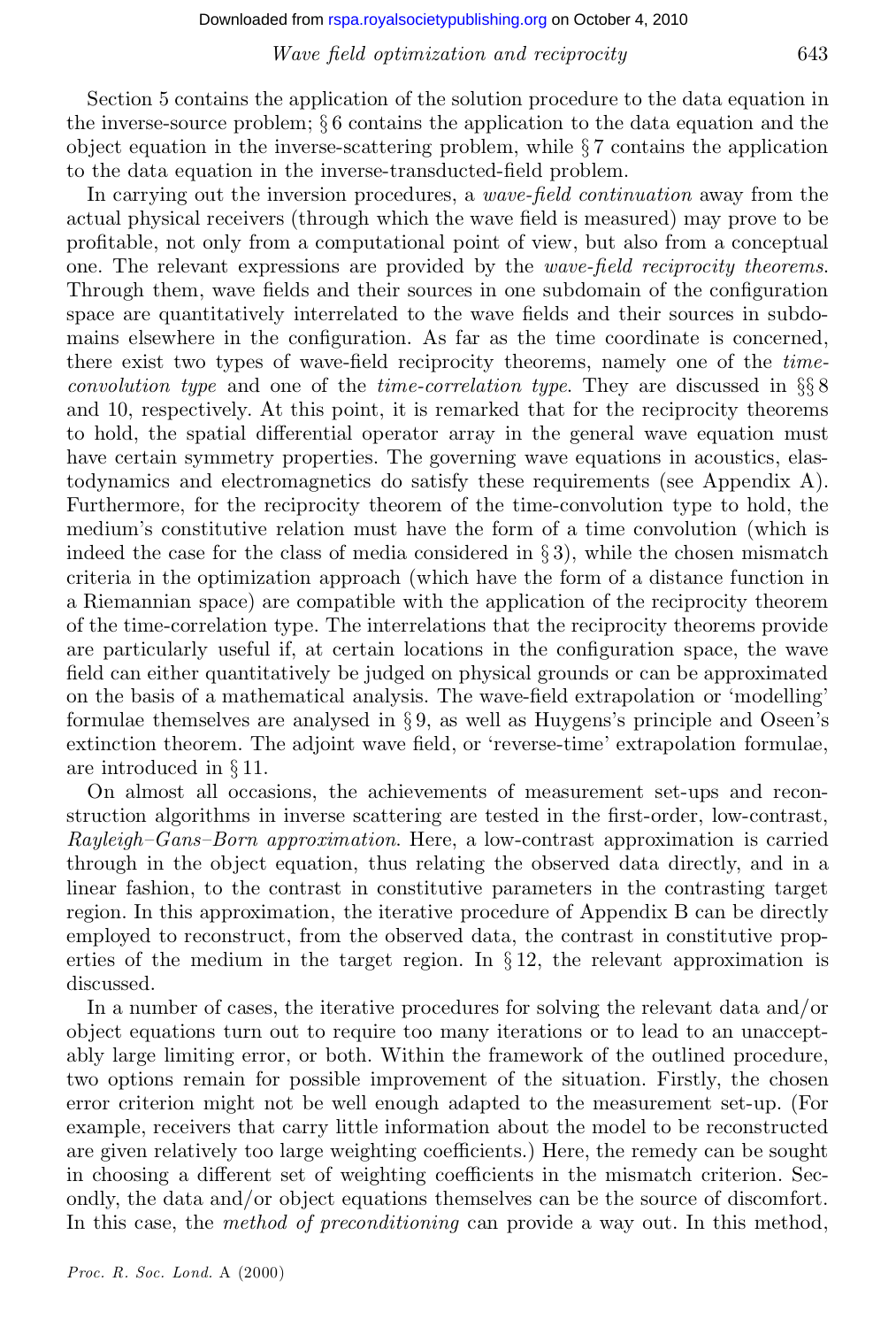Section 5 contains the application of the solution procedure to the data equation in the inverse-source problem; § 6 contains the application to the data equation and the object equation in the inverse-scattering problem, while § 7 contains the application to the data equation in the inverse-transducted-field problem.

In carrying out the inversion procedures, a *wave-field continuation* away from the actual physical receivers (through which the wave field is measured) may prove to be profitable, not only from a computational point of view, but also from a conceptual one. The relevant expressions are provided by the *wave-field reciprocity theorems*. Through them, wave fields and their sources in one subdomain of the configuration space are quantitatively interrelated to the wave fields and their sources in subdomains elsewhere in the configuration. As far as the time coordinate is concerned, there exist two types of wave-field reciprocity theorems, namely one of the *time-convolution type* and one of the *time-correlation type*. They are discussed in §§ 8 and 10, respectively. At this point, it is remarked that for the reciprocity theorems to hold, the spatial differential operator array in the general wave equation must have certain symmetry properties. The governing wave equations in acoustics, elastodynamics and electromagnetics do satisfy these requirements (see Appendix A). Furthermore, for the reciprocity theorem of the time-convolution type to hold, the medium's constitutive relation must have the form of a time convolution (which is indeed the case for the class of media considered in § 3), while the chosen mismatch criteria in the optimization approach (which have the form of a distance function in a Riemannian space) are compatible with the application of the reciprocity theorem of the time-correlation type. The interrelations that the reciprocity theorems provide are particularly useful if, at certain locations in the configuration space, the wave field can either quantitatively be judged on physical grounds or can be approximated on the basis of a mathematical analysis. The wave-field extrapolation or 'modelling' formulae themselves are analysed in § 9, as well as Huygens's principle and Oseen's extinction theorem. The adjoint wave field, or 'reverse-time' extrapolation formulae, are introduced in § 11.

On almost all occasions, the achievements of measurement set-ups and reconstruction algorithms in inverse scattering are tested in the first-order, low-contrast, *Rayleigh–Gans–Born approximation*. Here, a low-contrast approximation is carried through in the object equation, thus relating the observed data directly, and in a linear fashion, to the contrast in constitutive parameters in the contrasting target region. In this approximation, the iterative procedure of Appendix B can be directly employed to reconstruct, from the observed data, the contrast in constitutive properties of the medium in the target region. In § 12, the relevant approximation is discussed.

In a number of cases, the iterative procedures for solving the relevant data and/or object equations turn out to require too many iterations or to lead to an unacceptably large limiting error, or both. Within the framework of the outlined procedure, two options remain for possible improvement of the situation. Firstly, the chosen error criterion might not be well enough adapted to the measurement set-up. (For example, receivers that carry little information about the model to be reconstructed are given relatively too large weighting coefficients.) Here, the remedy can be sought in choosing a different set of weighting coefficients in the mismatch criterion. Secondly, the data and/or object equations themselves can be the source of discomfort. In this case, the *method of preconditioning* can provide a way out. In this method,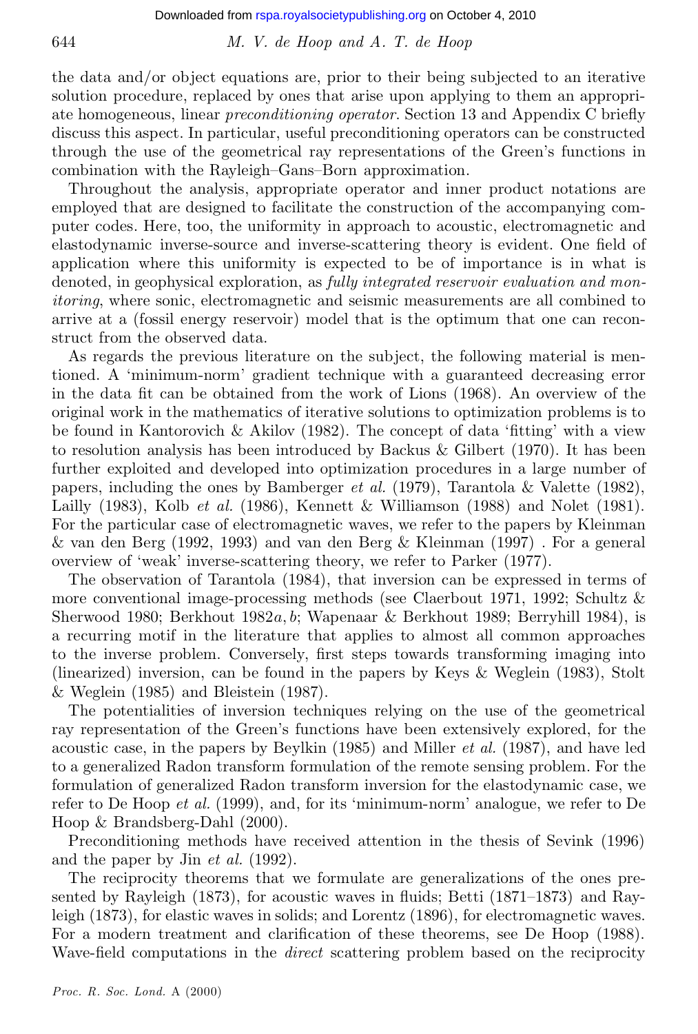the data and/or object equations are, prior to their being subjected to an iterative solution procedure, replaced by ones that arise upon applying to them an appropriate homogeneous, linear *preconditioning operator*. Section 13 and Appendix C briefly discuss this aspect. In particular, useful preconditioning operators can be constructed through the use of the geometrical ray representations of the Green's functions in combination with the Rayleigh–Gans–Born approximation.

Throughout the analysis, appropriate operator and inner product notations are employed that are designed to facilitate the construction of the accompanying computer codes. Here, too, the uniformity in approach to acoustic, electromagnetic and elastodynamic inverse-source and inverse-scattering theory is evident. One field of application where this uniformity is expected to be of importance is in what is denoted, in geophysical exploration, as *fully integrated reservoir evaluation and monitoring*, where sonic, electromagnetic and seismic measurements are all combined to arrive at a (fossil energy reservoir) model that is the optimum that one can reconstruct from the observed data.

As regards the previous literature on the subject, the following material is mentioned. A 'minimum-norm' gradient technique with a guaranteed decreasing error in the data fit can be obtained from the work of Lions (1968). An overview of the original work in the mathematics of iterative solutions to optimization problems is to be found in Kantorovich & Akilov (1982). The concept of data 'fitting' with a view to resolution analysis has been introduced by Backus & Gilbert (1970). It has been further exploited and developed into optimization procedures in a large number of papers, including the ones by Bamberger *et al.* (1979), Tarantola & Valette (1982), Lailly (1983), Kolb *et al.* (1986), Kennett & Williamson (1988) and Nolet (1981). For the particular case of electromagnetic waves, we refer to the papers by Kleinman & van den Berg (1992, 1993) and van den Berg & Kleinman (1997) . For a general overview of 'weak' inverse-scattering theory, we refer to Parker (1977).

The observation of Tarantola (1984), that inversion can be expressed in terms of more conventional image-processing methods (see Claerbout 1971, 1992; Schultz & Sherwood 1980; Berkhout 1982*a*, *b*; Wapenaar & Berkhout 1989; Berryhill 1984), is a recurring motif in the literature that applies to almost all common approaches to the inverse problem. Conversely, first steps towards transforming imaging into (linearized) inversion, can be found in the papers by Keys & Weglein (1983), Stolt & Weglein (1985) and Bleistein (1987).

The potentialities of inversion techniques relying on the use of the geometrical ray representation of the Green's functions have been extensively explored, for the acoustic case, in the papers by Beylkin (1985) and Miller *et al.* (1987), and have led to a generalized Radon transform formulation of the remote sensing problem. For the formulation of generalized Radon transform inversion for the elastodynamic case, we refer to De Hoop *et al.* (1999), and, for its 'minimum-norm' analogue, we refer to De Hoop & Brandsberg-Dahl (2000).

Preconditioning methods have received attention in the thesis of Sevink (1996) and the paper by Jin *et al.* (1992).

The reciprocity theorems that we formulate are generalizations of the ones presented by Rayleigh (1873), for acoustic waves in fluids; Betti (1871–1873) and Rayleigh (1873), for elastic waves in solids; and Lorentz (1896), for electromagnetic waves. For a modern treatment and clarification of these theorems, see De Hoop (1988). Wave-field computations in the *direct* scattering problem based on the reciprocity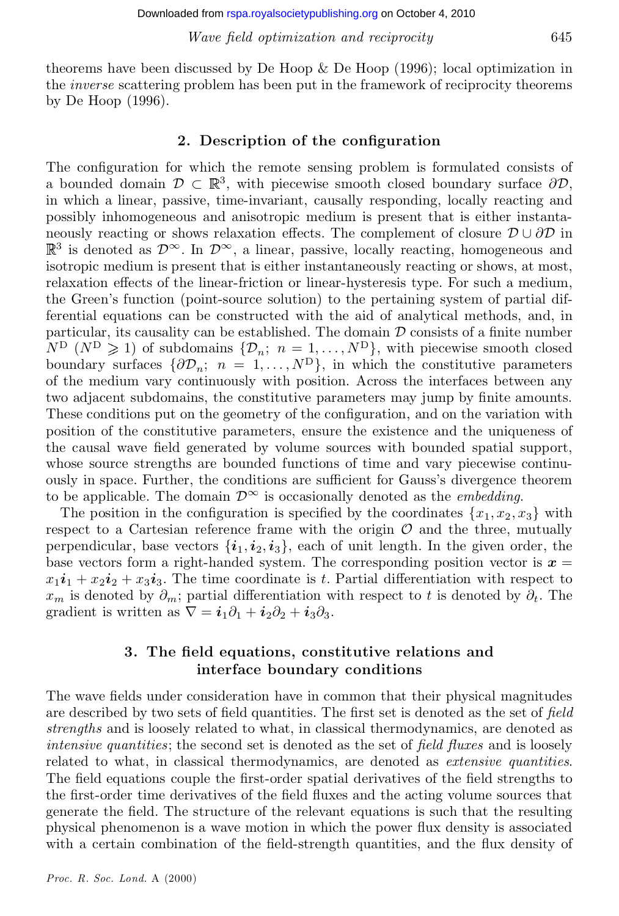theorems have been discussed by De Hoop & De Hoop (1996); local optimization in the *inverse* scattering problem has been put in the framework of reciprocity theorems by De Hoop (1996).

## 2. Description of the configuration

The configuration for which the remote sensing problem is formulated consists of a bounded domain $\mathcal{D} \subset \mathbb{R}^3$, with piecewise smooth closed boundary surface $\partial\mathcal{D}$, in which a linear, passive, time-invariant, causally responding, locally reacting and possibly inhomogeneous and anisotropic medium is present that is either instantaneously reacting or shows relaxation effects. The complement of closure $\mathcal{D} \cup \partial\mathcal{D}$ in $\mathbb{R}^3$ is denoted as $\mathcal{D}^\infty$. In $\mathcal{D}^\infty$, a linear, passive, locally reacting, homogeneous and isotropic medium is present that is either instantaneously reacting or shows, at most, relaxation effects of the linear-friction or linear-hysteresis type. For such a medium, the Green's function (point-source solution) to the pertaining system of partial differential equations can be constructed with the aid of analytical methods, and, in particular, its causality can be established. The domain $\mathcal{D}$ consists of a finite number $N^{\mathrm{D}}$ ($N^{\mathrm{D}} \geqslant 1$) of subdomains $\{\mathcal{D}_n;\ n = 1, \ldots, N^{\mathrm{D}}\}$, with piecewise smooth closed boundary surfaces $\{\partial\mathcal{D}_n;\ n = 1, \ldots, N^{\mathrm{D}}\}$, in which the constitutive parameters of the medium vary continuously with position. Across the interfaces between any two adjacent subdomains, the constitutive parameters may jump by finite amounts. These conditions put on the geometry of the configuration, and on the variation with position of the constitutive parameters, ensure the existence and the uniqueness of the causal wave field generated by volume sources with bounded spatial support, whose source strengths are bounded functions of time and vary piecewise continuously in space. Further, the conditions are sufficient for Gauss's divergence theorem to be applicable. The domain $\mathcal{D}^\infty$ is occasionally denoted as the *embedding*.

The position in the configuration is specified by the coordinates $\{x_1, x_2, x_3\}$ with respect to a Cartesian reference frame with the origin $\mathcal{O}$ and the three, mutually perpendicular, base vectors $\{\boldsymbol{i}_1, \boldsymbol{i}_2, \boldsymbol{i}_3\}$, each of unit length. In the given order, the base vectors form a right-handed system. The corresponding position vector is $\boldsymbol{x} = x_1\boldsymbol{i}_1 + x_2\boldsymbol{i}_2 + x_3\boldsymbol{i}_3$. The time coordinate is $t$. Partial differentiation with respect to $x_m$ is denoted by $\partial_m$; partial differentiation with respect to $t$ is denoted by $\partial_t$. The gradient is written as $\nabla = \boldsymbol{i}_1\partial_1 + \boldsymbol{i}_2\partial_2 + \boldsymbol{i}_3\partial_3$.

## 3. The field equations, constitutive relations and interface boundary conditions

The wave fields under consideration have in common that their physical magnitudes are described by two sets of field quantities. The first set is denoted as the set of *field strengths* and is loosely related to what, in classical thermodynamics, are denoted as *intensive quantities*; the second set is denoted as the set of *field fluxes* and is loosely related to what, in classical thermodynamics, are denoted as *extensive quantities*. The field equations couple the first-order spatial derivatives of the field strengths to the first-order time derivatives of the field fluxes and the acting volume sources that generate the field. The structure of the relevant equations is such that the resulting physical phenomenon is a wave motion in which the power flux density is associated with a certain combination of the field-strength quantities, and the flux density of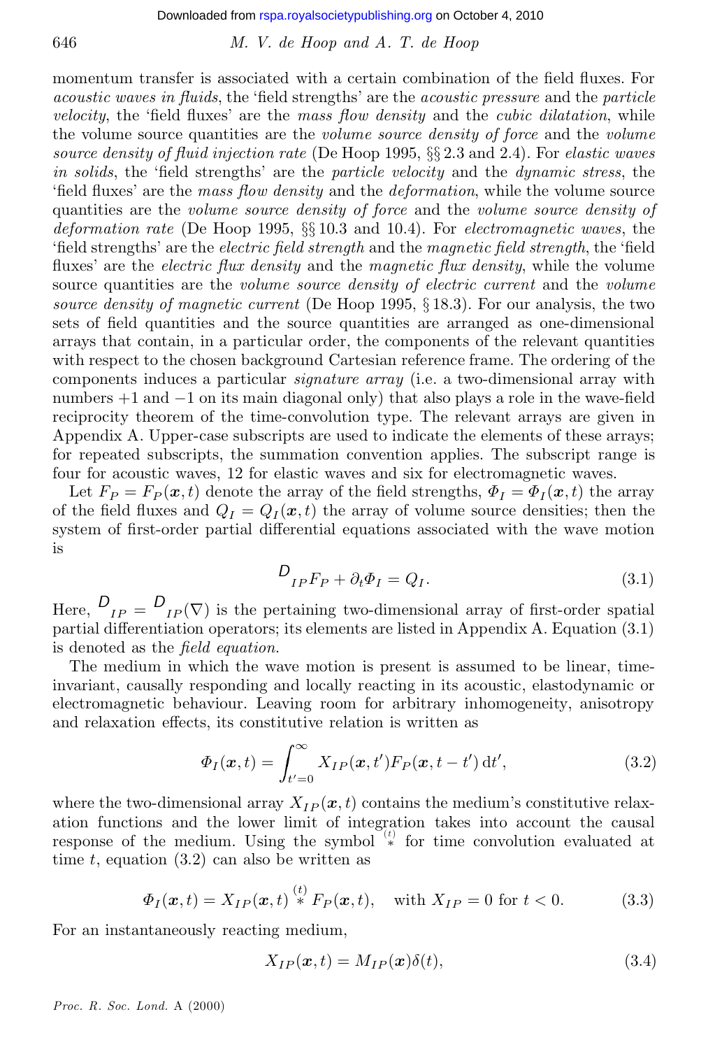momentum transfer is associated with a certain combination of the field fluxes. For *acoustic waves in fluids*, the 'field strengths' are the *acoustic pressure* and the *particle velocity*, the 'field fluxes' are the *mass flow density* and the *cubic dilatation*, while the volume source quantities are the *volume source density of force* and the *volume source density of fluid injection rate* (De Hoop 1995, §§ 2.3 and 2.4). For *elastic waves in solids*, the 'field strengths' are the *particle velocity* and the *dynamic stress*, the 'field fluxes' are the *mass flow density* and the *deformation*, while the volume source quantities are the *volume source density of force* and the *volume source density of deformation rate* (De Hoop 1995, §§ 10.3 and 10.4). For *electromagnetic waves*, the 'field strengths' are the *electric field strength* and the *magnetic field strength*, the 'field fluxes' are the *electric flux density* and the *magnetic flux density*, while the volume source quantities are the *volume source density of electric current* and the *volume source density of magnetic current* (De Hoop 1995, § 18.3). For our analysis, the two sets of field quantities and the source quantities are arranged as one-dimensional arrays that contain, in a particular order, the components of the relevant quantities with respect to the chosen background Cartesian reference frame. The ordering of the components induces a particular *signature array* (i.e. a two-dimensional array with numbers $+1$ and $-1$ on its main diagonal only) that also plays a role in the wave-field reciprocity theorem of the time-convolution type. The relevant arrays are given in Appendix A. Upper-case subscripts are used to indicate the elements of these arrays; for repeated subscripts, the summation convention applies. The subscript range is four for acoustic waves, 12 for elastic waves and six for electromagnetic waves.

Let $F_P = F_P(\boldsymbol{x}, t)$ denote the array of the field strengths, $\Phi_I = \Phi_I(\boldsymbol{x}, t)$ the array of the field fluxes and $Q_I = Q_I(\boldsymbol{x}, t)$ the array of volume source densities; then the system of first-order partial differential equations associated with the wave motion is

$$\mathcal{D}_{IP} F_P + \partial_t \Phi_I = Q_I. \tag{3.1}$$

Here, $\mathcal{D}_{IP} = \mathcal{D}_{IP}(\nabla)$ is the pertaining two-dimensional array of first-order spatial partial differentiation operators; its elements are listed in Appendix A. Equation (3.1) is denoted as the *field equation*.

The medium in which the wave motion is present is assumed to be linear, time-invariant, causally responding and locally reacting in its acoustic, elastodynamic or electromagnetic behaviour. Leaving room for arbitrary inhomogeneity, anisotropy and relaxation effects, its constitutive relation is written as

$$\Phi_I(\boldsymbol{x}, t) = \int_{t'=0}^{\infty} X_{IP}(\boldsymbol{x}, t') F_P(\boldsymbol{x}, t - t') \, \mathrm{d}t', \tag{3.2}$$

where the two-dimensional array $X_{IP}(\boldsymbol{x}, t)$ contains the medium's constitutive relaxation functions and the lower limit of integration takes into account the causal response of the medium. Using the symbol $\overset{(t)}{*}$ for time convolution evaluated at time $t$, equation (3.2) can also be written as

$$\Phi_I(\boldsymbol{x}, t) = X_{IP}(\boldsymbol{x}, t) \overset{(t)}{*} F_P(\boldsymbol{x}, t), \quad \text{with } X_{IP} = 0 \text{ for } t < 0. \tag{3.3}$$

For an instantaneously reacting medium,

$$X_{IP}(\boldsymbol{x}, t) = M_{IP}(\boldsymbol{x}) \delta(t), \tag{3.4}$$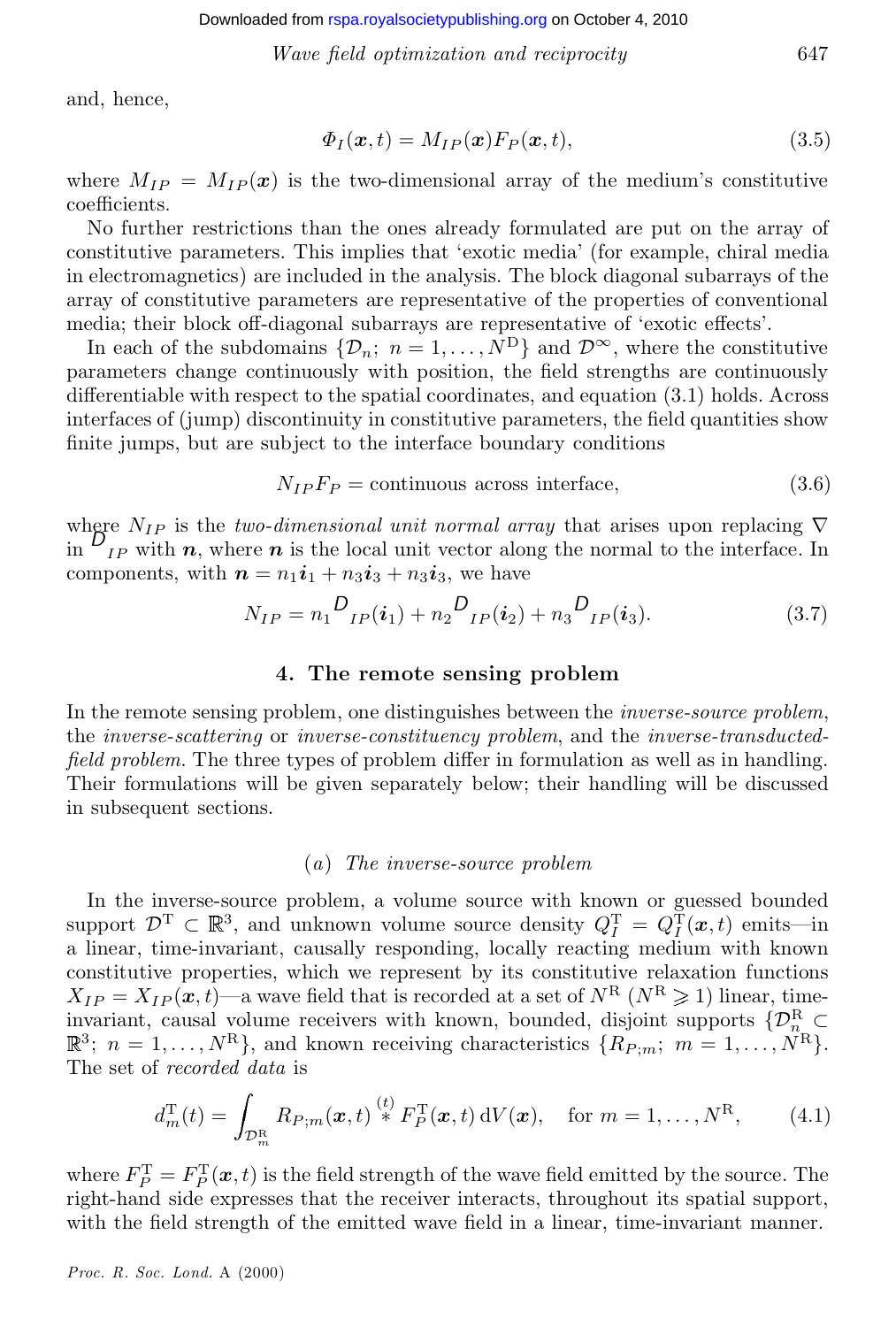and, hence,

$$\Phi_I(\boldsymbol{x},t) = M_{IP}(\boldsymbol{x}) F_P(\boldsymbol{x},t), \tag{3.5}$$

where $M_{IP} = M_{IP}(\boldsymbol{x})$ is the two-dimensional array of the medium's constitutive coefficients.

No further restrictions than the ones already formulated are put on the array of constitutive parameters. This implies that 'exotic media' (for example, chiral media in electromagnetics) are included in the analysis. The block diagonal subarrays of the array of constitutive parameters are representative of the properties of conventional media; their block off-diagonal subarrays are representative of 'exotic effects'.

In each of the subdomains $\{\mathcal{D}_n;\ n = 1,\dots,N^{\mathrm{D}}\}$ and $\mathcal{D}^{\infty}$, where the constitutive parameters change continuously with position, the field strengths are continuously differentiable with respect to the spatial coordinates, and equation (3.1) holds. Across interfaces of (jump) discontinuity in constitutive parameters, the field quantities show finite jumps, but are subject to the interface boundary conditions

$$N_{IP} F_P = \text{continuous across interface}, \tag{3.6}$$

where $N_{IP}$ is the *two-dimensional unit normal array* that arises upon replacing $\nabla$ in $\mathcal{D}_{IP}$ with $\boldsymbol{n}$, where $\boldsymbol{n}$ is the local unit vector along the normal to the interface. In components, with $\boldsymbol{n} = n_1\boldsymbol{i}_1 + n_3\boldsymbol{i}_3 + n_3\boldsymbol{i}_3$, we have

$$N_{IP} = n_1 \mathcal{D}_{IP}(\boldsymbol{i}_1) + n_2 \mathcal{D}_{IP}(\boldsymbol{i}_2) + n_3 \mathcal{D}_{IP}(\boldsymbol{i}_3). \tag{3.7}$$

## 4. The remote sensing problem

In the remote sensing problem, one distinguishes between the *inverse-source problem*, the *inverse-scattering* or *inverse-constituency problem*, and the *inverse-transducted-field problem*. The three types of problem differ in formulation as well as in handling. Their formulations will be given separately below; their handling will be discussed in subsequent sections.

### (a) The inverse-source problem

In the inverse-source problem, a volume source with known or guessed bounded support $\mathcal{D}^{\mathrm{T}} \subset \mathbb{R}^3$, and unknown volume source density $Q_I^{\mathrm{T}} = Q_I^{\mathrm{T}}(\boldsymbol{x},t)$ emits—in a linear, time-invariant, causally responding, locally reacting medium with known constitutive properties, which we represent by its constitutive relaxation functions $X_{IP} = X_{IP}(\boldsymbol{x},t)$—a wave field that is recorded at a set of $N^{\mathrm{R}}$ ($N^{\mathrm{R}} \geqslant 1$) linear, time-invariant, causal volume receivers with known, bounded, disjoint supports $\{\mathcal{D}_n^{\mathrm{R}} \subset \mathbb{R}^3;\ n = 1,\dots,N^{\mathrm{R}}\}$, and known receiving characteristics $\{R_{P;m};\ m = 1,\dots,N^{\mathrm{R}}\}$. The set of *recorded data* is

$$d_m^{\mathrm{T}}(t) = \int_{\mathcal{D}_m^{\mathrm{R}}} R_{P;m}(\boldsymbol{x},t) \overset{(t)}{*} F_P^{\mathrm{T}}(\boldsymbol{x},t)\,\mathrm{d}V(\boldsymbol{x}), \quad \text{for } m = 1,\dots,N^{\mathrm{R}}, \tag{4.1}$$

where $F_P^{\mathrm{T}} = F_P^{\mathrm{T}}(\boldsymbol{x},t)$ is the field strength of the wave field emitted by the source. The right-hand side expresses that the receiver interacts, throughout its spatial support, with the field strength of the emitted wave field in a linear, time-invariant manner.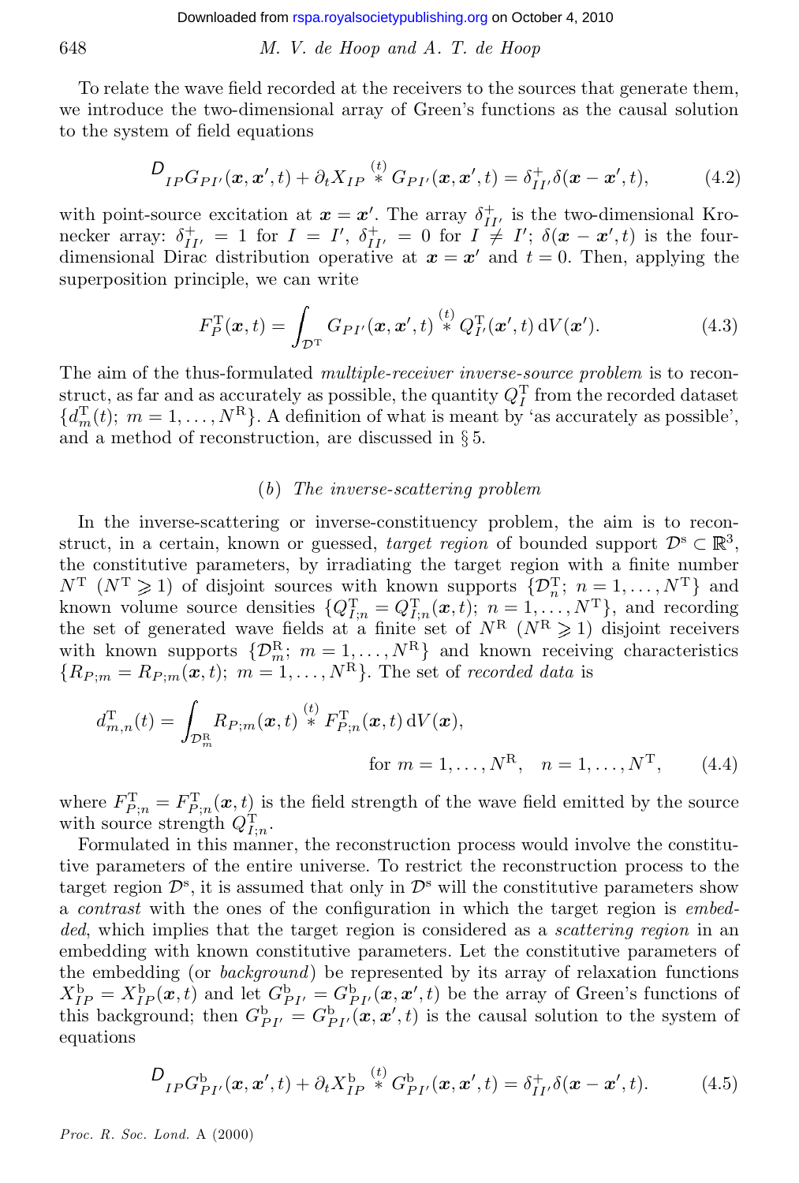To relate the wave field recorded at the receivers to the sources that generate them, we introduce the two-dimensional array of Green's functions as the causal solution to the system of field equations

$$\mathcal{D}_{IP} G_{PI'}(\boldsymbol{x}, \boldsymbol{x}', t) + \partial_t X_{IP} \overset{(t)}{*} G_{PI'}(\boldsymbol{x}, \boldsymbol{x}', t) = \delta^{+}_{II'} \delta(\boldsymbol{x} - \boldsymbol{x}', t), \tag{4.2}$$

with point-source excitation at $\boldsymbol{x} = \boldsymbol{x}'$. The array $\delta^{+}_{II'}$ is the two-dimensional Kronecker array: $\delta^{+}_{II'} = 1$ for $I = I'$, $\delta^{+}_{II'} = 0$ for $I \neq I'$; $\delta(\boldsymbol{x} - \boldsymbol{x}', t)$ is the four-dimensional Dirac distribution operative at $\boldsymbol{x} = \boldsymbol{x}'$ and $t = 0$. Then, applying the superposition principle, we can write

$$F^{\mathrm{T}}_{P}(\boldsymbol{x}, t) = \int_{\mathcal{D}^{\mathrm{T}}} G_{PI'}(\boldsymbol{x}, \boldsymbol{x}', t) \overset{(t)}{*} Q^{\mathrm{T}}_{I'}(\boldsymbol{x}', t) \, \mathrm{d}V(\boldsymbol{x}'). \tag{4.3}$$

The aim of the thus-formulated *multiple-receiver inverse-source problem* is to reconstruct, as far and as accurately as possible, the quantity $Q^{\mathrm{T}}_{I}$ from the recorded dataset $\{d^{\mathrm{T}}_{m}(t);\ m = 1, \dots, N^{\mathrm{R}}\}$. A definition of what is meant by 'as accurately as possible', and a method of reconstruction, are discussed in § 5.

### (b) *The inverse-scattering problem*

In the inverse-scattering or inverse-constituency problem, the aim is to reconstruct, in a certain, known or guessed, *target region* of bounded support $\mathcal{D}^{\mathrm{s}} \subset \mathbb{R}^3$, the constitutive parameters, by irradiating the target region with a finite number $N^{\mathrm{T}}$ ($N^{\mathrm{T}} \geqslant 1$) of disjoint sources with known supports $\{\mathcal{D}^{\mathrm{T}}_{n};\ n = 1, \dots, N^{\mathrm{T}}\}$ and known volume source densities $\{Q^{\mathrm{T}}_{I;n} = Q^{\mathrm{T}}_{I;n}(\boldsymbol{x}, t);\ n = 1, \dots, N^{\mathrm{T}}\}$, and recording the set of generated wave fields at a finite set of $N^{\mathrm{R}}$ ($N^{\mathrm{R}} \geqslant 1$) disjoint receivers with known supports $\{\mathcal{D}^{\mathrm{R}}_{m};\ m = 1, \dots, N^{\mathrm{R}}\}$ and known receiving characteristics $\{R_{P;m} = R_{P;m}(\boldsymbol{x}, t);\ m = 1, \dots, N^{\mathrm{R}}\}$. The set of *recorded data* is

$$d^{\mathrm{T}}_{m,n}(t) = \int_{\mathcal{D}^{\mathrm{R}}_{m}} R_{P;m}(\boldsymbol{x}, t) \overset{(t)}{*} F^{\mathrm{T}}_{P;n}(\boldsymbol{x}, t) \, \mathrm{d}V(\boldsymbol{x}), \qquad \text{for } m = 1, \dots, N^{\mathrm{R}}, \quad n = 1, \dots, N^{\mathrm{T}}, \tag{4.4}$$

where $F^{\mathrm{T}}_{P;n} = F^{\mathrm{T}}_{P;n}(\boldsymbol{x}, t)$ is the field strength of the wave field emitted by the source with source strength $Q^{\mathrm{T}}_{I;n}$.

Formulated in this manner, the reconstruction process would involve the constitutive parameters of the entire universe. To restrict the reconstruction process to the target region $\mathcal{D}^{\mathrm{s}}$, it is assumed that only in $\mathcal{D}^{\mathrm{s}}$ will the constitutive parameters show a *contrast* with the ones of the configuration in which the target region is *embedded*, which implies that the target region is considered as a *scattering region* in an embedding with known constitutive parameters. Let the constitutive parameters of the embedding (or *background*) be represented by its array of relaxation functions $X^{\mathrm{b}}_{IP} = X^{\mathrm{b}}_{IP}(\boldsymbol{x}, t)$ and let $G^{\mathrm{b}}_{PI'} = G^{\mathrm{b}}_{PI'}(\boldsymbol{x}, \boldsymbol{x}', t)$ be the array of Green's functions of this background; then $G^{\mathrm{b}}_{PI'} = G^{\mathrm{b}}_{PI'}(\boldsymbol{x}, \boldsymbol{x}', t)$ is the causal solution to the system of equations

$$\mathcal{D}_{IP} G^{\mathrm{b}}_{PI'}(\boldsymbol{x}, \boldsymbol{x}', t) + \partial_t X^{\mathrm{b}}_{IP} \overset{(t)}{*} G^{\mathrm{b}}_{PI'}(\boldsymbol{x}, \boldsymbol{x}', t) = \delta^{+}_{II'} \delta(\boldsymbol{x} - \boldsymbol{x}', t). \tag{4.5}$$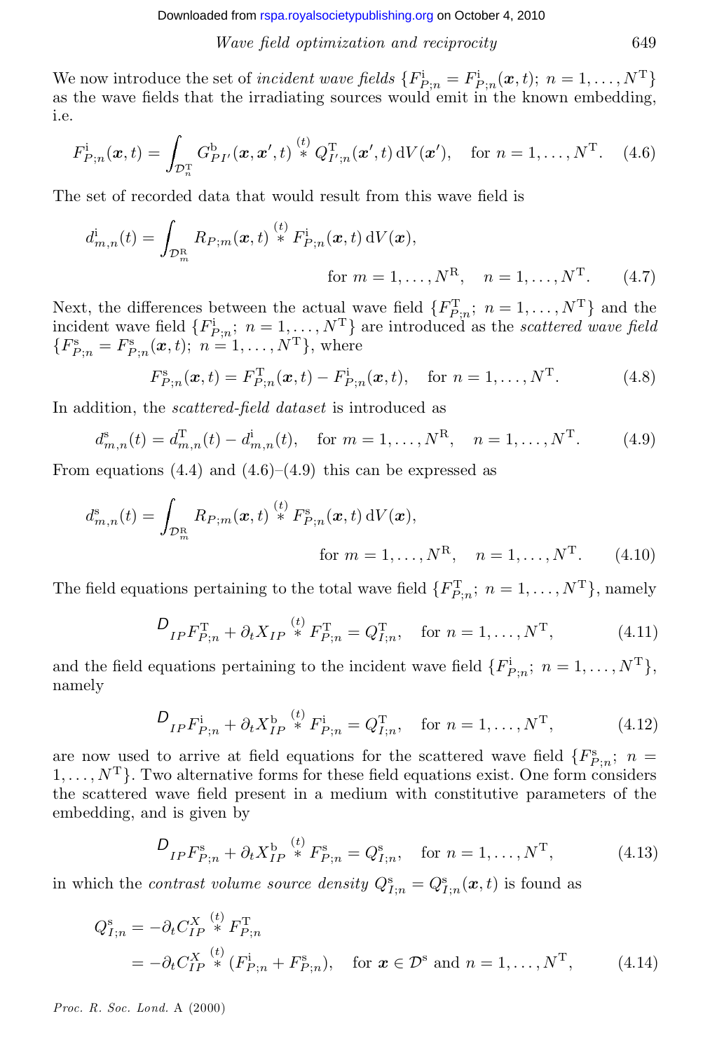We now introduce the set of *incident wave fields* $\{F^{\mathrm{i}}_{P;n} = F^{\mathrm{i}}_{P;n}(\boldsymbol{x},t);\ n = 1,\dots,N^{\mathrm{T}}\}$ as the wave fields that the irradiating sources would emit in the known embedding, i.e.

$$F^{\mathrm{i}}_{P;n}(\boldsymbol{x},t) = \int_{\mathcal{D}^{\mathrm{T}}_{n}} G^{\mathrm{b}}_{PI'}(\boldsymbol{x},\boldsymbol{x}',t) \overset{(t)}{*} Q^{\mathrm{T}}_{I';n}(\boldsymbol{x}',t)\,\mathrm{d}V(\boldsymbol{x}'), \quad \text{for } n = 1,\dots,N^{\mathrm{T}}. \tag{4.6}$$

The set of recorded data that would result from this wave field is

$$d^{\mathrm{i}}_{m,n}(t) = \int_{\mathcal{D}^{\mathrm{R}}_{m}} R_{P;m}(\boldsymbol{x},t) \overset{(t)}{*} F^{\mathrm{i}}_{P;n}(\boldsymbol{x},t)\,\mathrm{d}V(\boldsymbol{x}),$$
$$\text{for } m = 1,\dots,N^{\mathrm{R}}, \quad n = 1,\dots,N^{\mathrm{T}}. \tag{4.7}$$

Next, the differences between the actual wave field $\{F^{\mathrm{T}}_{P;n};\ n = 1,\dots,N^{\mathrm{T}}\}$ and the incident wave field $\{F^{\mathrm{i}}_{P;n};\ n = 1,\dots,N^{\mathrm{T}}\}$ are introduced as the *scattered wave field* $\{F^{\mathrm{s}}_{P;n} = F^{\mathrm{s}}_{P;n}(\boldsymbol{x},t);\ n = 1,\dots,N^{\mathrm{T}}\}$, where

$$F^{\mathrm{s}}_{P;n}(\boldsymbol{x},t) = F^{\mathrm{T}}_{P;n}(\boldsymbol{x},t) - F^{\mathrm{i}}_{P;n}(\boldsymbol{x},t), \quad \text{for } n = 1,\dots,N^{\mathrm{T}}. \tag{4.8}$$

In addition, the *scattered-field dataset* is introduced as

$$d^{\mathrm{s}}_{m,n}(t) = d^{\mathrm{T}}_{m,n}(t) - d^{\mathrm{i}}_{m,n}(t), \quad \text{for } m = 1,\dots,N^{\mathrm{R}}, \quad n = 1,\dots,N^{\mathrm{T}}. \tag{4.9}$$

From equations (4.4) and (4.6)–(4.9) this can be expressed as

$$d^{\mathrm{s}}_{m,n}(t) = \int_{\mathcal{D}^{\mathrm{R}}_{m}} R_{P;m}(\boldsymbol{x},t) \overset{(t)}{*} F^{\mathrm{s}}_{P;n}(\boldsymbol{x},t)\,\mathrm{d}V(\boldsymbol{x}),$$
$$\text{for } m = 1,\dots,N^{\mathrm{R}}, \quad n = 1,\dots,N^{\mathrm{T}}. \tag{4.10}$$

The field equations pertaining to the total wave field $\{F^{\mathrm{T}}_{P;n};\ n = 1,\dots,N^{\mathrm{T}}\}$, namely

$$\mathcal{D}_{IP} F^{\mathrm{T}}_{P;n} + \partial_t X_{IP} \overset{(t)}{*} F^{\mathrm{T}}_{P;n} = Q^{\mathrm{T}}_{I;n}, \quad \text{for } n = 1,\dots,N^{\mathrm{T}}, \tag{4.11}$$

and the field equations pertaining to the incident wave field $\{F^{\mathrm{i}}_{P;n};\ n = 1,\dots,N^{\mathrm{T}}\}$, namely

$$\mathcal{D}_{IP} F^{\mathrm{i}}_{P;n} + \partial_t X^{\mathrm{b}}_{IP} \overset{(t)}{*} F^{\mathrm{i}}_{P;n} = Q^{\mathrm{T}}_{I;n}, \quad \text{for } n = 1,\dots,N^{\mathrm{T}}, \tag{4.12}$$

are now used to arrive at field equations for the scattered wave field $\{F^{\mathrm{s}}_{P;n};\ n = 1,\dots,N^{\mathrm{T}}\}$. Two alternative forms for these field equations exist. One form considers the scattered wave field present in a medium with constitutive parameters of the embedding, and is given by

$$\mathcal{D}_{IP} F^{\mathrm{s}}_{P;n} + \partial_t X^{\mathrm{b}}_{IP} \overset{(t)}{*} F^{\mathrm{s}}_{P;n} = Q^{\mathrm{s}}_{I;n}, \quad \text{for } n = 1,\dots,N^{\mathrm{T}}, \tag{4.13}$$

in which the *contrast volume source density* $Q^{\mathrm{s}}_{I;n} = Q^{\mathrm{s}}_{I;n}(\boldsymbol{x},t)$ is found as

$$\begin{aligned} Q^{\mathrm{s}}_{I;n} &= -\partial_t C^{X}_{IP} \overset{(t)}{*} F^{\mathrm{T}}_{P;n} \\ &= -\partial_t C^{X}_{IP} \overset{(t)}{*} (F^{\mathrm{i}}_{P;n} + F^{\mathrm{s}}_{P;n}), \quad \text{for } \boldsymbol{x} \in \mathcal{D}^{\mathrm{s}} \text{ and } n = 1,\dots,N^{\mathrm{T}}, \end{aligned} \tag{4.14}$$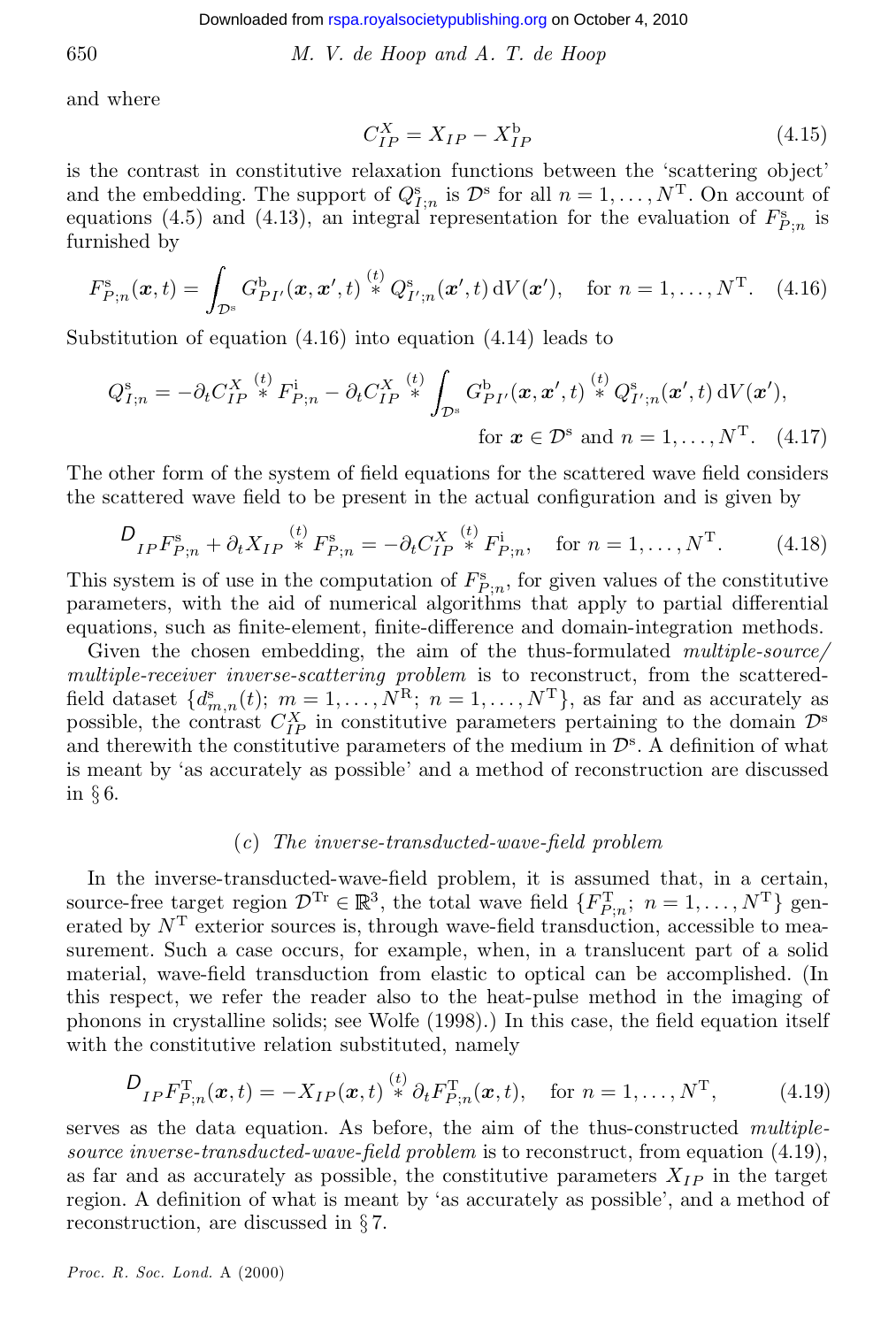and where

$$C^X_{IP} = X_{IP} - X^{\mathrm{b}}_{IP} \tag{4.15}$$

is the contrast in constitutive relaxation functions between the 'scattering object' and the embedding. The support of $Q^{\mathrm{s}}_{I;n}$ is $\mathcal{D}^{\mathrm{s}}$ for all $n = 1, \ldots, N^{\mathrm{T}}$. On account of equations (4.5) and (4.13), an integral representation for the evaluation of $F^{\mathrm{s}}_{P;n}$ is furnished by

$$F^{\mathrm{s}}_{P;n}(\boldsymbol{x}, t) = \int_{\mathcal{D}^{\mathrm{s}}} G^{\mathrm{b}}_{PI'}(\boldsymbol{x}, \boldsymbol{x}', t) \overset{(t)}{*} Q^{\mathrm{s}}_{I';n}(\boldsymbol{x}', t)\, \mathrm{d}V(\boldsymbol{x}'), \quad \text{for } n = 1, \ldots, N^{\mathrm{T}}. \tag{4.16}$$

Substitution of equation (4.16) into equation (4.14) leads to

$$Q^{\mathrm{s}}_{I;n} = -\partial_t C^X_{IP} \overset{(t)}{*} F^{\mathrm{i}}_{P;n} - \partial_t C^X_{IP} \overset{(t)}{*} \int_{\mathcal{D}^{\mathrm{s}}} G^{\mathrm{b}}_{PI'}(\boldsymbol{x}, \boldsymbol{x}', t) \overset{(t)}{*} Q^{\mathrm{s}}_{I';n}(\boldsymbol{x}', t)\, \mathrm{d}V(\boldsymbol{x}'),$$
$$\text{for } \boldsymbol{x} \in \mathcal{D}^{\mathrm{s}} \text{ and } n = 1, \ldots, N^{\mathrm{T}}. \tag{4.17}$$

The other form of the system of field equations for the scattered wave field considers the scattered wave field to be present in the actual configuration and is given by

$$\mathcal{D}_{IP} F^{\mathrm{s}}_{P;n} + \partial_t X_{IP} \overset{(t)}{*} F^{\mathrm{s}}_{P;n} = -\partial_t C^X_{IP} \overset{(t)}{*} F^{\mathrm{i}}_{P;n}, \quad \text{for } n = 1, \ldots, N^{\mathrm{T}}. \tag{4.18}$$

This system is of use in the computation of $F^{\mathrm{s}}_{P;n}$, for given values of the constitutive parameters, with the aid of numerical algorithms that apply to partial differential equations, such as finite-element, finite-difference and domain-integration methods.

Given the chosen embedding, the aim of the thus-formulated *multiple-source/multiple-receiver inverse-scattering problem* is to reconstruct, from the scattered-field dataset $\{d^{\mathrm{s}}_{m,n}(t);\ m = 1, \ldots, N^{\mathrm{R}};\ n = 1, \ldots, N^{\mathrm{T}}\}$, as far and as accurately as possible, the contrast $C^X_{IP}$ in constitutive parameters pertaining to the domain $\mathcal{D}^{\mathrm{s}}$ and therewith the constitutive parameters of the medium in $\mathcal{D}^{\mathrm{s}}$. A definition of what is meant by 'as accurately as possible' and a method of reconstruction are discussed in § 6.

### (c) *The inverse-transducted-wave-field problem*

In the inverse-transducted-wave-field problem, it is assumed that, in a certain, source-free target region $\mathcal{D}^{\mathrm{Tr}} \in \mathbb{R}^3$, the total wave field $\{F^{\mathrm{T}}_{P;n};\ n = 1, \ldots, N^{\mathrm{T}}\}$ generated by $N^{\mathrm{T}}$ exterior sources is, through wave-field transduction, accessible to measurement. Such a case occurs, for example, when, in a translucent part of a solid material, wave-field transduction from elastic to optical can be accomplished. (In this respect, we refer the reader also to the heat-pulse method in the imaging of phonons in crystalline solids; see Wolfe (1998).) In this case, the field equation itself with the constitutive relation substituted, namely

$$\mathcal{D}_{IP} F^{\mathrm{T}}_{P;n}(\boldsymbol{x}, t) = -X_{IP}(\boldsymbol{x}, t) \overset{(t)}{*} \partial_t F^{\mathrm{T}}_{P;n}(\boldsymbol{x}, t), \quad \text{for } n = 1, \ldots, N^{\mathrm{T}}, \tag{4.19}$$

serves as the data equation. As before, the aim of the thus-constructed *multiple-source inverse-transducted-wave-field problem* is to reconstruct, from equation (4.19), as far and as accurately as possible, the constitutive parameters $X_{IP}$ in the target region. A definition of what is meant by 'as accurately as possible', and a method of reconstruction, are discussed in § 7.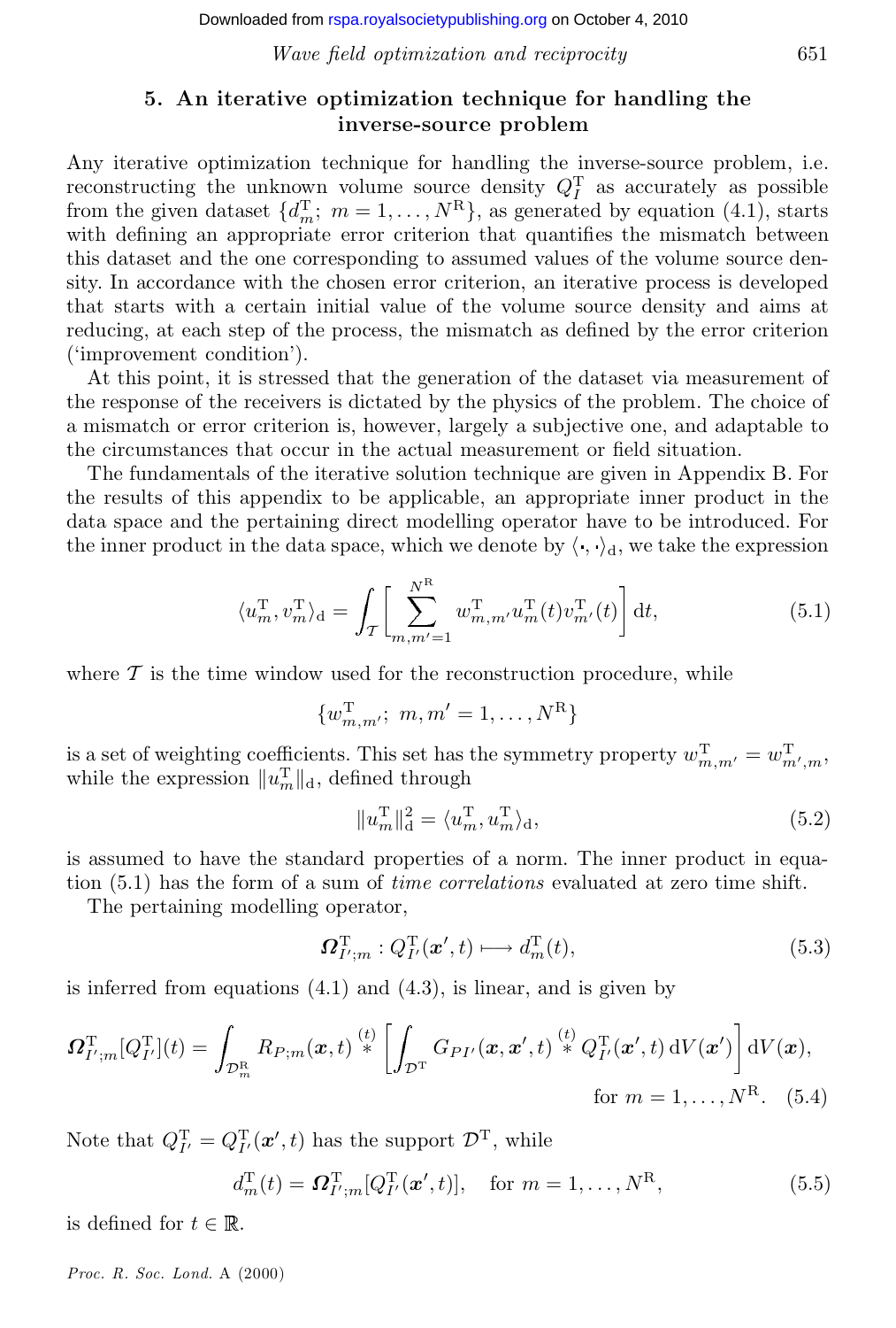## 5. An iterative optimization technique for handling the inverse-source problem

Any iterative optimization technique for handling the inverse-source problem, i.e. reconstructing the unknown volume source density $Q_I^{\mathrm{T}}$ as accurately as possible from the given dataset $\{d_m^{\mathrm{T}};\ m = 1, \dots, N^{\mathrm{R}}\}$, as generated by equation (4.1), starts with defining an appropriate error criterion that quantifies the mismatch between this dataset and the one corresponding to assumed values of the volume source density. In accordance with the chosen error criterion, an iterative process is developed that starts with a certain initial value of the volume source density and aims at reducing, at each step of the process, the mismatch as defined by the error criterion ('improvement condition').

At this point, it is stressed that the generation of the dataset via measurement of the response of the receivers is dictated by the physics of the problem. The choice of a mismatch or error criterion is, however, largely a subjective one, and adaptable to the circumstances that occur in the actual measurement or field situation.

The fundamentals of the iterative solution technique are given in Appendix B. For the results of this appendix to be applicable, an appropriate inner product in the data space and the pertaining direct modelling operator have to be introduced. For the inner product in the data space, which we denote by $\langle \cdot, \cdot \rangle_{\mathrm{d}}$, we take the expression

$$\langle u_m^{\mathrm{T}}, v_m^{\mathrm{T}} \rangle_{\mathrm{d}} = \int_{\mathcal{T}} \left[ \sum_{m,m'=1}^{N^{\mathrm{R}}} w_{m,m'}^{\mathrm{T}} u_m^{\mathrm{T}}(t) v_{m'}^{\mathrm{T}}(t) \right] \mathrm{d}t, \tag{5.1}$$

where $\mathcal{T}$ is the time window used for the reconstruction procedure, while

$$\{w_{m,m'}^{\mathrm{T}};\ m, m' = 1, \dots, N^{\mathrm{R}}\}$$

is a set of weighting coefficients. This set has the symmetry property $w_{m,m'}^{\mathrm{T}} = w_{m',m}^{\mathrm{T}}$, while the expression $\|u_m^{\mathrm{T}}\|_{\mathrm{d}}$, defined through

$$\|u_m^{\mathrm{T}}\|_{\mathrm{d}}^2 = \langle u_m^{\mathrm{T}}, u_m^{\mathrm{T}} \rangle_{\mathrm{d}}, \tag{5.2}$$

is assumed to have the standard properties of a norm. The inner product in equation (5.1) has the form of a sum of *time correlations* evaluated at zero time shift.

The pertaining modelling operator,

$$\boldsymbol{\Omega}_{I';m}^{\mathrm{T}} : Q_{I'}^{\mathrm{T}}(\boldsymbol{x}', t) \longmapsto d_m^{\mathrm{T}}(t), \tag{5.3}$$

is inferred from equations (4.1) and (4.3), is linear, and is given by

$$\boldsymbol{\Omega}_{I';m}^{\mathrm{T}}[Q_{I'}^{\mathrm{T}}](t) = \int_{\mathcal{D}_m^{\mathrm{R}}} R_{P;m}(\boldsymbol{x}, t) \overset{(t)}{*} \left[ \int_{\mathcal{D}^{\mathrm{T}}} G_{PI'}(\boldsymbol{x}, \boldsymbol{x}', t) \overset{(t)}{*} Q_{I'}^{\mathrm{T}}(\boldsymbol{x}', t)\, \mathrm{d}V(\boldsymbol{x}') \right] \mathrm{d}V(\boldsymbol{x}),$$
$$\text{for } m = 1, \dots, N^{\mathrm{R}}. \tag{5.4}$$

Note that $Q_{I'}^{\mathrm{T}} = Q_{I'}^{\mathrm{T}}(\boldsymbol{x}', t)$ has the support $\mathcal{D}^{\mathrm{T}}$, while

$$d_m^{\mathrm{T}}(t) = \boldsymbol{\Omega}_{I';m}^{\mathrm{T}}[Q_{I'}^{\mathrm{T}}(\boldsymbol{x}', t)], \quad \text{for } m = 1, \dots, N^{\mathrm{R}}, \tag{5.5}$$

is defined for $t \in \mathbb{R}$.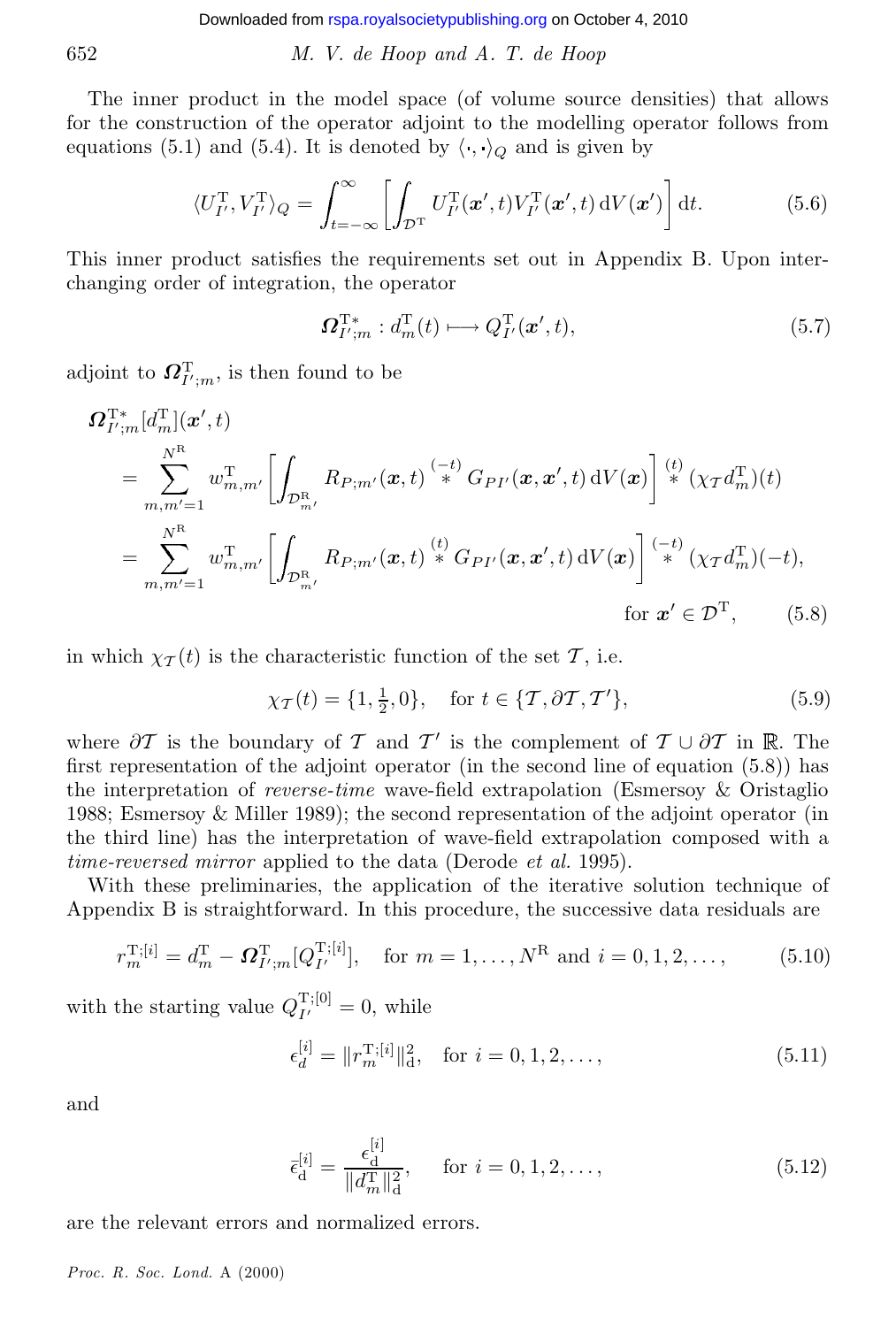The inner product in the model space (of volume source densities) that allows for the construction of the operator adjoint to the modelling operator follows from equations (5.1) and (5.4). It is denoted by $\langle \cdot, \cdot \rangle_Q$ and is given by

$$\langle U^{\mathrm{T}}_{I'}, V^{\mathrm{T}}_{I'} \rangle_Q = \int_{t=-\infty}^{\infty} \left[ \int_{\mathcal{D}^{\mathrm{T}}} U^{\mathrm{T}}_{I'}(\boldsymbol{x}', t) V^{\mathrm{T}}_{I'}(\boldsymbol{x}', t) \, \mathrm{d}V(\boldsymbol{x}') \right] \mathrm{d}t. \tag{5.6}$$

This inner product satisfies the requirements set out in Appendix B. Upon interchanging order of integration, the operator

$$\boldsymbol{\Omega}^{\mathrm{T}*}_{I';m} : d^{\mathrm{T}}_m(t) \longmapsto Q^{\mathrm{T}}_{I'}(\boldsymbol{x}', t), \tag{5.7}$$

adjoint to $\boldsymbol{\Omega}^{\mathrm{T}}_{I';m}$, is then found to be

$$\begin{aligned}
\boldsymbol{\Omega}^{\mathrm{T}*}_{I';m}[d^{\mathrm{T}}_m](\boldsymbol{x}', t)
&= \sum_{m,m'=1}^{N^{\mathrm{R}}} w^{\mathrm{T}}_{m,m'} \left[ \int_{\mathcal{D}^{\mathrm{R}}_{m'}} R_{P;m'}(\boldsymbol{x}, t) \overset{(-t)}{*} G_{PI'}(\boldsymbol{x}, \boldsymbol{x}', t) \, \mathrm{d}V(\boldsymbol{x}) \right] \overset{(t)}{*} (\chi_{\mathcal{T}} d^{\mathrm{T}}_m)(t) \\
&= \sum_{m,m'=1}^{N^{\mathrm{R}}} w^{\mathrm{T}}_{m,m'} \left[ \int_{\mathcal{D}^{\mathrm{R}}_{m'}} R_{P;m'}(\boldsymbol{x}, t) \overset{(t)}{*} G_{PI'}(\boldsymbol{x}, \boldsymbol{x}', t) \, \mathrm{d}V(\boldsymbol{x}) \right] \overset{(-t)}{*} (\chi_{\mathcal{T}} d^{\mathrm{T}}_m)(-t), \\
&\qquad \text{for } \boldsymbol{x}' \in \mathcal{D}^{\mathrm{T}},
\end{aligned} \tag{5.8}$$

in which $\chi_{\mathcal{T}}(t)$ is the characteristic function of the set $\mathcal{T}$, i.e.

$$\chi_{\mathcal{T}}(t) = \{1, \tfrac{1}{2}, 0\}, \quad \text{for } t \in \{\mathcal{T}, \partial\mathcal{T}, \mathcal{T}'\}, \tag{5.9}$$

where $\partial\mathcal{T}$ is the boundary of $\mathcal{T}$ and $\mathcal{T}'$ is the complement of $\mathcal{T} \cup \partial\mathcal{T}$ in $\mathbb{R}$. The first representation of the adjoint operator (in the second line of equation (5.8)) has the interpretation of *reverse-time* wave-field extrapolation (Esmersoy & Oristaglio 1988; Esmersoy & Miller 1989); the second representation of the adjoint operator (in the third line) has the interpretation of wave-field extrapolation composed with a *time-reversed mirror* applied to the data (Derode *et al.* 1995).

With these preliminaries, the application of the iterative solution technique of Appendix B is straightforward. In this procedure, the successive data residuals are

$$r^{\mathrm{T};[i]}_m = d^{\mathrm{T}}_m - \boldsymbol{\Omega}^{\mathrm{T}}_{I';m}[Q^{\mathrm{T};[i]}_{I'}], \quad \text{for } m = 1, \ldots, N^{\mathrm{R}} \text{ and } i = 0, 1, 2, \ldots, \tag{5.10}$$

with the starting value $Q^{\mathrm{T};[0]}_{I'} = 0$, while

$$\epsilon^{[i]}_d = \| r^{\mathrm{T};[i]}_m \|^2_{\mathrm{d}}, \quad \text{for } i = 0, 1, 2, \ldots, \tag{5.11}$$

and

$$\bar{\epsilon}^{[i]}_{\mathrm{d}} = \frac{\epsilon^{[i]}_{\mathrm{d}}}{\| d^{\mathrm{T}}_m \|^2_{\mathrm{d}}}, \quad \text{for } i = 0, 1, 2, \ldots, \tag{5.12}$$

are the relevant errors and normalized errors.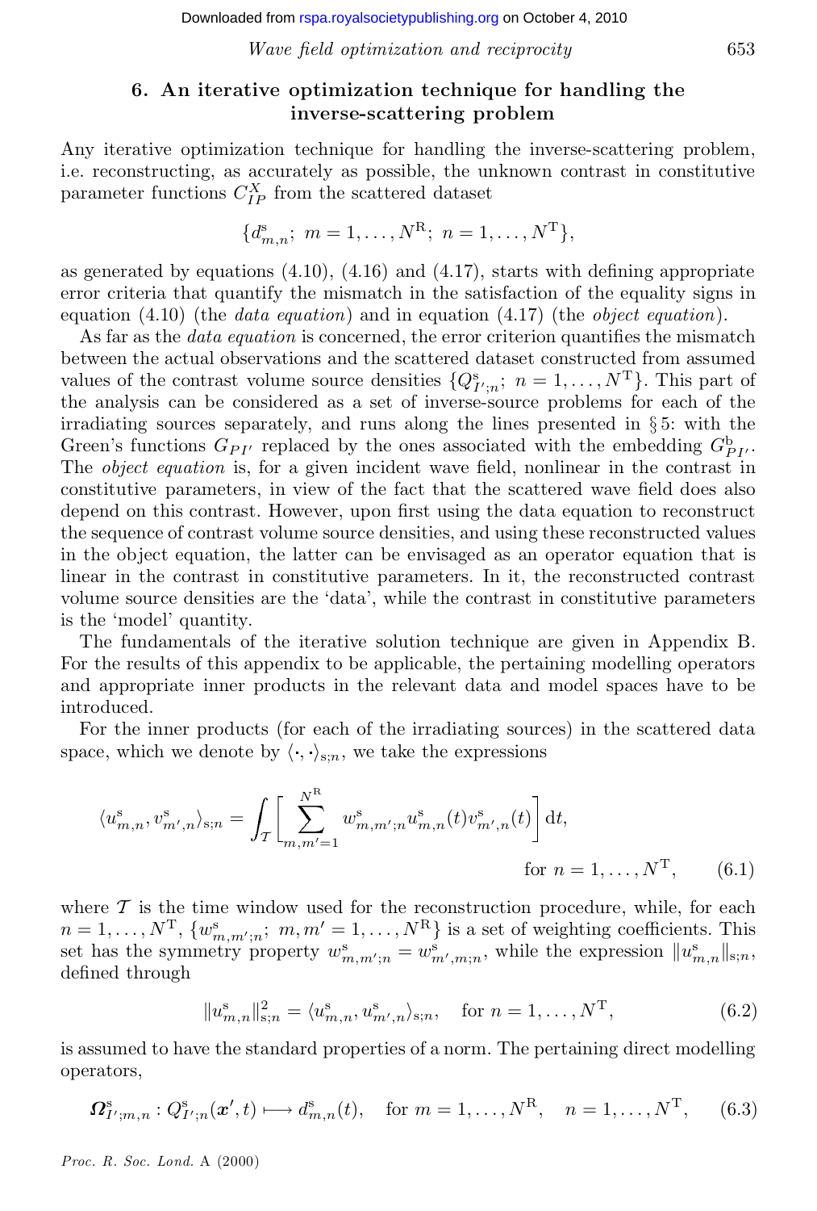## 6. An iterative optimization technique for handling the inverse-scattering problem

Any iterative optimization technique for handling the inverse-scattering problem, i.e. reconstructing, as accurately as possible, the unknown contrast in constitutive parameter functions $C^X_{IP}$ from the scattered dataset

$$\{d^{\mathrm{s}}_{m,n};\ m = 1,\ldots,N^{\mathrm{R}};\ n = 1,\ldots,N^{\mathrm{T}}\},$$

as generated by equations (4.10), (4.16) and (4.17), starts with defining appropriate error criteria that quantify the mismatch in the satisfaction of the equality signs in equation (4.10) (the *data equation*) and in equation (4.17) (the *object equation*).

As far as the *data equation* is concerned, the error criterion quantifies the mismatch between the actual observations and the scattered dataset constructed from assumed values of the contrast volume source densities $\{Q^{\mathrm{s}}_{I';n};\ n = 1,\ldots,N^{\mathrm{T}}\}$. This part of the analysis can be considered as a set of inverse-source problems for each of the irradiating sources separately, and runs along the lines presented in § 5: with the Green's functions $G_{PI'}$ replaced by the ones associated with the embedding $G^{\mathrm{b}}_{PI'}$. The *object equation* is, for a given incident wave field, nonlinear in the contrast in constitutive parameters, in view of the fact that the scattered wave field does also depend on this contrast. However, upon first using the data equation to reconstruct the sequence of contrast volume source densities, and using these reconstructed values in the object equation, the latter can be envisaged as an operator equation that is linear in the contrast in constitutive parameters. In it, the reconstructed contrast volume source densities are the 'data', while the contrast in constitutive parameters is the 'model' quantity.

The fundamentals of the iterative solution technique are given in Appendix B. For the results of this appendix to be applicable, the pertaining modelling operators and appropriate inner products in the relevant data and model spaces have to be introduced.

For the inner products (for each of the irradiating sources) in the scattered data space, which we denote by $\langle\cdot,\cdot\rangle_{\mathrm{s};n}$, we take the expressions

$$\langle u^{\mathrm{s}}_{m,n}, v^{\mathrm{s}}_{m',n}\rangle_{\mathrm{s};n} = \int_{\mathcal{T}} \left[\sum_{m,m'=1}^{N^{\mathrm{R}}} w^{\mathrm{s}}_{m,m';n} u^{\mathrm{s}}_{m,n}(t) v^{\mathrm{s}}_{m',n}(t)\right] \mathrm{d}t, \quad \text{for } n = 1,\ldots,N^{\mathrm{T}}, \tag{6.1}$$

where $\mathcal{T}$ is the time window used for the reconstruction procedure, while, for each $n = 1,\ldots,N^{\mathrm{T}}$, $\{w^{\mathrm{s}}_{m,m';n};\ m,m' = 1,\ldots,N^{\mathrm{R}}\}$ is a set of weighting coefficients. This set has the symmetry property $w^{\mathrm{s}}_{m,m';n} = w^{\mathrm{s}}_{m',m;n}$, while the expression $\|u^{\mathrm{s}}_{m,n}\|_{\mathrm{s};n}$, defined through

$$\|u^{\mathrm{s}}_{m,n}\|^2_{\mathrm{s};n} = \langle u^{\mathrm{s}}_{m,n}, u^{\mathrm{s}}_{m',n}\rangle_{\mathrm{s};n}, \quad \text{for } n = 1,\ldots,N^{\mathrm{T}}, \tag{6.2}$$

is assumed to have the standard properties of a norm. The pertaining direct modelling operators,

$$\boldsymbol{\Omega}^{\mathrm{s}}_{I';m,n} : Q^{\mathrm{s}}_{I';n}(\boldsymbol{x}', t) \longmapsto d^{\mathrm{s}}_{m,n}(t), \quad \text{for } m = 1,\ldots,N^{\mathrm{R}}, \quad n = 1,\ldots,N^{\mathrm{T}}, \tag{6.3}$$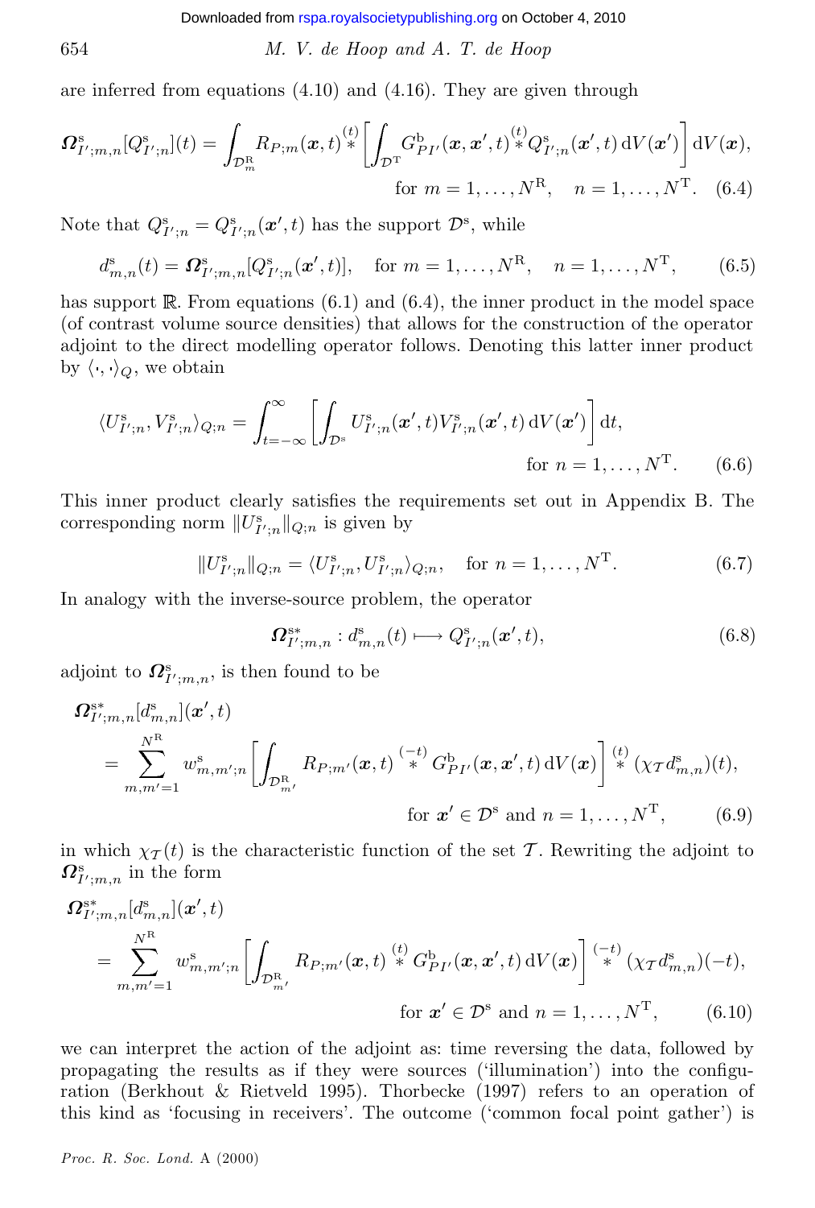are inferred from equations (4.10) and (4.16). They are given through

$$\boldsymbol{\Omega}^{\mathrm{s}}_{I';m,n}[Q^{\mathrm{s}}_{I';n}](t) = \int_{\mathcal{D}^{\mathrm{R}}_m} R_{P;m}(\boldsymbol{x},t) \overset{(t)}{*} \left[ \int_{\mathcal{D}^{\mathrm{T}}} G^{\mathrm{b}}_{PI'}(\boldsymbol{x},\boldsymbol{x}',t) \overset{(t)}{*} Q^{\mathrm{s}}_{I';n}(\boldsymbol{x}',t)\,\mathrm{d}V(\boldsymbol{x}') \right] \mathrm{d}V(\boldsymbol{x}),$$
$$\text{for } m = 1,\ldots,N^{\mathrm{R}}, \quad n = 1,\ldots,N^{\mathrm{T}}. \tag{6.4}$$

Note that $Q^{\mathrm{s}}_{I';n} = Q^{\mathrm{s}}_{I';n}(\boldsymbol{x}',t)$ has the support $\mathcal{D}^{\mathrm{s}}$, while

$$d^{\mathrm{s}}_{m,n}(t) = \boldsymbol{\Omega}^{\mathrm{s}}_{I';m,n}[Q^{\mathrm{s}}_{I';n}(\boldsymbol{x}',t)], \quad \text{for } m = 1,\ldots,N^{\mathrm{R}}, \quad n = 1,\ldots,N^{\mathrm{T}}, \tag{6.5}$$

has support $\mathbb{R}$. From equations (6.1) and (6.4), the inner product in the model space (of contrast volume source densities) that allows for the construction of the operator adjoint to the direct modelling operator follows. Denoting this latter inner product by $\langle\cdot,\cdot\rangle_Q$, we obtain

$$\langle U^{\mathrm{s}}_{I';n}, V^{\mathrm{s}}_{I';n}\rangle_{Q;n} = \int_{t=-\infty}^{\infty} \left[ \int_{\mathcal{D}^{\mathrm{s}}} U^{\mathrm{s}}_{I';n}(\boldsymbol{x}',t) V^{\mathrm{s}}_{I';n}(\boldsymbol{x}',t)\,\mathrm{d}V(\boldsymbol{x}') \right] \mathrm{d}t,$$
$$\text{for } n = 1,\ldots,N^{\mathrm{T}}. \tag{6.6}$$

This inner product clearly satisfies the requirements set out in Appendix B. The corresponding norm $\|U^{\mathrm{s}}_{I';n}\|_{Q;n}$ is given by

$$\|U^{\mathrm{s}}_{I';n}\|_{Q;n} = \langle U^{\mathrm{s}}_{I';n}, U^{\mathrm{s}}_{I';n}\rangle_{Q;n}, \quad \text{for } n = 1,\ldots,N^{\mathrm{T}}. \tag{6.7}$$

In analogy with the inverse-source problem, the operator

$$\boldsymbol{\Omega}^{\mathrm{s}*}_{I';m,n} : d^{\mathrm{s}}_{m,n}(t) \longmapsto Q^{\mathrm{s}}_{I';n}(\boldsymbol{x}',t), \tag{6.8}$$

adjoint to $\boldsymbol{\Omega}^{\mathrm{s}}_{I';m,n}$, is then found to be

$$\boldsymbol{\Omega}^{\mathrm{s}*}_{I';m,n}[d^{\mathrm{s}}_{m,n}](\boldsymbol{x}',t) = \sum_{m,m'=1}^{N^{\mathrm{R}}} w^{\mathrm{s}}_{m,m';n} \left[ \int_{\mathcal{D}^{\mathrm{R}}_{m'}} R_{P;m'}(\boldsymbol{x},t) \overset{(-t)}{*} G^{\mathrm{b}}_{PI'}(\boldsymbol{x},\boldsymbol{x}',t)\,\mathrm{d}V(\boldsymbol{x}) \right] \overset{(t)}{*} (\chi_{\mathcal{T}} d^{\mathrm{s}}_{m,n})(t),$$
$$\text{for } \boldsymbol{x}' \in \mathcal{D}^{\mathrm{s}} \text{ and } n = 1,\ldots,N^{\mathrm{T}}, \tag{6.9}$$

in which $\chi_{\mathcal{T}}(t)$ is the characteristic function of the set $\mathcal{T}$. Rewriting the adjoint to $\boldsymbol{\Omega}^{\mathrm{s}}_{I';m,n}$ in the form

$$\boldsymbol{\Omega}^{\mathrm{s}*}_{I';m,n}[d^{\mathrm{s}}_{m,n}](\boldsymbol{x}',t) = \sum_{m,m'=1}^{N^{\mathrm{R}}} w^{\mathrm{s}}_{m,m';n} \left[ \int_{\mathcal{D}^{\mathrm{R}}_{m'}} R_{P;m'}(\boldsymbol{x},t) \overset{(t)}{*} G^{\mathrm{b}}_{PI'}(\boldsymbol{x},\boldsymbol{x}',t)\,\mathrm{d}V(\boldsymbol{x}) \right] \overset{(-t)}{*} (\chi_{\mathcal{T}} d^{\mathrm{s}}_{m,n})(-t),$$
$$\text{for } \boldsymbol{x}' \in \mathcal{D}^{\mathrm{s}} \text{ and } n = 1,\ldots,N^{\mathrm{T}}, \tag{6.10}$$

we can interpret the action of the adjoint as: time reversing the data, followed by propagating the results as if they were sources ('illumination') into the configuration (Berkhout & Rietveld 1995). Thorbecke (1997) refers to an operation of this kind as 'focusing in receivers'. The outcome ('common focal point gather') is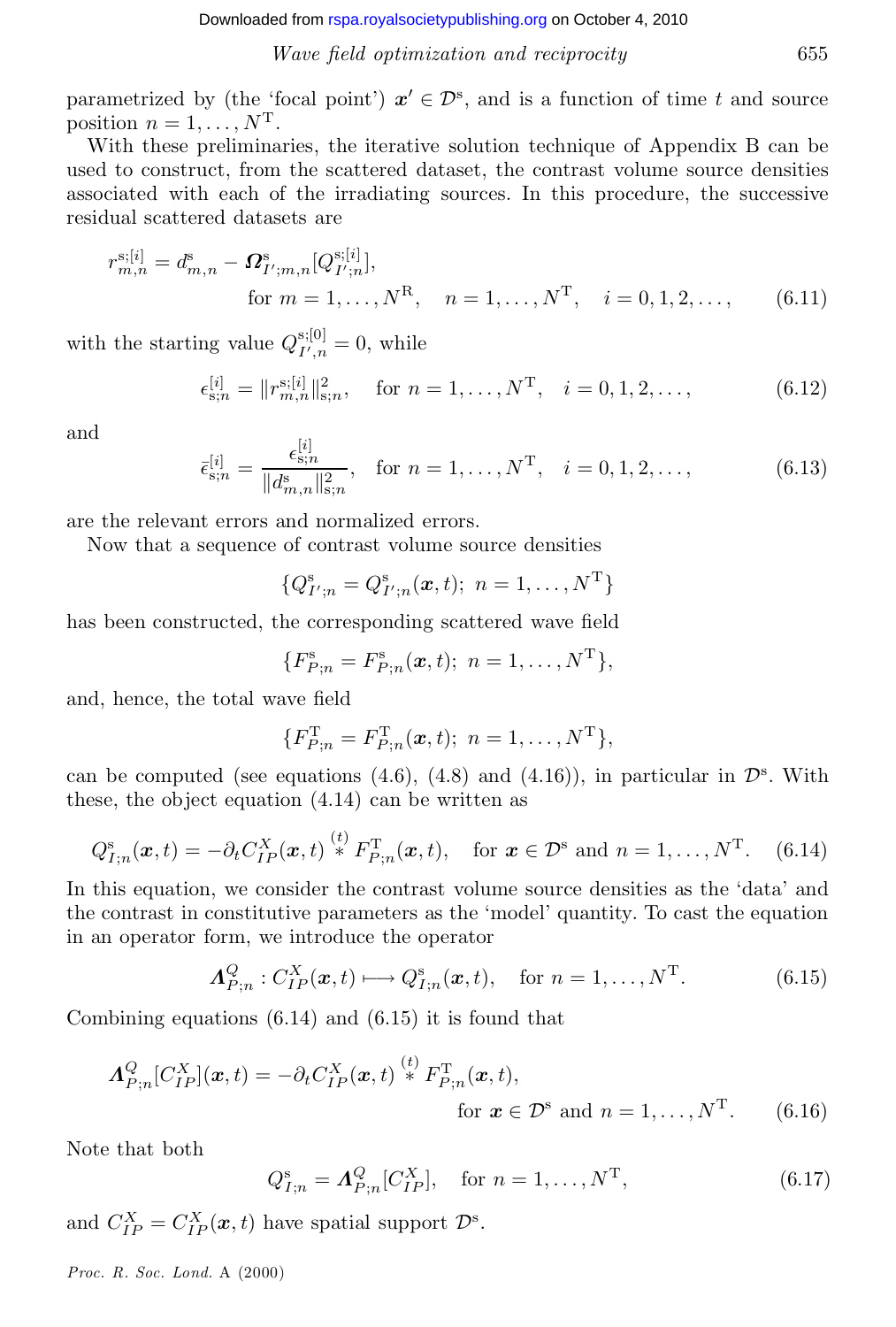parametrized by (the 'focal point') $\boldsymbol{x}' \in \mathcal{D}^{\mathrm{s}}$, and is a function of time $t$ and source position $n = 1, \ldots, N^{\mathrm{T}}$.

With these preliminaries, the iterative solution technique of Appendix B can be used to construct, from the scattered dataset, the contrast volume source densities associated with each of the irradiating sources. In this procedure, the successive residual scattered datasets are

$$r^{\mathrm{s};[i]}_{m,n} = d^{\mathrm{s}}_{m,n} - \boldsymbol{\Omega}^{\mathrm{s}}_{I';m,n}[Q^{\mathrm{s};[i]}_{I';n}], \qquad \text{for } m = 1, \ldots, N^{\mathrm{R}}, \quad n = 1, \ldots, N^{\mathrm{T}}, \quad i = 0, 1, 2, \ldots, \tag{6.11}$$

with the starting value $Q^{\mathrm{s};[0]}_{I',n} = 0$, while

$$\epsilon^{[i]}_{\mathrm{s};n} = \| r^{\mathrm{s};[i]}_{m,n} \|^2_{\mathrm{s};n}, \quad \text{for } n = 1, \ldots, N^{\mathrm{T}}, \quad i = 0, 1, 2, \ldots, \tag{6.12}$$

and

$$\bar{\epsilon}^{[i]}_{\mathrm{s};n} = \frac{\epsilon^{[i]}_{\mathrm{s};n}}{\| d^{\mathrm{s}}_{m,n} \|^2_{\mathrm{s};n}}, \quad \text{for } n = 1, \ldots, N^{\mathrm{T}}, \quad i = 0, 1, 2, \ldots, \tag{6.13}$$

are the relevant errors and normalized errors.

Now that a sequence of contrast volume source densities

$$\{ Q^{\mathrm{s}}_{I';n} = Q^{\mathrm{s}}_{I';n}(\boldsymbol{x}, t);\ n = 1, \ldots, N^{\mathrm{T}} \}$$

has been constructed, the corresponding scattered wave field

$$\{ F^{\mathrm{s}}_{P;n} = F^{\mathrm{s}}_{P;n}(\boldsymbol{x}, t);\ n = 1, \ldots, N^{\mathrm{T}} \},$$

and, hence, the total wave field

$$\{ F^{\mathrm{T}}_{P;n} = F^{\mathrm{T}}_{P;n}(\boldsymbol{x}, t);\ n = 1, \ldots, N^{\mathrm{T}} \},$$

can be computed (see equations (4.6), (4.8) and (4.16)), in particular in $\mathcal{D}^{\mathrm{s}}$. With these, the object equation (4.14) can be written as

$$Q^{\mathrm{s}}_{I;n}(\boldsymbol{x}, t) = -\partial_t C^X_{IP}(\boldsymbol{x}, t) \overset{(t)}{*} F^{\mathrm{T}}_{P;n}(\boldsymbol{x}, t), \quad \text{for } \boldsymbol{x} \in \mathcal{D}^{\mathrm{s}} \text{ and } n = 1, \ldots, N^{\mathrm{T}}. \tag{6.14}$$

In this equation, we consider the contrast volume source densities as the 'data' and the contrast in constitutive parameters as the 'model' quantity. To cast the equation in an operator form, we introduce the operator

$$\boldsymbol{\Lambda}^Q_{P;n} : C^X_{IP}(\boldsymbol{x}, t) \longmapsto Q^{\mathrm{s}}_{I;n}(\boldsymbol{x}, t), \quad \text{for } n = 1, \ldots, N^{\mathrm{T}}. \tag{6.15}$$

Combining equations (6.14) and (6.15) it is found that

$$\boldsymbol{\Lambda}^Q_{P;n}[C^X_{IP}](\boldsymbol{x}, t) = -\partial_t C^X_{IP}(\boldsymbol{x}, t) \overset{(t)}{*} F^{\mathrm{T}}_{P;n}(\boldsymbol{x}, t), \qquad \text{for } \boldsymbol{x} \in \mathcal{D}^{\mathrm{s}} \text{ and } n = 1, \ldots, N^{\mathrm{T}}. \tag{6.16}$$

Note that both

$$Q^{\mathrm{s}}_{I;n} = \boldsymbol{\Lambda}^Q_{P;n}[C^X_{IP}], \quad \text{for } n = 1, \ldots, N^{\mathrm{T}}, \tag{6.17}$$

and $C^X_{IP} = C^X_{IP}(\boldsymbol{x}, t)$ have spatial support $\mathcal{D}^{\mathrm{s}}$.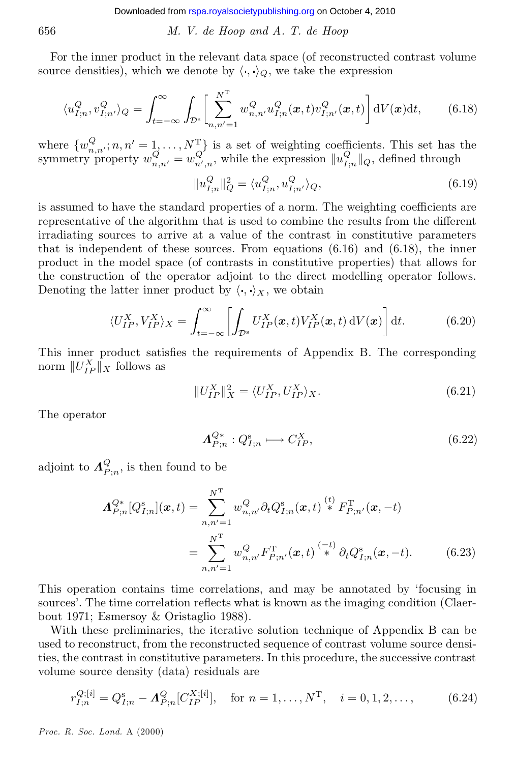For the inner product in the relevant data space (of reconstructed contrast volume source densities), which we denote by $\langle\cdot,\cdot\rangle_Q$, we take the expression

$$\langle u^Q_{I;n}, v^Q_{I;n'}\rangle_Q = \int_{t=-\infty}^{\infty}\int_{\mathcal{D}^{\mathrm{s}}}\left[\sum_{n,n'=1}^{N^{\mathrm{T}}} w^Q_{n,n'} u^Q_{I;n}(\boldsymbol{x},t) v^Q_{I;n'}(\boldsymbol{x},t)\right]\mathrm{d}V(\boldsymbol{x})\mathrm{d}t, \tag{6.18}$$

where $\{w^Q_{n,n'}; n,n' = 1,\dots,N^{\mathrm{T}}\}$ is a set of weighting coefficients. This set has the symmetry property $w^Q_{n,n'} = w^Q_{n',n}$, while the expression $\|u^Q_{I;n}\|_Q$, defined through

$$\|u^Q_{I;n}\|^2_Q = \langle u^Q_{I;n}, u^Q_{I;n'}\rangle_Q, \tag{6.19}$$

is assumed to have the standard properties of a norm. The weighting coefficients are representative of the algorithm that is used to combine the results from the different irradiating sources to arrive at a value of the contrast in constitutive parameters that is independent of these sources. From equations (6.16) and (6.18), the inner product in the model space (of contrasts in constitutive properties) that allows for the construction of the operator adjoint to the direct modelling operator follows. Denoting the latter inner product by $\langle\cdot,\cdot\rangle_X$, we obtain

$$\langle U^X_{IP}, V^X_{IP}\rangle_X = \int_{t=-\infty}^{\infty}\left[\int_{\mathcal{D}^{\mathrm{s}}} U^X_{IP}(\boldsymbol{x},t) V^X_{IP}(\boldsymbol{x},t)\,\mathrm{d}V(\boldsymbol{x})\right]\mathrm{d}t. \tag{6.20}$$

This inner product satisfies the requirements of Appendix B. The corresponding norm $\|U^X_{IP}\|_X$ follows as

$$\|U^X_{IP}\|^2_X = \langle U^X_{IP}, U^X_{IP}\rangle_X. \tag{6.21}$$

The operator

$$\boldsymbol{\Lambda}^{Q*}_{P;n} : Q^{\mathrm{s}}_{I;n} \longmapsto C^X_{IP}, \tag{6.22}$$

adjoint to $\boldsymbol{\Lambda}^Q_{P;n}$, is then found to be

$$\begin{aligned}\boldsymbol{\Lambda}^{Q*}_{P;n}[Q^{\mathrm{s}}_{I;n}](\boldsymbol{x},t) &= \sum_{n,n'=1}^{N^{\mathrm{T}}} w^Q_{n,n'}\partial_t Q^{\mathrm{s}}_{I;n}(\boldsymbol{x},t) \overset{(t)}{*} F^{\mathrm{T}}_{P;n'}(\boldsymbol{x},-t)\\ &= \sum_{n,n'=1}^{N^{\mathrm{T}}} w^Q_{n,n'} F^{\mathrm{T}}_{P;n'}(\boldsymbol{x},t) \overset{(-t)}{*} \partial_t Q^{\mathrm{s}}_{I;n}(\boldsymbol{x},-t).\end{aligned} \tag{6.23}$$

This operation contains time correlations, and may be annotated by 'focusing in sources'. The time correlation reflects what is known as the imaging condition (Claerbout 1971; Esmersoy & Oristaglio 1988).

With these preliminaries, the iterative solution technique of Appendix B can be used to reconstruct, from the reconstructed sequence of contrast volume source densities, the contrast in constitutive parameters. In this procedure, the successive contrast volume source density (data) residuals are

$$r^{Q;[i]}_{I;n} = Q^{\mathrm{s}}_{I;n} - \boldsymbol{\Lambda}^Q_{P;n}[C^{X;[i]}_{IP}], \quad \text{for } n = 1,\dots,N^{\mathrm{T}}, \quad i = 0,1,2,\dots, \tag{6.24}$$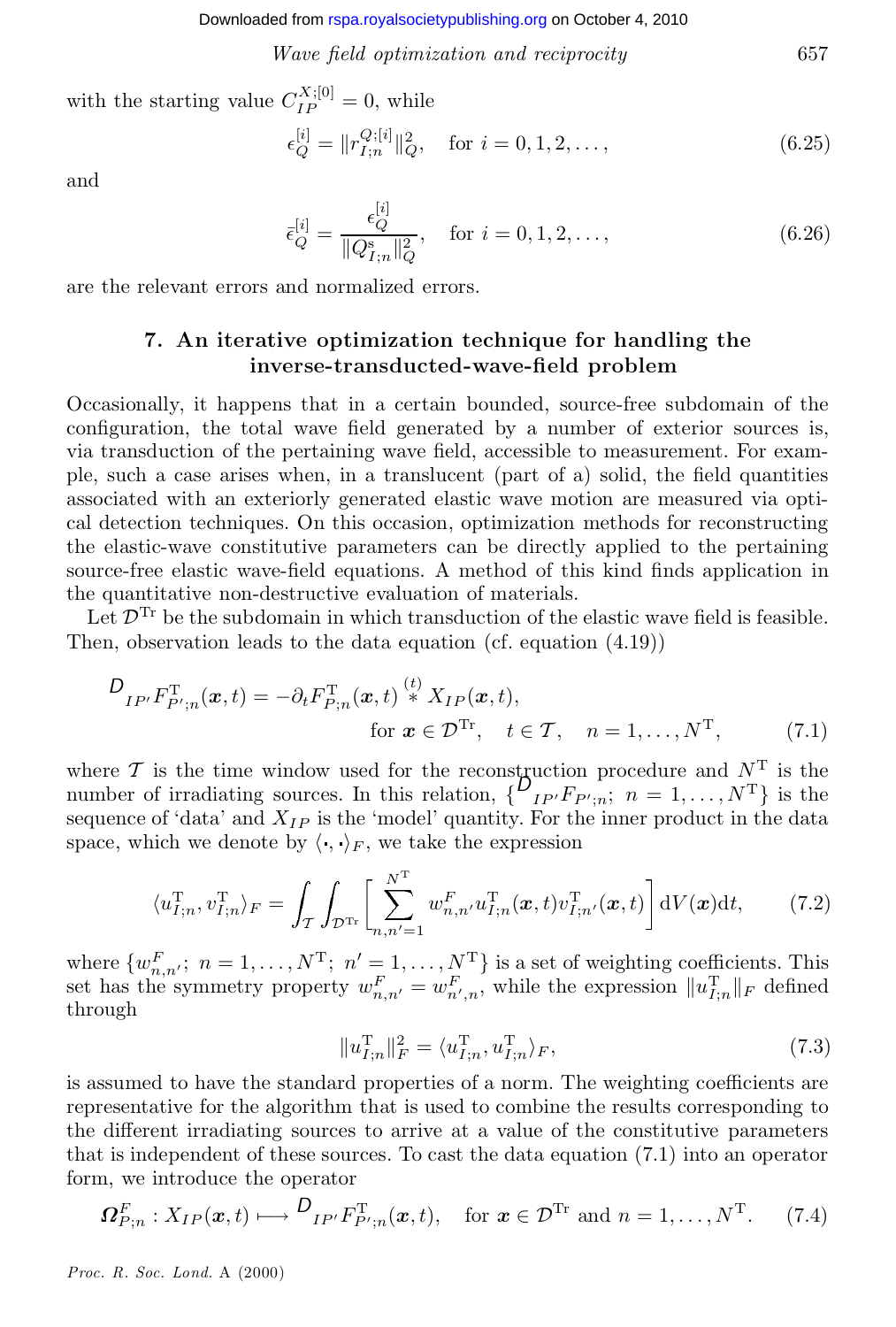with the starting value $C_{IP}^{X;[0]} = 0$, while

$$\epsilon_Q^{[i]} = \|r_{I;n}^{Q;[i]}\|_Q^2, \quad \text{for } i = 0, 1, 2, \ldots, \tag{6.25}$$

and

$$\bar{\epsilon}_Q^{[i]} = \frac{\epsilon_Q^{[i]}}{\|Q_{I;n}^{\mathrm{s}}\|_Q^2}, \quad \text{for } i = 0, 1, 2, \ldots, \tag{6.26}$$

are the relevant errors and normalized errors.

## 7. An iterative optimization technique for handling the inverse-transducted-wave-field problem

Occasionally, it happens that in a certain bounded, source-free subdomain of the configuration, the total wave field generated by a number of exterior sources is, via transduction of the pertaining wave field, accessible to measurement. For example, such a case arises when, in a translucent (part of a) solid, the field quantities associated with an exteriorly generated elastic wave motion are measured via optical detection techniques. On this occasion, optimization methods for reconstructing the elastic-wave constitutive parameters can be directly applied to the pertaining source-free elastic wave-field equations. A method of this kind finds application in the quantitative non-destructive evaluation of materials.

Let $\mathcal{D}^{\mathrm{Tr}}$ be the subdomain in which transduction of the elastic wave field is feasible. Then, observation leads to the data equation (cf. equation (4.19))

$$\begin{aligned} {D}_{IP'}F_{P';n}^{\mathrm{T}}(\boldsymbol{x},t) = -\partial_t F_{P;n}^{\mathrm{T}}(\boldsymbol{x},t) \overset{(t)}{*} X_{IP}(\boldsymbol{x},t), \\ \text{for } \boldsymbol{x} \in \mathcal{D}^{\mathrm{Tr}}, \quad t \in \mathcal{T}, \quad n = 1, \ldots, N^{\mathrm{T}}, \end{aligned} \tag{7.1}$$

where $\mathcal{T}$ is the time window used for the reconstruction procedure and $N^{\mathrm{T}}$ is the number of irradiating sources. In this relation, $\{{D}_{IP'}F_{P';n};\ n = 1, \ldots, N^{\mathrm{T}}\}$ is the sequence of 'data' and $X_{IP}$ is the 'model' quantity. For the inner product in the data space, which we denote by $\langle \cdot, \cdot \rangle_F$, we take the expression

$$\langle u_{I;n}^{\mathrm{T}}, v_{I;n}^{\mathrm{T}} \rangle_F = \int_{\mathcal{T}} \int_{\mathcal{D}^{\mathrm{Tr}}} \left[ \sum_{n,n'=1}^{N^{\mathrm{T}}} w_{n,n'}^F u_{I;n}^{\mathrm{T}}(\boldsymbol{x},t) v_{I;n'}^{\mathrm{T}}(\boldsymbol{x},t) \right] \mathrm{d}V(\boldsymbol{x}) \mathrm{d}t, \tag{7.2}$$

where $\{w_{n,n'}^F;\ n = 1, \ldots, N^{\mathrm{T}};\ n' = 1, \ldots, N^{\mathrm{T}}\}$ is a set of weighting coefficients. This set has the symmetry property $w_{n,n'}^F = w_{n',n}^F$, while the expression $\|u_{I;n}^{\mathrm{T}}\|_F$ defined through

$$\|u_{I;n}^{\mathrm{T}}\|_F^2 = \langle u_{I;n}^{\mathrm{T}}, u_{I;n}^{\mathrm{T}} \rangle_F, \tag{7.3}$$

is assumed to have the standard properties of a norm. The weighting coefficients are representative for the algorithm that is used to combine the results corresponding to the different irradiating sources to arrive at a value of the constitutive parameters that is independent of these sources. To cast the data equation (7.1) into an operator form, we introduce the operator

$$\boldsymbol{\Omega}_{P;n}^F : X_{IP}(\boldsymbol{x},t) \longmapsto {D}_{IP'}F_{P';n}^{\mathrm{T}}(\boldsymbol{x},t), \quad \text{for } \boldsymbol{x} \in \mathcal{D}^{\mathrm{Tr}} \text{ and } n = 1, \ldots, N^{\mathrm{T}}. \tag{7.4}$$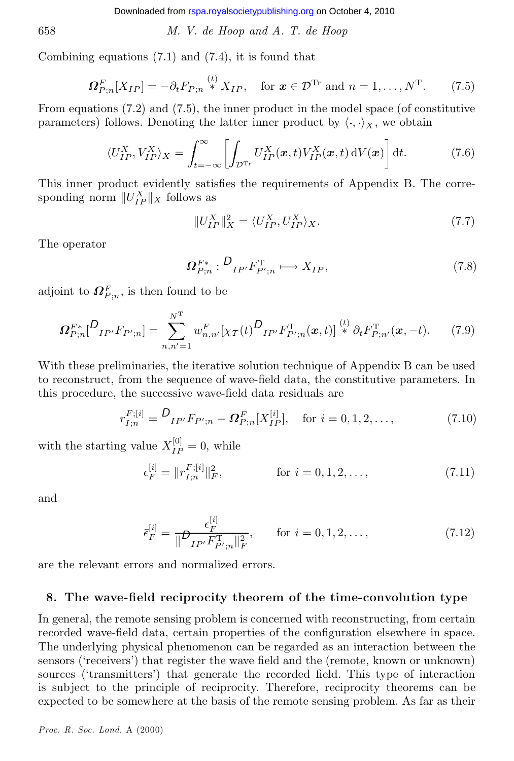Combining equations (7.1) and (7.4), it is found that

$$\boldsymbol{\Omega}^F_{P;n}[X_{IP}] = -\partial_t F_{P;n} \overset{(t)}{*} X_{IP}, \quad \text{for } \boldsymbol{x} \in \mathcal{D}^{\mathrm{Tr}} \text{ and } n = 1, \ldots, N^{\mathrm{T}}. \tag{7.5}$$

From equations (7.2) and (7.5), the inner product in the model space (of constitutive parameters) follows. Denoting the latter inner product by $\langle \cdot, \cdot \rangle_X$, we obtain

$$\langle U^X_{IP}, V^X_{IP} \rangle_X = \int_{t=-\infty}^{\infty} \left[ \int_{\mathcal{D}^{\mathrm{Tr}}} U^X_{IP}(\boldsymbol{x}, t) V^X_{IP}(\boldsymbol{x}, t) \, \mathrm{d}V(\boldsymbol{x}) \right] \mathrm{d}t. \tag{7.6}$$

This inner product evidently satisfies the requirements of Appendix B. The corresponding norm $\|U^X_{IP}\|_X$ follows as

$$\|U^X_{IP}\|^2_X = \langle U^X_{IP}, U^X_{IP} \rangle_X. \tag{7.7}$$

The operator

$$\boldsymbol{\Omega}^{F*}_{P;n} : D_{IP'} F^{\mathrm{T}}_{P';n} \longmapsto X_{IP}, \tag{7.8}$$

adjoint to $\boldsymbol{\Omega}^F_{P;n}$, is then found to be

$$\boldsymbol{\Omega}^{F*}_{P;n}[D_{IP'} F_{P';n}] = \sum_{n,n'=1}^{N^{\mathrm{T}}} w^F_{n,n'} [\chi_{\mathcal{T}}(t) D_{IP'} F^{\mathrm{T}}_{P';n}(\boldsymbol{x}, t)] \overset{(t)}{*} \partial_t F^{\mathrm{T}}_{P;n'}(\boldsymbol{x}, -t). \tag{7.9}$$

With these preliminaries, the iterative solution technique of Appendix B can be used to reconstruct, from the sequence of wave-field data, the constitutive parameters. In this procedure, the successive wave-field data residuals are

$$r^{F;[i]}_{I;n} = D_{IP'} F_{P';n} - \boldsymbol{\Omega}^F_{P;n}[X^{[i]}_{IP}], \quad \text{for } i = 0, 1, 2, \ldots, \tag{7.10}$$

with the starting value $X^{[0]}_{IP} = 0$, while

$$\epsilon^{[i]}_F = \|r^{F;[i]}_{I;n}\|^2_F, \qquad \text{for } i = 0, 1, 2, \ldots, \tag{7.11}$$

and

$$\bar{\epsilon}^{[i]}_F = \frac{\epsilon^{[i]}_F}{\|D_{IP'} F^{\mathrm{T}}_{P';n}\|^2_F}, \qquad \text{for } i = 0, 1, 2, \ldots, \tag{7.12}$$

are the relevant errors and normalized errors.

## 8. The wave-field reciprocity theorem of the time-convolution type

In general, the remote sensing problem is concerned with reconstructing, from certain recorded wave-field data, certain properties of the configuration elsewhere in space. The underlying physical phenomenon can be regarded as an interaction between the sensors ('receivers') that register the wave field and the (remote, known or unknown) sources ('transmitters') that generate the recorded field. This type of interaction is subject to the principle of reciprocity. Therefore, reciprocity theorems can be expected to be somewhere at the basis of the remote sensing problem. As far as their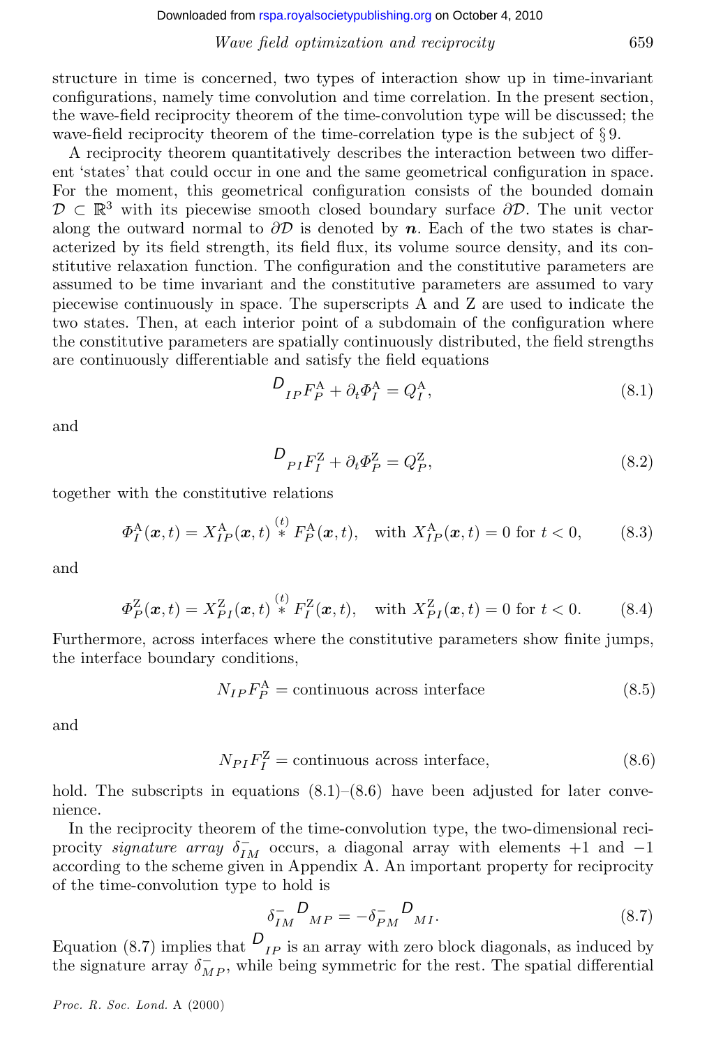structure in time is concerned, two types of interaction show up in time-invariant configurations, namely time convolution and time correlation. In the present section, the wave-field reciprocity theorem of the time-convolution type will be discussed; the wave-field reciprocity theorem of the time-correlation type is the subject of § 9.

A reciprocity theorem quantitatively describes the interaction between two different 'states' that could occur in one and the same geometrical configuration in space. For the moment, this geometrical configuration consists of the bounded domain $\mathcal{D} \subset \mathbb{R}^3$ with its piecewise smooth closed boundary surface $\partial\mathcal{D}$. The unit vector along the outward normal to $\partial\mathcal{D}$ is denoted by $\boldsymbol{n}$. Each of the two states is characterized by its field strength, its field flux, its volume source density, and its constitutive relaxation function. The configuration and the constitutive parameters are assumed to be time invariant and the constitutive parameters are assumed to vary piecewise continuously in space. The superscripts A and Z are used to indicate the two states. Then, at each interior point of a subdomain of the configuration where the constitutive parameters are spatially continuously distributed, the field strengths are continuously differentiable and satisfy the field equations

$$\mathcal{D}_{IP} F_P^{\mathrm{A}} + \partial_t \Phi_I^{\mathrm{A}} = Q_I^{\mathrm{A}}, \tag{8.1}$$

and

$$\mathcal{D}_{PI} F_I^{\mathrm{Z}} + \partial_t \Phi_P^{\mathrm{Z}} = Q_P^{\mathrm{Z}}, \tag{8.2}$$

together with the constitutive relations

$$\Phi_I^{\mathrm{A}}(\boldsymbol{x},t) = X_{IP}^{\mathrm{A}}(\boldsymbol{x},t) \overset{(t)}{*} F_P^{\mathrm{A}}(\boldsymbol{x},t), \quad \text{with } X_{IP}^{\mathrm{A}}(\boldsymbol{x},t) = 0 \text{ for } t < 0, \tag{8.3}$$

and

$$\Phi_P^{\mathrm{Z}}(\boldsymbol{x},t) = X_{PI}^{\mathrm{Z}}(\boldsymbol{x},t) \overset{(t)}{*} F_I^{\mathrm{Z}}(\boldsymbol{x},t), \quad \text{with } X_{PI}^{\mathrm{Z}}(\boldsymbol{x},t) = 0 \text{ for } t < 0. \tag{8.4}$$

Furthermore, across interfaces where the constitutive parameters show finite jumps, the interface boundary conditions,

$$N_{IP} F_P^{\mathrm{A}} = \text{continuous across interface} \tag{8.5}$$

and

$$N_{PI} F_I^{\mathrm{Z}} = \text{continuous across interface}, \tag{8.6}$$

hold. The subscripts in equations (8.1)–(8.6) have been adjusted for later convenience.

In the reciprocity theorem of the time-convolution type, the two-dimensional reciprocity *signature array* $\delta_{IM}^{-}$ occurs, a diagonal array with elements $+1$ and $-1$ according to the scheme given in Appendix A. An important property for reciprocity of the time-convolution type to hold is

$$\delta_{IM}^{-} \mathcal{D}_{MP} = -\delta_{PM}^{-} \mathcal{D}_{MI}. \tag{8.7}$$

Equation (8.7) implies that $\mathcal{D}_{IP}$ is an array with zero block diagonals, as induced by the signature array $\delta_{MP}^{-}$, while being symmetric for the rest. The spatial differential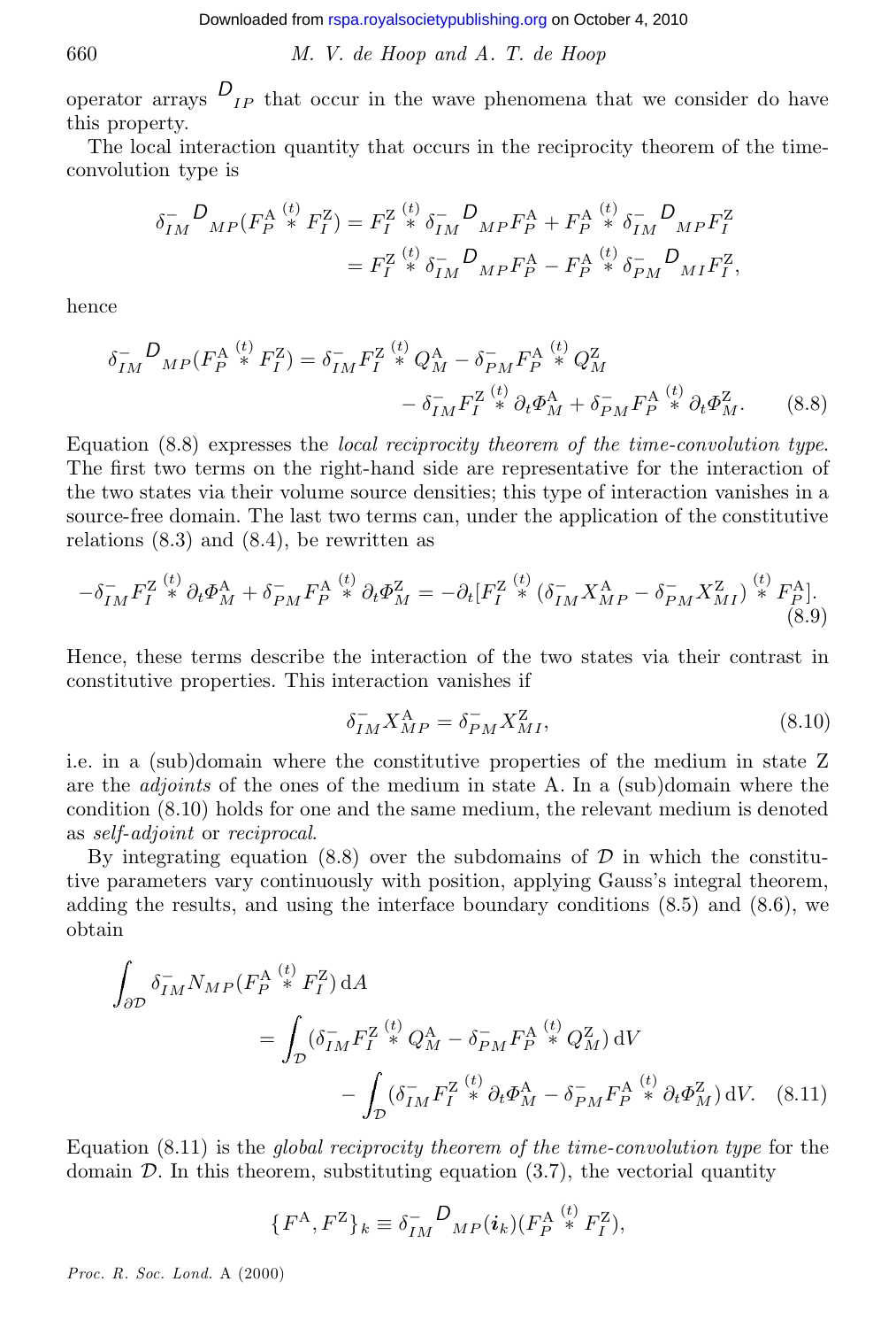operator arrays $\mathcal{D}_{IP}$ that occur in the wave phenomena that we consider do have this property.

The local interaction quantity that occurs in the reciprocity theorem of the time-convolution type is

$$
\begin{aligned}
\delta^{-}_{IM}\mathcal{D}_{MP}(F^{\mathrm{A}}_{P} \overset{(t)}{*} F^{\mathrm{Z}}_{I}) &= F^{\mathrm{Z}}_{I} \overset{(t)}{*} \delta^{-}_{IM}\mathcal{D}_{MP}F^{\mathrm{A}}_{P} + F^{\mathrm{A}}_{P} \overset{(t)}{*} \delta^{-}_{IM}\mathcal{D}_{MP}F^{\mathrm{Z}}_{I} \\
&= F^{\mathrm{Z}}_{I} \overset{(t)}{*} \delta^{-}_{IM}\mathcal{D}_{MP}F^{\mathrm{A}}_{P} - F^{\mathrm{A}}_{P} \overset{(t)}{*} \delta^{-}_{PM}\mathcal{D}_{MI}F^{\mathrm{Z}}_{I},
\end{aligned}
$$

hence

$$
\begin{aligned}
\delta^{-}_{IM}\mathcal{D}_{MP}(F^{\mathrm{A}}_{P} \overset{(t)}{*} F^{\mathrm{Z}}_{I}) &= \delta^{-}_{IM}F^{\mathrm{Z}}_{I} \overset{(t)}{*} Q^{\mathrm{A}}_{M} - \delta^{-}_{PM}F^{\mathrm{A}}_{P} \overset{(t)}{*} Q^{\mathrm{Z}}_{M} \\
&\quad - \delta^{-}_{IM}F^{\mathrm{Z}}_{I} \overset{(t)}{*} \partial_t\Phi^{\mathrm{A}}_{M} + \delta^{-}_{PM}F^{\mathrm{A}}_{P} \overset{(t)}{*} \partial_t\Phi^{\mathrm{Z}}_{M}. \qquad (8.8)
\end{aligned}
$$

Equation (8.8) expresses the *local reciprocity theorem of the time-convolution type*. The first two terms on the right-hand side are representative for the interaction of the two states via their volume source densities; this type of interaction vanishes in a source-free domain. The last two terms can, under the application of the constitutive relations (8.3) and (8.4), be rewritten as

$$
-\delta^{-}_{IM}F^{\mathrm{Z}}_{I} \overset{(t)}{*} \partial_t\Phi^{\mathrm{A}}_{M} + \delta^{-}_{PM}F^{\mathrm{A}}_{P} \overset{(t)}{*} \partial_t\Phi^{\mathrm{Z}}_{M} = -\partial_t[F^{\mathrm{Z}}_{I} \overset{(t)}{*} (\delta^{-}_{IM}X^{\mathrm{A}}_{MP} - \delta^{-}_{PM}X^{\mathrm{Z}}_{MI}) \overset{(t)}{*} F^{\mathrm{A}}_{P}]. \qquad (8.9)
$$

Hence, these terms describe the interaction of the two states via their contrast in constitutive properties. This interaction vanishes if

$$
\delta^{-}_{IM}X^{\mathrm{A}}_{MP} = \delta^{-}_{PM}X^{\mathrm{Z}}_{MI}, \qquad (8.10)
$$

i.e. in a (sub)domain where the constitutive properties of the medium in state Z are the *adjoints* of the ones of the medium in state A. In a (sub)domain where the condition (8.10) holds for one and the same medium, the relevant medium is denoted as *self-adjoint* or *reciprocal*.

By integrating equation (8.8) over the subdomains of $\mathcal{D}$ in which the constitutive parameters vary continuously with position, applying Gauss's integral theorem, adding the results, and using the interface boundary conditions (8.5) and (8.6), we obtain

$$
\begin{aligned}
\int_{\partial\mathcal{D}} \delta^{-}_{IM}N_{MP}(F^{\mathrm{A}}_{P} \overset{(t)}{*} F^{\mathrm{Z}}_{I})\,\mathrm{d}A &= \int_{\mathcal{D}} (\delta^{-}_{IM}F^{\mathrm{Z}}_{I} \overset{(t)}{*} Q^{\mathrm{A}}_{M} - \delta^{-}_{PM}F^{\mathrm{A}}_{P} \overset{(t)}{*} Q^{\mathrm{Z}}_{M})\,\mathrm{d}V \\
&\quad - \int_{\mathcal{D}} (\delta^{-}_{IM}F^{\mathrm{Z}}_{I} \overset{(t)}{*} \partial_t\Phi^{\mathrm{A}}_{M} - \delta^{-}_{PM}F^{\mathrm{A}}_{P} \overset{(t)}{*} \partial_t\Phi^{\mathrm{Z}}_{M})\,\mathrm{d}V. \qquad (8.11)
\end{aligned}
$$

Equation (8.11) is the *global reciprocity theorem of the time-convolution type* for the domain $\mathcal{D}$. In this theorem, substituting equation (3.7), the vectorial quantity

$$
\{F^{\mathrm{A}}, F^{\mathrm{Z}}\}_k \equiv \delta^{-}_{IM}\mathcal{D}_{MP}(\boldsymbol{i}_k)(F^{\mathrm{A}}_{P} \overset{(t)}{*} F^{\mathrm{Z}}_{I}),
$$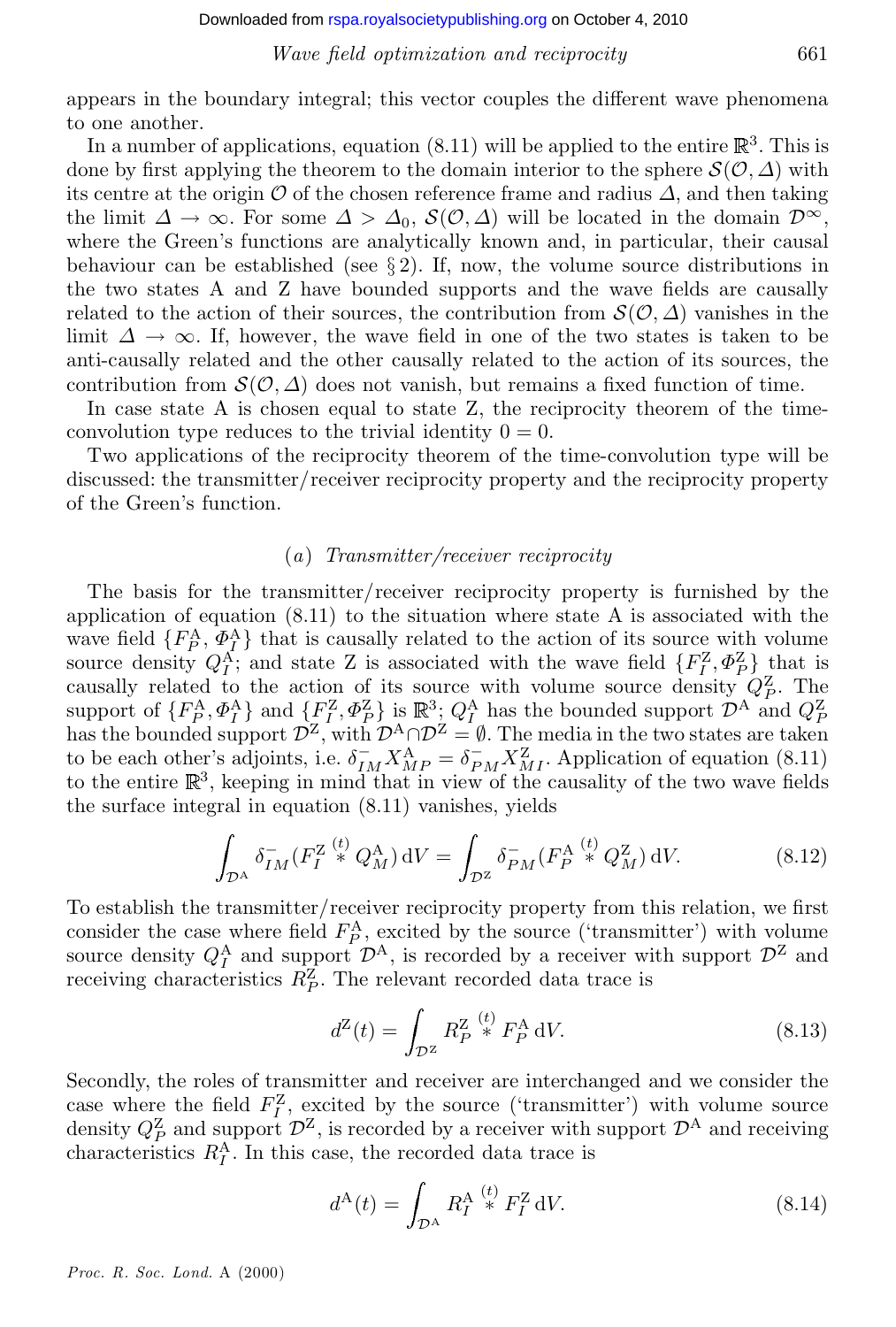appears in the boundary integral; this vector couples the different wave phenomena to one another.

In a number of applications, equation (8.11) will be applied to the entire $\mathbb{R}^3$. This is done by first applying the theorem to the domain interior to the sphere $\mathcal{S}(\mathcal{O}, \Delta)$ with its centre at the origin $\mathcal{O}$ of the chosen reference frame and radius $\Delta$, and then taking the limit $\Delta \to \infty$. For some $\Delta > \Delta_0$, $\mathcal{S}(\mathcal{O}, \Delta)$ will be located in the domain $\mathcal{D}^\infty$, where the Green's functions are analytically known and, in particular, their causal behaviour can be established (see § 2). If, now, the volume source distributions in the two states A and Z have bounded supports and the wave fields are causally related to the action of their sources, the contribution from $\mathcal{S}(\mathcal{O}, \Delta)$ vanishes in the limit $\Delta \to \infty$. If, however, the wave field in one of the two states is taken to be anti-causally related and the other causally related to the action of its sources, the contribution from $\mathcal{S}(\mathcal{O}, \Delta)$ does not vanish, but remains a fixed function of time.

In case state A is chosen equal to state Z, the reciprocity theorem of the time-convolution type reduces to the trivial identity $0 = 0$.

Two applications of the reciprocity theorem of the time-convolution type will be discussed: the transmitter/receiver reciprocity property and the reciprocity property of the Green's function.

### (a) *Transmitter/receiver reciprocity*

The basis for the transmitter/receiver reciprocity property is furnished by the application of equation (8.11) to the situation where state A is associated with the wave field $\{F_P^{\mathrm{A}}, \Phi_I^{\mathrm{A}}\}$ that is causally related to the action of its source with volume source density $Q_I^{\mathrm{A}}$; and state Z is associated with the wave field $\{F_I^{\mathrm{Z}}, \Phi_P^{\mathrm{Z}}\}$ that is causally related to the action of its source with volume source density $Q_P^{\mathrm{Z}}$. The support of $\{F_P^{\mathrm{A}}, \Phi_I^{\mathrm{A}}\}$ and $\{F_I^{\mathrm{Z}}, \Phi_P^{\mathrm{Z}}\}$ is $\mathbb{R}^3$; $Q_I^{\mathrm{A}}$ has the bounded support $\mathcal{D}^{\mathrm{A}}$ and $Q_P^{\mathrm{Z}}$ has the bounded support $\mathcal{D}^{\mathrm{Z}}$, with $\mathcal{D}^{\mathrm{A}} \cap \mathcal{D}^{\mathrm{Z}} = \emptyset$. The media in the two states are taken to be each other's adjoints, i.e. $\delta_{IM}^{-} X_{MP}^{\mathrm{A}} = \delta_{PM}^{-} X_{MI}^{\mathrm{Z}}$. Application of equation (8.11) to the entire $\mathbb{R}^3$, keeping in mind that in view of the causality of the two wave fields the surface integral in equation (8.11) vanishes, yields

$$\int_{\mathcal{D}^{\mathrm{A}}} \delta_{IM}^{-} (F_I^{\mathrm{Z}} \overset{(t)}{*} Q_M^{\mathrm{A}}) \, \mathrm{d}V = \int_{\mathcal{D}^{\mathrm{Z}}} \delta_{PM}^{-} (F_P^{\mathrm{A}} \overset{(t)}{*} Q_M^{\mathrm{Z}}) \, \mathrm{d}V. \tag{8.12}$$

To establish the transmitter/receiver reciprocity property from this relation, we first consider the case where field $F_P^{\mathrm{A}}$, excited by the source ('transmitter') with volume source density $Q_I^{\mathrm{A}}$ and support $\mathcal{D}^{\mathrm{A}}$, is recorded by a receiver with support $\mathcal{D}^{\mathrm{Z}}$ and receiving characteristics $R_P^{\mathrm{Z}}$. The relevant recorded data trace is

$$d^{\mathrm{Z}}(t) = \int_{\mathcal{D}^{\mathrm{Z}}} R_P^{\mathrm{Z}} \overset{(t)}{*} F_P^{\mathrm{A}} \, \mathrm{d}V. \tag{8.13}$$

Secondly, the roles of transmitter and receiver are interchanged and we consider the case where the field $F_I^{\mathrm{Z}}$, excited by the source ('transmitter') with volume source density $Q_P^{\mathrm{Z}}$ and support $\mathcal{D}^{\mathrm{Z}}$, is recorded by a receiver with support $\mathcal{D}^{\mathrm{A}}$ and receiving characteristics $R_I^{\mathrm{A}}$. In this case, the recorded data trace is

$$d^{\mathrm{A}}(t) = \int_{\mathcal{D}^{\mathrm{A}}} R_I^{\mathrm{A}} \overset{(t)}{*} F_I^{\mathrm{Z}} \, \mathrm{d}V. \tag{8.14}$$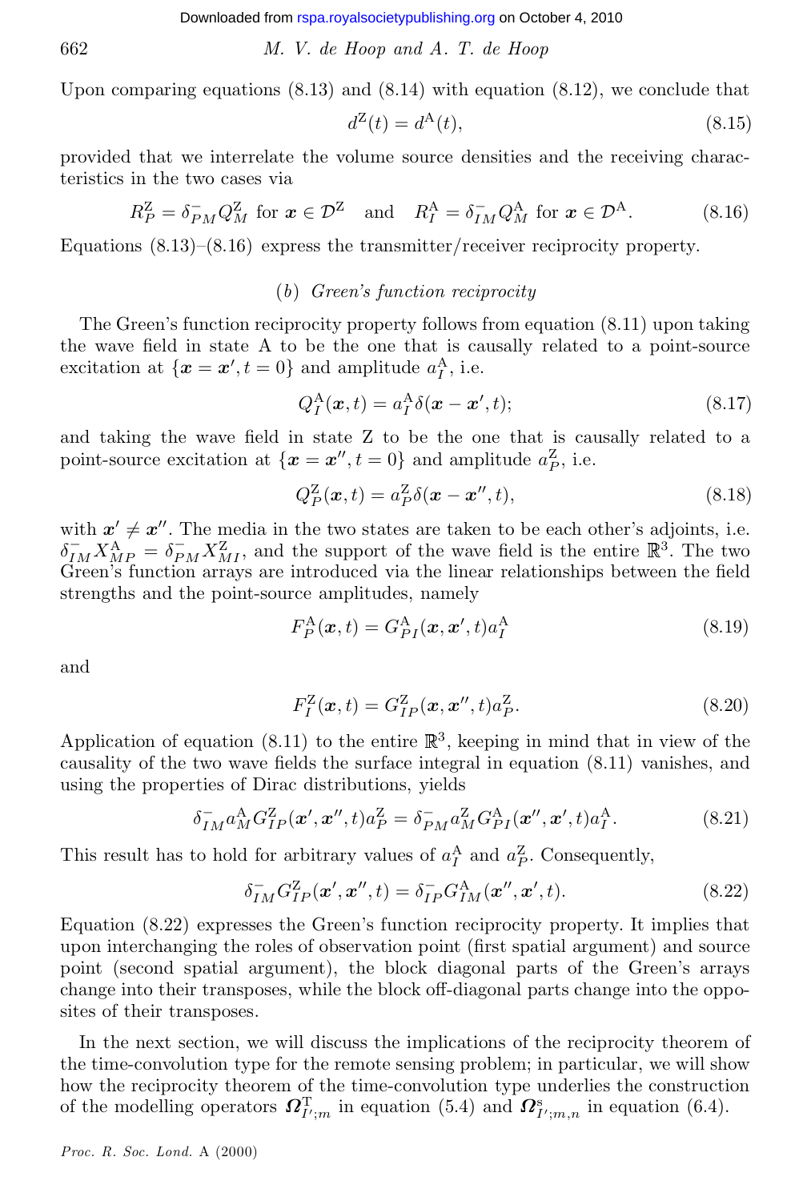Upon comparing equations (8.13) and (8.14) with equation (8.12), we conclude that

$$d^{\mathrm{Z}}(t) = d^{\mathrm{A}}(t), \tag{8.15}$$

provided that we interrelate the volume source densities and the receiving characteristics in the two cases via

$$R^{\mathrm{Z}}_P = \delta^{-}_{PM} Q^{\mathrm{Z}}_M \text{ for } \boldsymbol{x} \in \mathcal{D}^{\mathrm{Z}} \quad \text{and} \quad R^{\mathrm{A}}_I = \delta^{-}_{IM} Q^{\mathrm{A}}_M \text{ for } \boldsymbol{x} \in \mathcal{D}^{\mathrm{A}}. \tag{8.16}$$

Equations (8.13)–(8.16) express the transmitter/receiver reciprocity property.

### (b) *Green's function reciprocity*

The Green's function reciprocity property follows from equation (8.11) upon taking the wave field in state A to be the one that is causally related to a point-source excitation at $\{\boldsymbol{x} = \boldsymbol{x}', t = 0\}$ and amplitude $a^{\mathrm{A}}_I$, i.e.

$$Q^{\mathrm{A}}_I(\boldsymbol{x}, t) = a^{\mathrm{A}}_I \delta(\boldsymbol{x} - \boldsymbol{x}', t); \tag{8.17}$$

and taking the wave field in state Z to be the one that is causally related to a point-source excitation at $\{\boldsymbol{x} = \boldsymbol{x}'', t = 0\}$ and amplitude $a^{\mathrm{Z}}_P$, i.e.

$$Q^{\mathrm{Z}}_P(\boldsymbol{x}, t) = a^{\mathrm{Z}}_P \delta(\boldsymbol{x} - \boldsymbol{x}'', t), \tag{8.18}$$

with $\boldsymbol{x}' \neq \boldsymbol{x}''$. The media in the two states are taken to be each other's adjoints, i.e. $\delta^{-}_{IM} X^{\mathrm{A}}_{MP} = \delta^{-}_{PM} X^{\mathrm{Z}}_{MI}$, and the support of the wave field is the entire $\mathbb{R}^3$. The two Green's function arrays are introduced via the linear relationships between the field strengths and the point-source amplitudes, namely

$$F^{\mathrm{A}}_P(\boldsymbol{x}, t) = G^{\mathrm{A}}_{PI}(\boldsymbol{x}, \boldsymbol{x}', t) a^{\mathrm{A}}_I \tag{8.19}$$

and

$$F^{\mathrm{Z}}_I(\boldsymbol{x}, t) = G^{\mathrm{Z}}_{IP}(\boldsymbol{x}, \boldsymbol{x}'', t) a^{\mathrm{Z}}_P. \tag{8.20}$$

Application of equation (8.11) to the entire $\mathbb{R}^3$, keeping in mind that in view of the causality of the two wave fields the surface integral in equation (8.11) vanishes, and using the properties of Dirac distributions, yields

$$\delta^{-}_{IM} a^{\mathrm{A}}_M G^{\mathrm{Z}}_{IP}(\boldsymbol{x}', \boldsymbol{x}'', t) a^{\mathrm{Z}}_P = \delta^{-}_{PM} a^{\mathrm{Z}}_M G^{\mathrm{A}}_{PI}(\boldsymbol{x}'', \boldsymbol{x}', t) a^{\mathrm{A}}_I. \tag{8.21}$$

This result has to hold for arbitrary values of $a^{\mathrm{A}}_I$ and $a^{\mathrm{Z}}_P$. Consequently,

$$\delta^{-}_{IM} G^{\mathrm{Z}}_{IP}(\boldsymbol{x}', \boldsymbol{x}'', t) = \delta^{-}_{IP} G^{\mathrm{A}}_{IM}(\boldsymbol{x}'', \boldsymbol{x}', t). \tag{8.22}$$

Equation (8.22) expresses the Green's function reciprocity property. It implies that upon interchanging the roles of observation point (first spatial argument) and source point (second spatial argument), the block diagonal parts of the Green's arrays change into their transposes, while the block off-diagonal parts change into the opposites of their transposes.

In the next section, we will discuss the implications of the reciprocity theorem of the time-convolution type for the remote sensing problem; in particular, we will show how the reciprocity theorem of the time-convolution type underlies the construction of the modelling operators $\boldsymbol{\Omega}^{\mathrm{T}}_{I';m}$ in equation (5.4) and $\boldsymbol{\Omega}^{\mathrm{s}}_{I';m,n}$ in equation (6.4).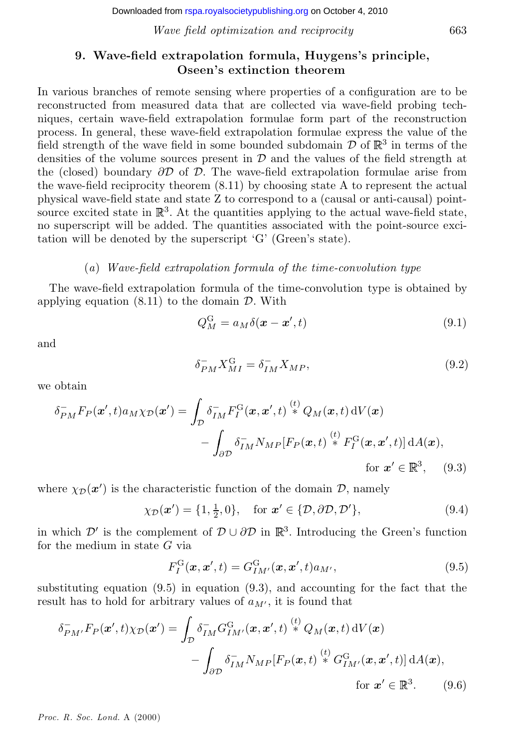## 9. Wave-field extrapolation formula, Huygens's principle, Oseen's extinction theorem

In various branches of remote sensing where properties of a configuration are to be reconstructed from measured data that are collected via wave-field probing techniques, certain wave-field extrapolation formulae form part of the reconstruction process. In general, these wave-field extrapolation formulae express the value of the field strength of the wave field in some bounded subdomain $\mathcal{D}$ of $\mathbb{R}^3$ in terms of the densities of the volume sources present in $\mathcal{D}$ and the values of the field strength at the (closed) boundary $\partial\mathcal{D}$ of $\mathcal{D}$. The wave-field extrapolation formulae arise from the wave-field reciprocity theorem (8.11) by choosing state A to represent the actual physical wave-field state and state Z to correspond to a (causal or anti-causal) point-source excited state in $\mathbb{R}^3$. At the quantities applying to the actual wave-field state, no superscript will be added. The quantities associated with the point-source excitation will be denoted by the superscript 'G' (Green's state).

### (a) *Wave-field extrapolation formula of the time-convolution type*

The wave-field extrapolation formula of the time-convolution type is obtained by applying equation (8.11) to the domain $\mathcal{D}$. With

$$Q_M^{\mathrm{G}} = a_M \delta(\boldsymbol{x} - \boldsymbol{x}', t) \tag{9.1}$$

and

$$\delta_{PM}^{-} X_{MI}^{\mathrm{G}} = \delta_{IM}^{-} X_{MP}, \tag{9.2}$$

we obtain

$$\begin{aligned}\delta_{PM}^{-} F_P(\boldsymbol{x}', t) a_M \chi_{\mathcal{D}}(\boldsymbol{x}') = \int_{\mathcal{D}} \delta_{IM}^{-} F_I^{\mathrm{G}}(\boldsymbol{x}, \boldsymbol{x}', t) \overset{(t)}{*} Q_M(\boldsymbol{x}, t)\,\mathrm{d}V(\boldsymbol{x}) \\ - \int_{\partial\mathcal{D}} \delta_{IM}^{-} N_{MP}[F_P(\boldsymbol{x}, t) \overset{(t)}{*} F_I^{\mathrm{G}}(\boldsymbol{x}, \boldsymbol{x}', t)]\,\mathrm{d}A(\boldsymbol{x}), \\ \text{for } \boldsymbol{x}' \in \mathbb{R}^3, \end{aligned} \tag{9.3}$$

where $\chi_{\mathcal{D}}(\boldsymbol{x}')$ is the characteristic function of the domain $\mathcal{D}$, namely

$$\chi_{\mathcal{D}}(\boldsymbol{x}') = \{1, \tfrac{1}{2}, 0\}, \quad \text{for } \boldsymbol{x}' \in \{\mathcal{D}, \partial\mathcal{D}, \mathcal{D}'\}, \tag{9.4}$$

in which $\mathcal{D}'$ is the complement of $\mathcal{D} \cup \partial\mathcal{D}$ in $\mathbb{R}^3$. Introducing the Green's function for the medium in state $G$ via

$$F_I^{\mathrm{G}}(\boldsymbol{x}, \boldsymbol{x}', t) = G_{IM'}^{\mathrm{G}}(\boldsymbol{x}, \boldsymbol{x}', t) a_{M'}, \tag{9.5}$$

substituting equation (9.5) in equation (9.3), and accounting for the fact that the result has to hold for arbitrary values of $a_{M'}$, it is found that

$$\begin{aligned}\delta_{PM'}^{-} F_P(\boldsymbol{x}', t) \chi_{\mathcal{D}}(\boldsymbol{x}') = \int_{\mathcal{D}} \delta_{IM}^{-} G_{IM'}^{\mathrm{G}}(\boldsymbol{x}, \boldsymbol{x}', t) \overset{(t)}{*} Q_M(\boldsymbol{x}, t)\,\mathrm{d}V(\boldsymbol{x}) \\ - \int_{\partial\mathcal{D}} \delta_{IM}^{-} N_{MP}[F_P(\boldsymbol{x}, t) \overset{(t)}{*} G_{IM'}^{\mathrm{G}}(\boldsymbol{x}, \boldsymbol{x}', t)]\,\mathrm{d}A(\boldsymbol{x}), \\ \text{for } \boldsymbol{x}' \in \mathbb{R}^3. \end{aligned} \tag{9.6}$$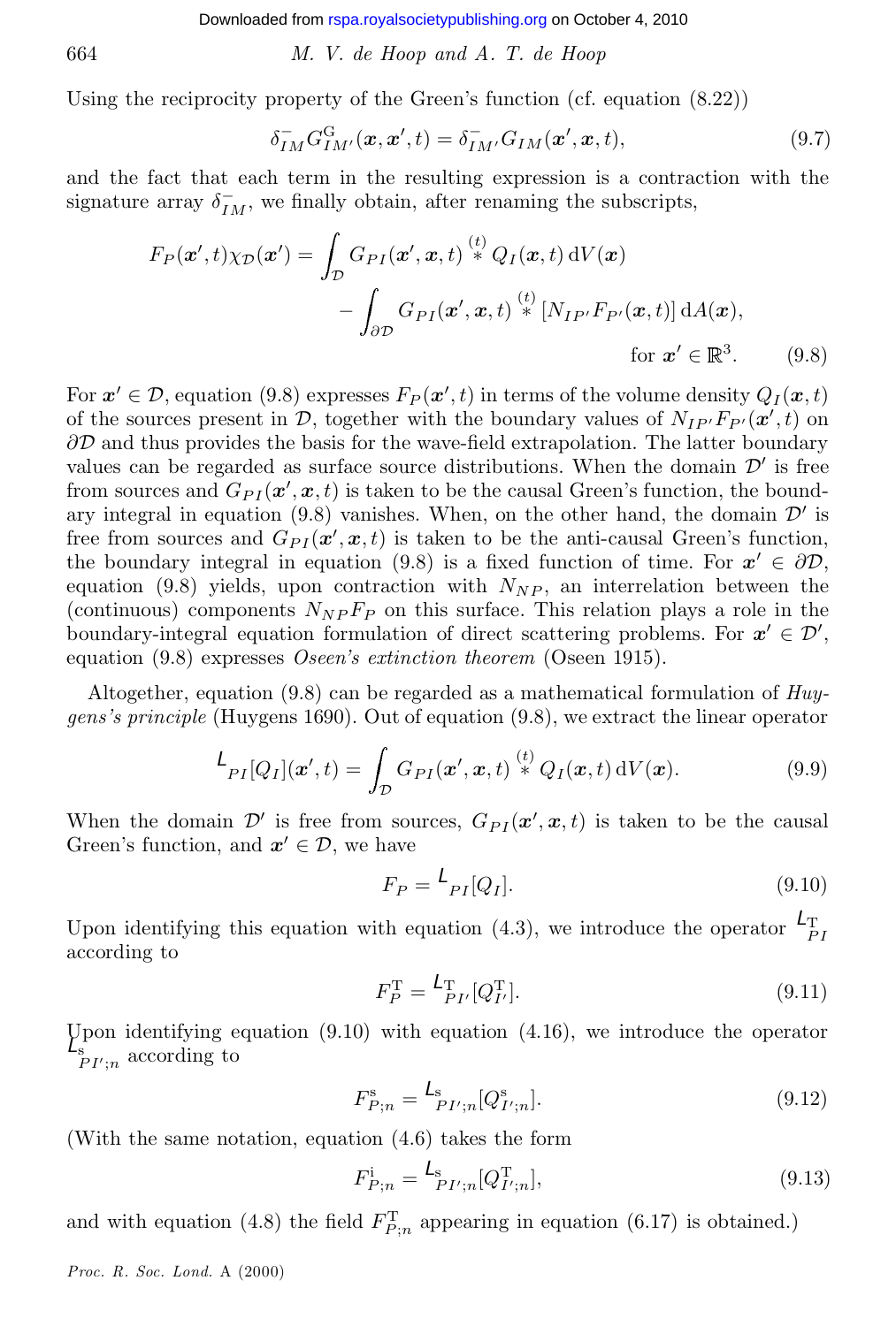Using the reciprocity property of the Green's function (cf. equation (8.22))

$$\delta^{-}_{IM} G^{\mathrm{G}}_{IM'}(\boldsymbol{x}, \boldsymbol{x}', t) = \delta^{-}_{IM'} G_{IM}(\boldsymbol{x}', \boldsymbol{x}, t), \tag{9.7}$$

and the fact that each term in the resulting expression is a contraction with the signature array $\delta^{-}_{IM}$, we finally obtain, after renaming the subscripts,

$$F_P(\boldsymbol{x}', t)\chi_{\mathcal{D}}(\boldsymbol{x}') = \int_{\mathcal{D}} G_{PI}(\boldsymbol{x}', \boldsymbol{x}, t) \overset{(t)}{*} Q_I(\boldsymbol{x}, t) \, \mathrm{d}V(\boldsymbol{x}) - \int_{\partial\mathcal{D}} G_{PI}(\boldsymbol{x}', \boldsymbol{x}, t) \overset{(t)}{*} [N_{IP'} F_{P'}(\boldsymbol{x}, t)] \, \mathrm{d}A(\boldsymbol{x}), \quad \text{for } \boldsymbol{x}' \in \mathbb{R}^3. \tag{9.8}$$

For $\boldsymbol{x}' \in \mathcal{D}$, equation (9.8) expresses $F_P(\boldsymbol{x}', t)$ in terms of the volume density $Q_I(\boldsymbol{x}, t)$ of the sources present in $\mathcal{D}$, together with the boundary values of $N_{IP'} F_{P'}(\boldsymbol{x}', t)$ on $\partial\mathcal{D}$ and thus provides the basis for the wave-field extrapolation. The latter boundary values can be regarded as surface source distributions. When the domain $\mathcal{D}'$ is free from sources and $G_{PI}(\boldsymbol{x}', \boldsymbol{x}, t)$ is taken to be the causal Green's function, the boundary integral in equation (9.8) vanishes. When, on the other hand, the domain $\mathcal{D}'$ is free from sources and $G_{PI}(\boldsymbol{x}', \boldsymbol{x}, t)$ is taken to be the anti-causal Green's function, the boundary integral in equation (9.8) is a fixed function of time. For $\boldsymbol{x}' \in \partial\mathcal{D}$, equation (9.8) yields, upon contraction with $N_{NP}$, an interrelation between the (continuous) components $N_{NP} F_P$ on this surface. This relation plays a role in the boundary-integral equation formulation of direct scattering problems. For $\boldsymbol{x}' \in \mathcal{D}'$, equation (9.8) expresses *Oseen's extinction theorem* (Oseen 1915).

Altogether, equation (9.8) can be regarded as a mathematical formulation of *Huygens's principle* (Huygens 1690). Out of equation (9.8), we extract the linear operator

$$\mathsf{L}_{PI}[Q_I](\boldsymbol{x}', t) = \int_{\mathcal{D}} G_{PI}(\boldsymbol{x}', \boldsymbol{x}, t) \overset{(t)}{*} Q_I(\boldsymbol{x}, t) \, \mathrm{d}V(\boldsymbol{x}). \tag{9.9}$$

When the domain $\mathcal{D}'$ is free from sources, $G_{PI}(\boldsymbol{x}', \boldsymbol{x}, t)$ is taken to be the causal Green's function, and $\boldsymbol{x}' \in \mathcal{D}$, we have

$$F_P = \mathsf{L}_{PI}[Q_I]. \tag{9.10}$$

Upon identifying this equation with equation (4.3), we introduce the operator $\mathsf{L}^{\mathrm{T}}_{PI}$ according to

$$F^{\mathrm{T}}_P = \mathsf{L}^{\mathrm{T}}_{PI'}[Q^{\mathrm{T}}_{I'}]. \tag{9.11}$$

Upon identifying equation (9.10) with equation (4.16), we introduce the operator $\mathsf{L}^{\mathrm{s}}_{PI';n}$ according to

$$F^{\mathrm{s}}_{P;n} = \mathsf{L}^{\mathrm{s}}_{PI';n}[Q^{\mathrm{s}}_{I';n}]. \tag{9.12}$$

(With the same notation, equation (4.6) takes the form

$$F^{\mathrm{i}}_{P;n} = \mathsf{L}^{\mathrm{s}}_{PI';n}[Q^{\mathrm{T}}_{I';n}], \tag{9.13}$$

and with equation (4.8) the field $F^{\mathrm{T}}_{P;n}$ appearing in equation (6.17) is obtained.)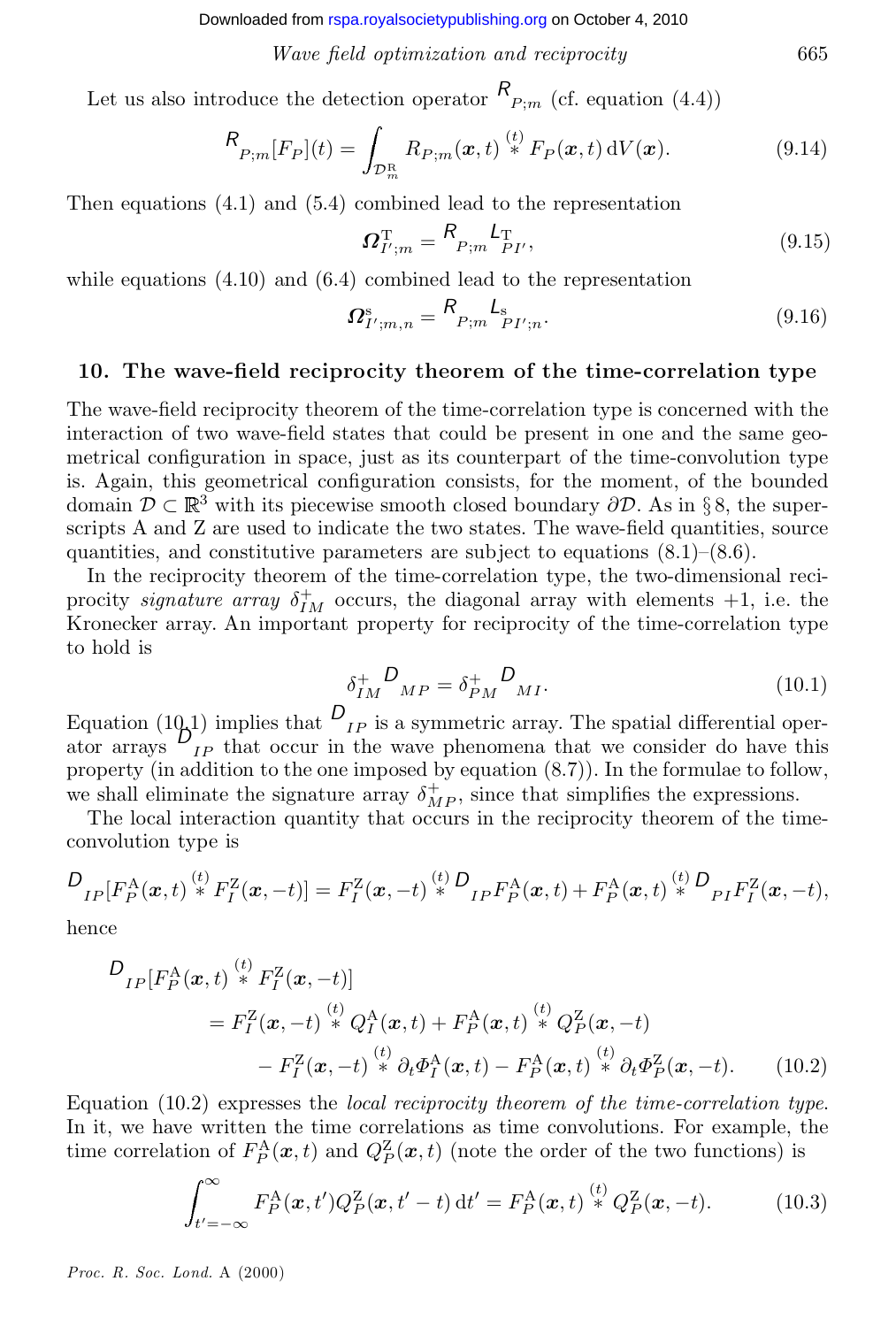Let us also introduce the detection operator $\mathcal{R}_{P;m}$ (cf. equation (4.4))

$$\mathcal{R}_{P;m}[F_P](t) = \int_{\mathcal{D}^{\mathrm{R}}_m} R_{P;m}(\boldsymbol{x},t) \overset{(t)}{*} F_P(\boldsymbol{x},t)\,\mathrm{d}V(\boldsymbol{x}). \tag{9.14}$$

Then equations (4.1) and (5.4) combined lead to the representation

$$\boldsymbol{\Omega}^{\mathrm{T}}_{I';m} = \mathcal{R}_{P;m}\mathcal{L}^{\mathrm{T}}_{PI'}, \tag{9.15}$$

while equations (4.10) and (6.4) combined lead to the representation

$$\boldsymbol{\Omega}^{\mathrm{s}}_{I';m,n} = \mathcal{R}_{P;m}\mathcal{L}^{\mathrm{s}}_{PI';n}. \tag{9.16}$$

## 10. The wave-field reciprocity theorem of the time-correlation type

The wave-field reciprocity theorem of the time-correlation type is concerned with the interaction of two wave-field states that could be present in one and the same geometrical configuration in space, just as its counterpart of the time-convolution type is. Again, this geometrical configuration consists, for the moment, of the bounded domain $\mathcal{D} \subset \mathbb{R}^3$ with its piecewise smooth closed boundary $\partial\mathcal{D}$. As in § 8, the superscripts A and Z are used to indicate the two states. The wave-field quantities, source quantities, and constitutive parameters are subject to equations (8.1)–(8.6).

In the reciprocity theorem of the time-correlation type, the two-dimensional reciprocity *signature array* $\delta^{+}_{IM}$ occurs, the diagonal array with elements $+1$, i.e. the Kronecker array. An important property for reciprocity of the time-correlation type to hold is

$$\delta^{+}_{IM}\mathcal{D}_{MP} = \delta^{+}_{PM}\mathcal{D}_{MI}. \tag{10.1}$$

Equation (10.1) implies that $\mathcal{D}_{IP}$ is a symmetric array. The spatial differential operator arrays $\mathcal{D}_{IP}$ that occur in the wave phenomena that we consider do have this property (in addition to the one imposed by equation (8.7)). In the formulae to follow, we shall eliminate the signature array $\delta^{+}_{MP}$, since that simplifies the expressions.

The local interaction quantity that occurs in the reciprocity theorem of the time-convolution type is

$$\mathcal{D}_{IP}[F^{\mathrm{A}}_P(\boldsymbol{x},t) \overset{(t)}{*} F^{\mathrm{Z}}_I(\boldsymbol{x},-t)] = F^{\mathrm{Z}}_I(\boldsymbol{x},-t) \overset{(t)}{*} \mathcal{D}_{IP}F^{\mathrm{A}}_P(\boldsymbol{x},t) + F^{\mathrm{A}}_P(\boldsymbol{x},t) \overset{(t)}{*} \mathcal{D}_{PI}F^{\mathrm{Z}}_I(\boldsymbol{x},-t),$$

hence

$$\begin{aligned}
\mathcal{D}_{IP}&[F^{\mathrm{A}}_P(\boldsymbol{x},t) \overset{(t)}{*} F^{\mathrm{Z}}_I(\boldsymbol{x},-t)] \\
&= F^{\mathrm{Z}}_I(\boldsymbol{x},-t) \overset{(t)}{*} Q^{\mathrm{A}}_I(\boldsymbol{x},t) + F^{\mathrm{A}}_P(\boldsymbol{x},t) \overset{(t)}{*} Q^{\mathrm{Z}}_P(\boldsymbol{x},-t) \\
&\quad - F^{\mathrm{Z}}_I(\boldsymbol{x},-t) \overset{(t)}{*} \partial_t\Phi^{\mathrm{A}}_I(\boldsymbol{x},t) - F^{\mathrm{A}}_P(\boldsymbol{x},t) \overset{(t)}{*} \partial_t\Phi^{\mathrm{Z}}_P(\boldsymbol{x},-t).
\end{aligned} \tag{10.2}$$

Equation (10.2) expresses the *local reciprocity theorem of the time-correlation type*. In it, we have written the time correlations as time convolutions. For example, the time correlation of $F^{\mathrm{A}}_P(\boldsymbol{x},t)$ and $Q^{\mathrm{Z}}_P(\boldsymbol{x},t)$ (note the order of the two functions) is

$$\int_{t'=-\infty}^{\infty} F^{\mathrm{A}}_P(\boldsymbol{x},t')Q^{\mathrm{Z}}_P(\boldsymbol{x},t'-t)\,\mathrm{d}t' = F^{\mathrm{A}}_P(\boldsymbol{x},t) \overset{(t)}{*} Q^{\mathrm{Z}}_P(\boldsymbol{x},-t). \tag{10.3}$$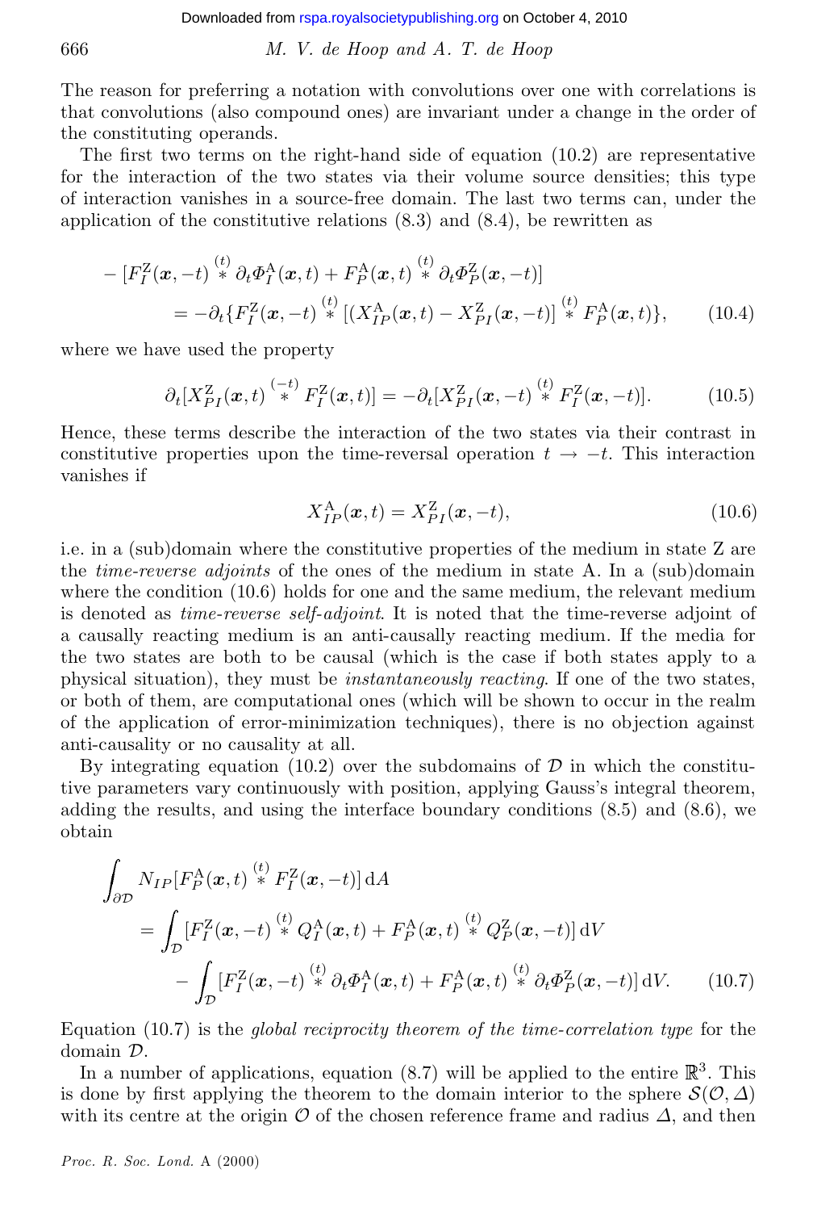The reason for preferring a notation with convolutions over one with correlations is that convolutions (also compound ones) are invariant under a change in the order of the constituting operands.

The first two terms on the right-hand side of equation (10.2) are representative for the interaction of the two states via their volume source densities; this type of interaction vanishes in a source-free domain. The last two terms can, under the application of the constitutive relations (8.3) and (8.4), be rewritten as

$$
\begin{aligned}
-[F_I^{\mathrm{Z}}(\boldsymbol{x},-t) \overset{(t)}{*} \partial_t \Phi_I^{\mathrm{A}}(\boldsymbol{x},t) + F_P^{\mathrm{A}}(\boldsymbol{x},t) \overset{(t)}{*} \partial_t \Phi_P^{\mathrm{Z}}(\boldsymbol{x},-t)] \\
= -\partial_t \{F_I^{\mathrm{Z}}(\boldsymbol{x},-t) \overset{(t)}{*} [(X_{IP}^{\mathrm{A}}(\boldsymbol{x},t) - X_{PI}^{\mathrm{Z}}(\boldsymbol{x},-t)] \overset{(t)}{*} F_P^{\mathrm{A}}(\boldsymbol{x},t)\}, \qquad (10.4)
\end{aligned}
$$

where we have used the property

$$
\partial_t [X_{PI}^{\mathrm{Z}}(\boldsymbol{x},t) \overset{(-t)}{*} F_I^{\mathrm{Z}}(\boldsymbol{x},t)] = -\partial_t [X_{PI}^{\mathrm{Z}}(\boldsymbol{x},-t) \overset{(t)}{*} F_I^{\mathrm{Z}}(\boldsymbol{x},-t)]. \qquad (10.5)
$$

Hence, these terms describe the interaction of the two states via their contrast in constitutive properties upon the time-reversal operation $t \to -t$. This interaction vanishes if

$$
X_{IP}^{\mathrm{A}}(\boldsymbol{x},t) = X_{PI}^{\mathrm{Z}}(\boldsymbol{x},-t), \qquad (10.6)
$$

i.e. in a (sub)domain where the constitutive properties of the medium in state Z are the *time-reverse adjoints* of the ones of the medium in state A. In a (sub)domain where the condition (10.6) holds for one and the same medium, the relevant medium is denoted as *time-reverse self-adjoint*. It is noted that the time-reverse adjoint of a causally reacting medium is an anti-causally reacting medium. If the media for the two states are both to be causal (which is the case if both states apply to a physical situation), they must be *instantaneously reacting*. If one of the two states, or both of them, are computational ones (which will be shown to occur in the realm of the application of error-minimization techniques), there is no objection against anti-causality or no causality at all.

By integrating equation (10.2) over the subdomains of $\mathcal{D}$ in which the constitutive parameters vary continuously with position, applying Gauss's integral theorem, adding the results, and using the interface boundary conditions (8.5) and (8.6), we obtain

$$
\begin{aligned}
\int_{\partial\mathcal{D}} N_{IP}[F_P^{\mathrm{A}}(\boldsymbol{x},t) \overset{(t)}{*} F_I^{\mathrm{Z}}(\boldsymbol{x},-t)]\,\mathrm{d}A \\
= \int_{\mathcal{D}} [F_I^{\mathrm{Z}}(\boldsymbol{x},-t) \overset{(t)}{*} Q_I^{\mathrm{A}}(\boldsymbol{x},t) + F_P^{\mathrm{A}}(\boldsymbol{x},t) \overset{(t)}{*} Q_P^{\mathrm{Z}}(\boldsymbol{x},-t)]\,\mathrm{d}V \\
- \int_{\mathcal{D}} [F_I^{\mathrm{Z}}(\boldsymbol{x},-t) \overset{(t)}{*} \partial_t \Phi_I^{\mathrm{A}}(\boldsymbol{x},t) + F_P^{\mathrm{A}}(\boldsymbol{x},t) \overset{(t)}{*} \partial_t \Phi_P^{\mathrm{Z}}(\boldsymbol{x},-t)]\,\mathrm{d}V. \qquad (10.7)
\end{aligned}
$$

Equation (10.7) is the *global reciprocity theorem of the time-correlation type* for the domain $\mathcal{D}$.

In a number of applications, equation (8.7) will be applied to the entire $\mathbb{R}^3$. This is done by first applying the theorem to the domain interior to the sphere $\mathcal{S}(\mathcal{O},\Delta)$ with its centre at the origin $\mathcal{O}$ of the chosen reference frame and radius $\Delta$, and then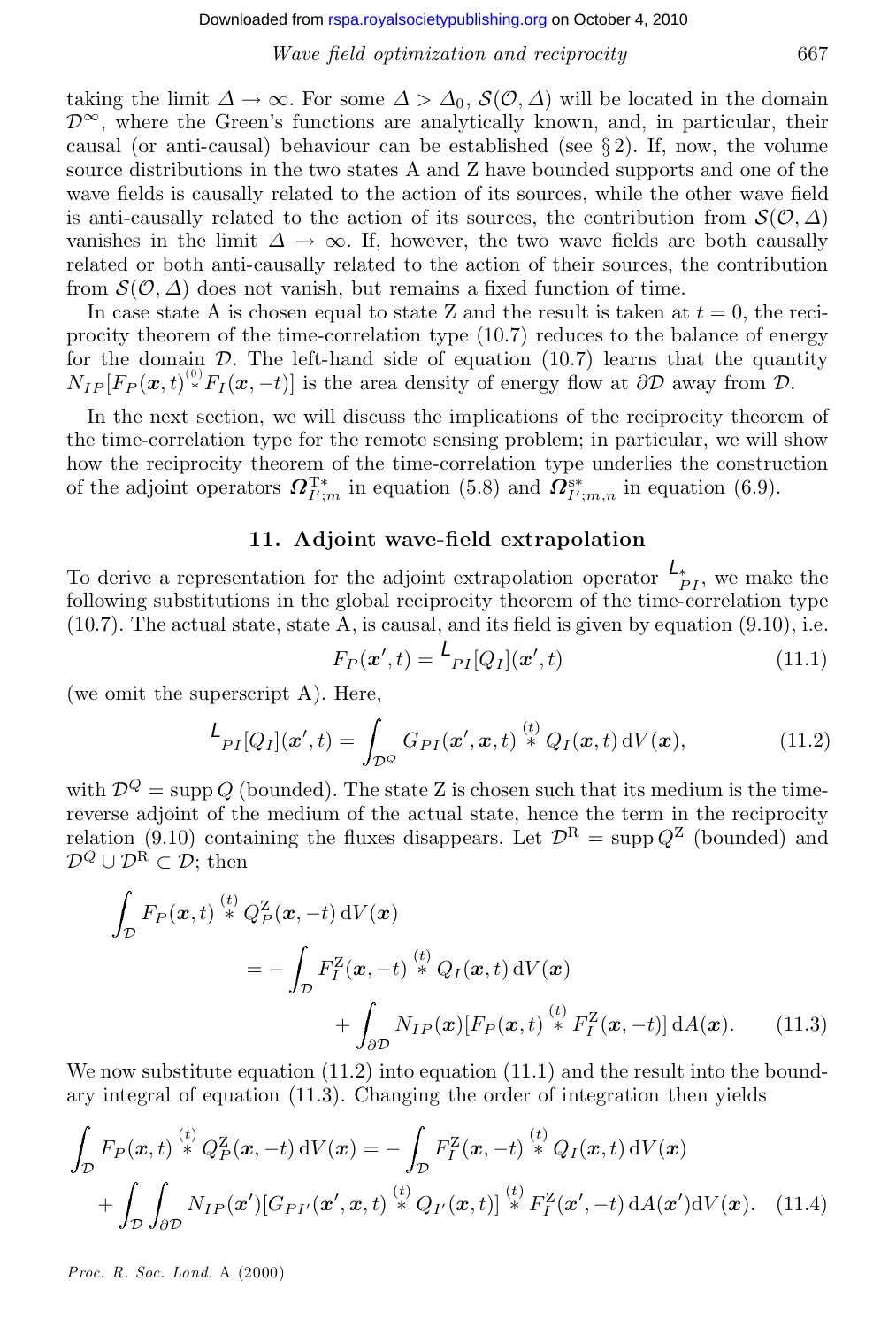taking the limit $\Delta \to \infty$. For some $\Delta > \Delta_0$, $\mathcal{S}(\mathcal{O}, \Delta)$ will be located in the domain $\mathcal{D}^\infty$, where the Green's functions are analytically known, and, in particular, their causal (or anti-causal) behaviour can be established (see § 2). If, now, the volume source distributions in the two states A and Z have bounded supports and one of the wave fields is causally related to the action of its sources, while the other wave field is anti-causally related to the action of its sources, the contribution from $\mathcal{S}(\mathcal{O}, \Delta)$ vanishes in the limit $\Delta \to \infty$. If, however, the two wave fields are both causally related or both anti-causally related to the action of their sources, the contribution from $\mathcal{S}(\mathcal{O}, \Delta)$ does not vanish, but remains a fixed function of time.

In case state A is chosen equal to state Z and the result is taken at $t = 0$, the reciprocity theorem of the time-correlation type (10.7) reduces to the balance of energy for the domain $\mathcal{D}$. The left-hand side of equation (10.7) learns that the quantity $N_{IP}[F_P(\boldsymbol{x}, t) \overset{(0)}{*} F_I(\boldsymbol{x}, -t)]$ is the area density of energy flow at $\partial\mathcal{D}$ away from $\mathcal{D}$.

In the next section, we will discuss the implications of the reciprocity theorem of the time-correlation type for the remote sensing problem; in particular, we will show how the reciprocity theorem of the time-correlation type underlies the construction of the adjoint operators $\boldsymbol{\Omega}^{\mathrm{T}*}_{I';m}$ in equation (5.8) and $\boldsymbol{\Omega}^{\mathrm{s}*}_{I';m,n}$ in equation (6.9).

## 11. Adjoint wave-field extrapolation

To derive a representation for the adjoint extrapolation operator $\mathsf{L}^*_{PI}$, we make the following substitutions in the global reciprocity theorem of the time-correlation type (10.7). The actual state, state A, is causal, and its field is given by equation (9.10), i.e.

$$F_P(\boldsymbol{x}', t) = \mathsf{L}_{PI}[Q_I](\boldsymbol{x}', t) \tag{11.1}$$

(we omit the superscript A). Here,

$$\mathsf{L}_{PI}[Q_I](\boldsymbol{x}', t) = \int_{\mathcal{D}^Q} G_{PI}(\boldsymbol{x}', \boldsymbol{x}, t) \overset{(t)}{*} Q_I(\boldsymbol{x}, t)\,\mathrm{d}V(\boldsymbol{x}), \tag{11.2}$$

with $\mathcal{D}^Q = \operatorname{supp} Q$ (bounded). The state Z is chosen such that its medium is the time-reverse adjoint of the medium of the actual state, hence the term in the reciprocity relation (9.10) containing the fluxes disappears. Let $\mathcal{D}^{\mathrm{R}} = \operatorname{supp} Q^{\mathrm{Z}}$ (bounded) and $\mathcal{D}^Q \cup \mathcal{D}^{\mathrm{R}} \subset \mathcal{D}$; then

$$\begin{aligned}
\int_{\mathcal{D}} F_P(\boldsymbol{x}, t) \overset{(t)}{*} Q^{\mathrm{Z}}_P(\boldsymbol{x}, -t)\,\mathrm{d}V(\boldsymbol{x})
&= -\int_{\mathcal{D}} F^{\mathrm{Z}}_I(\boldsymbol{x}, -t) \overset{(t)}{*} Q_I(\boldsymbol{x}, t)\,\mathrm{d}V(\boldsymbol{x}) \\
&\quad + \int_{\partial\mathcal{D}} N_{IP}(\boldsymbol{x})[F_P(\boldsymbol{x}, t) \overset{(t)}{*} F^{\mathrm{Z}}_I(\boldsymbol{x}, -t)]\,\mathrm{d}A(\boldsymbol{x}).
\end{aligned} \tag{11.3}$$

We now substitute equation (11.2) into equation (11.1) and the result into the boundary integral of equation (11.3). Changing the order of integration then yields

$$\begin{aligned}
\int_{\mathcal{D}} F_P(\boldsymbol{x}, t) \overset{(t)}{*} Q^{\mathrm{Z}}_P(\boldsymbol{x}, -t)\,\mathrm{d}V(\boldsymbol{x}) &= -\int_{\mathcal{D}} F^{\mathrm{Z}}_I(\boldsymbol{x}, -t) \overset{(t)}{*} Q_I(\boldsymbol{x}, t)\,\mathrm{d}V(\boldsymbol{x}) \\
&\quad + \int_{\mathcal{D}} \int_{\partial\mathcal{D}} N_{IP}(\boldsymbol{x}')[G_{PI'}(\boldsymbol{x}', \boldsymbol{x}, t) \overset{(t)}{*} Q_{I'}(\boldsymbol{x}, t)] \overset{(t)}{*} F^{\mathrm{Z}}_I(\boldsymbol{x}', -t)\,\mathrm{d}A(\boldsymbol{x}')\mathrm{d}V(\boldsymbol{x}).
\end{aligned} \tag{11.4}$$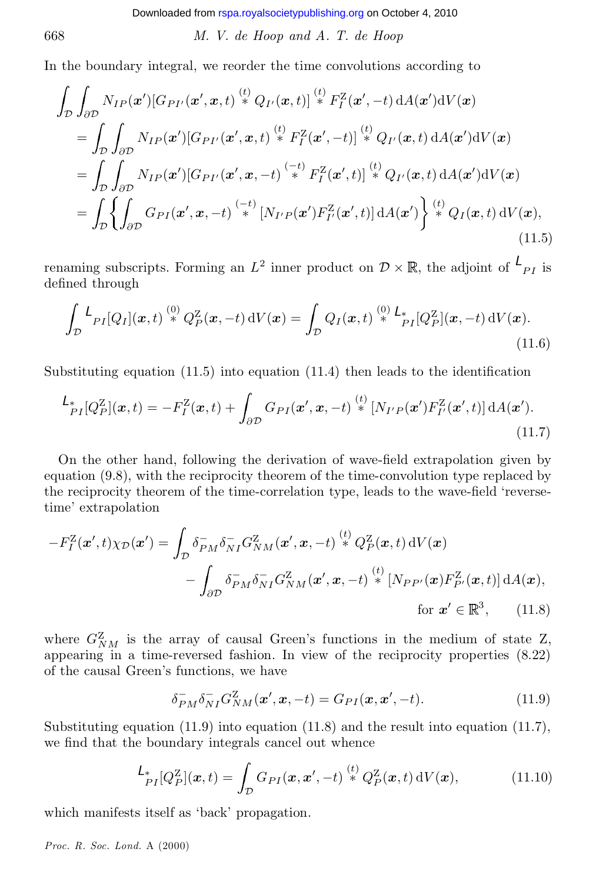In the boundary integral, we reorder the time convolutions according to

$$
\begin{aligned}
\int_{\mathcal{D}} \int_{\partial\mathcal{D}} & N_{IP}(\boldsymbol{x}')[G_{PI'}(\boldsymbol{x}',\boldsymbol{x},t) \overset{(t)}{*} Q_{I'}(\boldsymbol{x},t)] \overset{(t)}{*} F^{\mathrm{Z}}_{I}(\boldsymbol{x}',-t)\,\mathrm{d}A(\boldsymbol{x}')\mathrm{d}V(\boldsymbol{x}) \\
&= \int_{\mathcal{D}} \int_{\partial\mathcal{D}} N_{IP}(\boldsymbol{x}')[G_{PI'}(\boldsymbol{x}',\boldsymbol{x},t) \overset{(t)}{*} F^{\mathrm{Z}}_{I}(\boldsymbol{x}',-t)] \overset{(t)}{*} Q_{I'}(\boldsymbol{x},t)\,\mathrm{d}A(\boldsymbol{x}')\mathrm{d}V(\boldsymbol{x}) \\
&= \int_{\mathcal{D}} \int_{\partial\mathcal{D}} N_{IP}(\boldsymbol{x}')[G_{PI'}(\boldsymbol{x}',\boldsymbol{x},-t) \overset{(-t)}{*} F^{\mathrm{Z}}_{I}(\boldsymbol{x}',t)] \overset{(t)}{*} Q_{I'}(\boldsymbol{x},t)\,\mathrm{d}A(\boldsymbol{x}')\mathrm{d}V(\boldsymbol{x}) \\
&= \int_{\mathcal{D}} \left\{ \int_{\partial\mathcal{D}} G_{PI}(\boldsymbol{x}',\boldsymbol{x},-t) \overset{(-t)}{*} [N_{I'P}(\boldsymbol{x}')F^{\mathrm{Z}}_{I'}(\boldsymbol{x}',t)]\,\mathrm{d}A(\boldsymbol{x}') \right\} \overset{(t)}{*} Q_{I}(\boldsymbol{x},t)\,\mathrm{d}V(\boldsymbol{x}),
\end{aligned}
\tag{11.5}
$$

renaming subscripts. Forming an $L^2$ inner product on $\mathcal{D} \times \mathbb{R}$, the adjoint of $\mathsf{L}_{PI}$ is defined through

$$
\int_{\mathcal{D}} \mathsf{L}_{PI}[Q_I](\boldsymbol{x},t) \overset{(0)}{*} Q^{\mathrm{Z}}_{P}(\boldsymbol{x},-t)\,\mathrm{d}V(\boldsymbol{x}) = \int_{\mathcal{D}} Q_I(\boldsymbol{x},t) \overset{(0)}{*} \mathsf{L}^{*}_{PI}[Q^{\mathrm{Z}}_{P}](\boldsymbol{x},-t)\,\mathrm{d}V(\boldsymbol{x}).
\tag{11.6}
$$

Substituting equation (11.5) into equation (11.4) then leads to the identification

$$
\mathsf{L}^{*}_{PI}[Q^{\mathrm{Z}}_{P}](\boldsymbol{x},t) = -F^{\mathrm{Z}}_{I}(\boldsymbol{x},t) + \int_{\partial\mathcal{D}} G_{PI}(\boldsymbol{x}',\boldsymbol{x},-t) \overset{(t)}{*} [N_{I'P}(\boldsymbol{x}')F^{\mathrm{Z}}_{I'}(\boldsymbol{x}',t)]\,\mathrm{d}A(\boldsymbol{x}').
\tag{11.7}
$$

On the other hand, following the derivation of wave-field extrapolation given by equation (9.8), with the reciprocity theorem of the time-convolution type replaced by the reciprocity theorem of the time-correlation type, leads to the wave-field 'reverse-time' extrapolation

$$
\begin{aligned}
-F^{\mathrm{Z}}_{I}(\boldsymbol{x}',t)\chi_{\mathcal{D}}(\boldsymbol{x}') = & \int_{\mathcal{D}} \delta^{-}_{PM}\delta^{-}_{NI} G^{\mathrm{Z}}_{NM}(\boldsymbol{x}',\boldsymbol{x},-t) \overset{(t)}{*} Q^{\mathrm{Z}}_{P}(\boldsymbol{x},t)\,\mathrm{d}V(\boldsymbol{x}) \\
& - \int_{\partial\mathcal{D}} \delta^{-}_{PM}\delta^{-}_{NI} G^{\mathrm{Z}}_{NM}(\boldsymbol{x}',\boldsymbol{x},-t) \overset{(t)}{*} [N_{PP'}(\boldsymbol{x})F^{\mathrm{Z}}_{P'}(\boldsymbol{x},t)]\,\mathrm{d}A(\boldsymbol{x}), \\
& \text{for } \boldsymbol{x}' \in \mathbb{R}^3,
\end{aligned}
\tag{11.8}
$$

where $G^{\mathrm{Z}}_{NM}$ is the array of causal Green's functions in the medium of state Z, appearing in a time-reversed fashion. In view of the reciprocity properties (8.22) of the causal Green's functions, we have

$$
\delta^{-}_{PM}\delta^{-}_{NI} G^{\mathrm{Z}}_{NM}(\boldsymbol{x}',\boldsymbol{x},-t) = G_{PI}(\boldsymbol{x},\boldsymbol{x}',-t).
\tag{11.9}
$$

Substituting equation (11.9) into equation (11.8) and the result into equation (11.7), we find that the boundary integrals cancel out whence

$$
\mathsf{L}^{*}_{PI}[Q^{\mathrm{Z}}_{P}](\boldsymbol{x},t) = \int_{\mathcal{D}} G_{PI}(\boldsymbol{x},\boldsymbol{x}',-t) \overset{(t)}{*} Q^{\mathrm{Z}}_{P}(\boldsymbol{x},t)\,\mathrm{d}V(\boldsymbol{x}),
\tag{11.10}
$$

which manifests itself as 'back' propagation.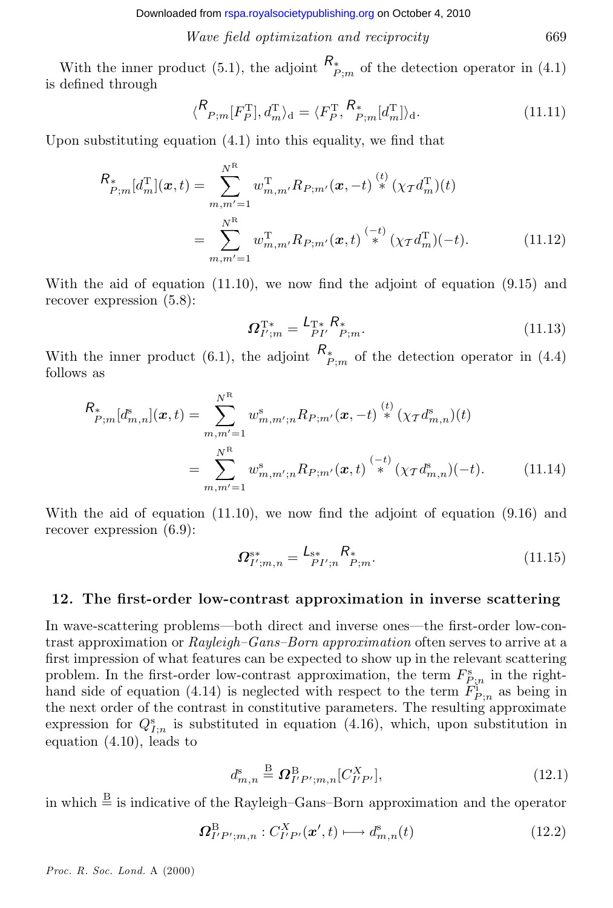With the inner product (5.1), the adjoint $\mathsf{R}^{*}_{P;m}$ of the detection operator in (4.1) is defined through

$$\langle \mathsf{R}_{P;m}[F^{\mathrm{T}}_{P}], d^{\mathrm{T}}_{m}\rangle_{\mathrm{d}} = \langle F^{\mathrm{T}}_{P}, \mathsf{R}^{*}_{P;m}[d^{\mathrm{T}}_{m}]\rangle_{\mathrm{d}}. \tag{11.11}$$

Upon substituting equation (4.1) into this equality, we find that

$$\begin{aligned}
\mathsf{R}^{*}_{P;m}[d^{\mathrm{T}}_{m}](\boldsymbol{x},t) &= \sum_{m,m'=1}^{N^{\mathrm{R}}} w^{\mathrm{T}}_{m,m'} R_{P;m'}(\boldsymbol{x},-t) \overset{(t)}{*} (\chi_{\mathcal{T}} d^{\mathrm{T}}_{m})(t) \\
&= \sum_{m,m'=1}^{N^{\mathrm{R}}} w^{\mathrm{T}}_{m,m'} R_{P;m'}(\boldsymbol{x},t) \overset{(-t)}{*} (\chi_{\mathcal{T}} d^{\mathrm{T}}_{m})(-t).
\end{aligned} \tag{11.12}$$

With the aid of equation (11.10), we now find the adjoint of equation (9.15) and recover expression (5.8):

$$\boldsymbol{\Omega}^{\mathrm{T}*}_{I';m} = \mathsf{L}^{\mathrm{T}*}_{PI'} \mathsf{R}^{*}_{P;m}. \tag{11.13}$$

With the inner product (6.1), the adjoint $\mathsf{R}^{*}_{P;m}$ of the detection operator in (4.4) follows as

$$\begin{aligned}
\mathsf{R}^{*}_{P;m}[d^{\mathrm{s}}_{m,n}](\boldsymbol{x},t) &= \sum_{m,m'=1}^{N^{\mathrm{R}}} w^{\mathrm{s}}_{m,m';n} R_{P;m'}(\boldsymbol{x},-t) \overset{(t)}{*} (\chi_{\mathcal{T}} d^{\mathrm{s}}_{m,n})(t) \\
&= \sum_{m,m'=1}^{N^{\mathrm{R}}} w^{\mathrm{s}}_{m,m';n} R_{P;m'}(\boldsymbol{x},t) \overset{(-t)}{*} (\chi_{\mathcal{T}} d^{\mathrm{s}}_{m,n})(-t).
\end{aligned} \tag{11.14}$$

With the aid of equation (11.10), we now find the adjoint of equation (9.16) and recover expression (6.9):

$$\boldsymbol{\Omega}^{\mathrm{s}*}_{I';m,n} = \mathsf{L}^{\mathrm{s}*}_{PI';n} \mathsf{R}^{*}_{P;m}. \tag{11.15}$$

## 12. The first-order low-contrast approximation in inverse scattering

In wave-scattering problems—both direct and inverse ones—the first-order low-contrast approximation or *Rayleigh–Gans–Born approximation* often serves to arrive at a first impression of what features can be expected to show up in the relevant scattering problem. In the first-order low-contrast approximation, the term $F^{\mathrm{s}}_{P;n}$ in the right-hand side of equation (4.14) is neglected with respect to the term $F^{\mathrm{i}}_{P;n}$ as being in the next order of the contrast in constitutive parameters. The resulting approximate expression for $Q^{\mathrm{s}}_{I;n}$ is substituted in equation (4.16), which, upon substitution in equation (4.10), leads to

$$d^{\mathrm{s}}_{m,n} \overset{\mathrm{B}}{=} \boldsymbol{\Omega}^{\mathrm{B}}_{I'P';m,n}[C^{X}_{I'P'}], \tag{12.1}$$

in which $\overset{\mathrm{B}}{=}$ is indicative of the Rayleigh–Gans–Born approximation and the operator

$$\boldsymbol{\Omega}^{\mathrm{B}}_{I'P';m,n} : C^{X}_{I'P'}(\boldsymbol{x}',t) \longmapsto d^{\mathrm{s}}_{m,n}(t) \tag{12.2}$$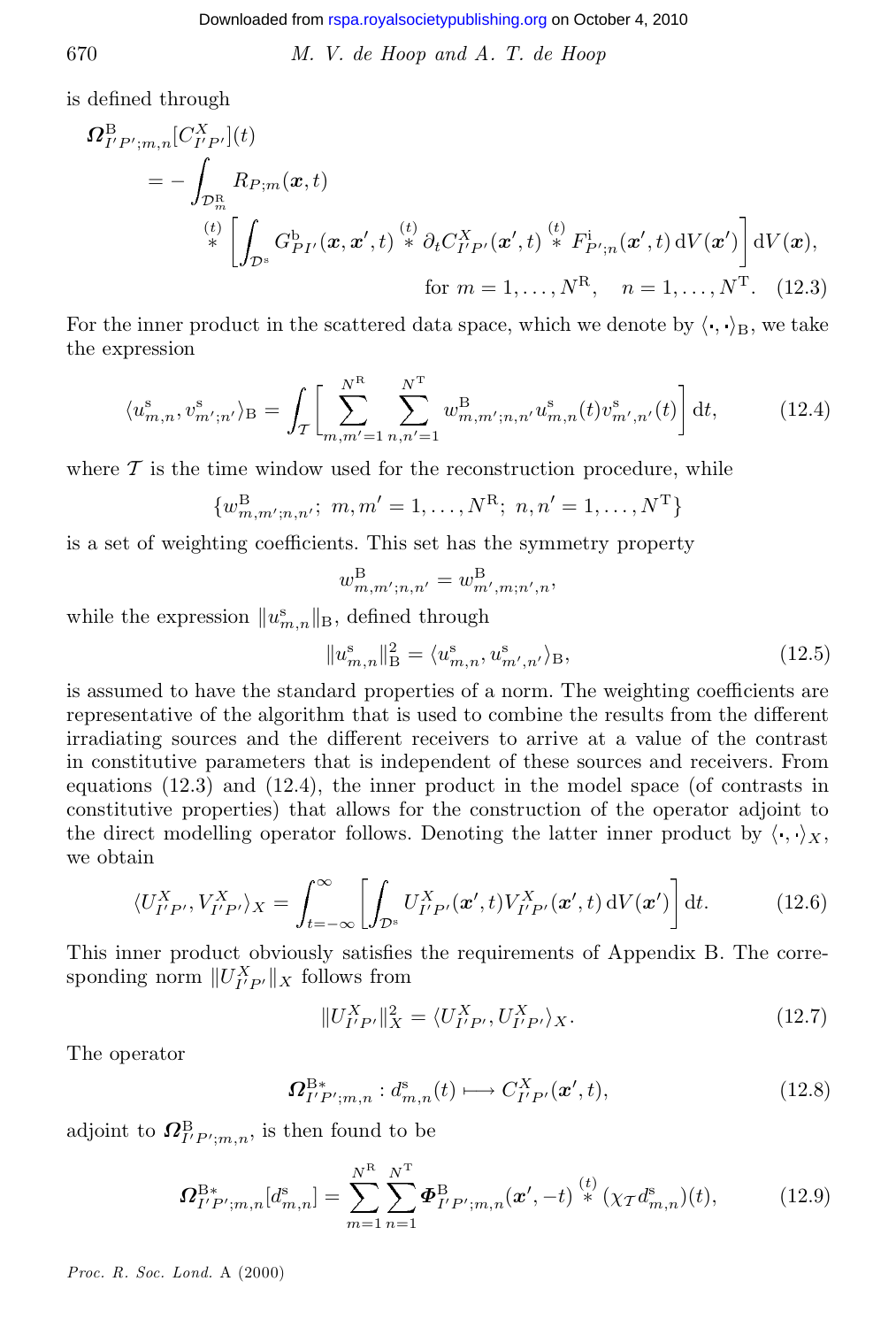is defined through

$$
\begin{aligned}
\boldsymbol{\Omega}^{\mathrm{B}}_{I'P';m,n}[C^X_{I'P'}](t)
&= -\int_{\mathcal{D}^{\mathrm{R}}_m} R_{P;m}(\boldsymbol{x},t) \\
&\quad \overset{(t)}{*} \left[ \int_{\mathcal{D}^{\mathrm{s}}} G^{\mathrm{b}}_{PI'}(\boldsymbol{x},\boldsymbol{x}',t) \overset{(t)}{*} \partial_t C^X_{I'P'}(\boldsymbol{x}',t) \overset{(t)}{*} F^{\mathrm{i}}_{P';n}(\boldsymbol{x}',t)\,\mathrm{d}V(\boldsymbol{x}') \right] \mathrm{d}V(\boldsymbol{x}), \\
&\qquad \text{for } m = 1,\dots,N^{\mathrm{R}}, \quad n = 1,\dots,N^{\mathrm{T}}. \qquad (12.3)
\end{aligned}
$$

For the inner product in the scattered data space, which we denote by $\langle\cdot,\cdot\rangle_{\mathrm{B}}$, we take the expression

$$
\langle u^{\mathrm{s}}_{m,n}, v^{\mathrm{s}}_{m';n'}\rangle_{\mathrm{B}} = \int_{\mathcal{T}} \left[ \sum_{m,m'=1}^{N^{\mathrm{R}}} \sum_{n,n'=1}^{N^{\mathrm{T}}} w^{\mathrm{B}}_{m,m';n,n'}\, u^{\mathrm{s}}_{m,n}(t) v^{\mathrm{s}}_{m',n'}(t) \right] \mathrm{d}t, \qquad (12.4)
$$

where $\mathcal{T}$ is the time window used for the reconstruction procedure, while

$$
\{w^{\mathrm{B}}_{m,m';n,n'};\ m,m' = 1,\dots,N^{\mathrm{R}};\ n,n' = 1,\dots,N^{\mathrm{T}}\}
$$

is a set of weighting coefficients. This set has the symmetry property

$$
w^{\mathrm{B}}_{m,m';n,n'} = w^{\mathrm{B}}_{m',m;n',n},
$$

while the expression $\|u^{\mathrm{s}}_{m,n}\|_{\mathrm{B}}$, defined through

$$
\|u^{\mathrm{s}}_{m,n}\|^2_{\mathrm{B}} = \langle u^{\mathrm{s}}_{m,n}, u^{\mathrm{s}}_{m',n'}\rangle_{\mathrm{B}}, \qquad (12.5)
$$

is assumed to have the standard properties of a norm. The weighting coefficients are representative of the algorithm that is used to combine the results from the different irradiating sources and the different receivers to arrive at a value of the contrast in constitutive parameters that is independent of these sources and receivers. From equations (12.3) and (12.4), the inner product in the model space (of contrasts in constitutive properties) that allows for the construction of the operator adjoint to the direct modelling operator follows. Denoting the latter inner product by $\langle\cdot,\cdot\rangle_X$, we obtain

$$
\langle U^X_{I'P'}, V^X_{I'P'}\rangle_X = \int_{t=-\infty}^{\infty} \left[ \int_{\mathcal{D}^{\mathrm{s}}} U^X_{I'P'}(\boldsymbol{x}',t) V^X_{I'P'}(\boldsymbol{x}',t)\,\mathrm{d}V(\boldsymbol{x}') \right] \mathrm{d}t. \qquad (12.6)
$$

This inner product obviously satisfies the requirements of Appendix B. The corresponding norm $\|U^X_{I'P'}\|_X$ follows from

$$
\|U^X_{I'P'}\|^2_X = \langle U^X_{I'P'}, U^X_{I'P'}\rangle_X. \qquad (12.7)
$$

The operator

$$
\boldsymbol{\Omega}^{\mathrm{B}*}_{I'P';m,n} : d^{\mathrm{s}}_{m,n}(t) \longmapsto C^X_{I'P'}(\boldsymbol{x}',t), \qquad (12.8)
$$

adjoint to $\boldsymbol{\Omega}^{\mathrm{B}}_{I'P';m,n}$, is then found to be

$$
\boldsymbol{\Omega}^{\mathrm{B}*}_{I'P';m,n}[d^{\mathrm{s}}_{m,n}] = \sum_{m=1}^{N^{\mathrm{R}}} \sum_{n=1}^{N^{\mathrm{T}}} \boldsymbol{\Phi}^{\mathrm{B}}_{I'P';m,n}(\boldsymbol{x}',-t) \overset{(t)}{*} (\chi_{\mathcal{T}} d^{\mathrm{s}}_{m,n})(t), \qquad (12.9)
$$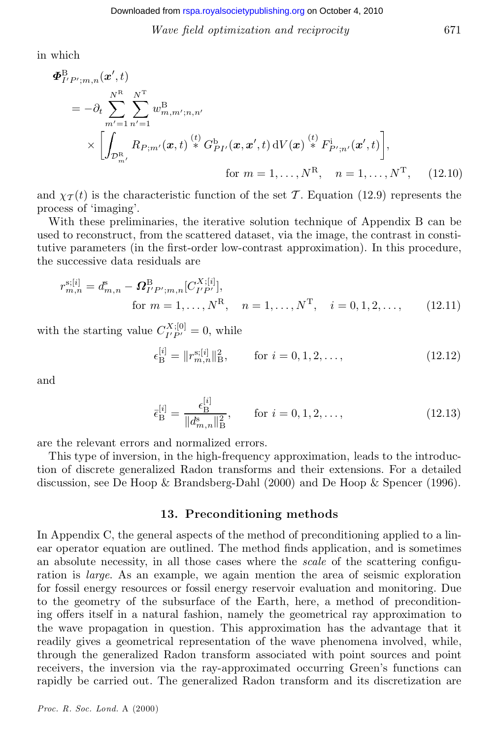in which

$$
\begin{aligned}
\boldsymbol{\Phi}^{\mathrm{B}}_{I'P';m,n}(\boldsymbol{x}',t) &= -\partial_t \sum_{m'=1}^{N^{\mathrm{R}}} \sum_{n'=1}^{N^{\mathrm{T}}} w^{\mathrm{B}}_{m,m';n,n'} \\
&\quad \times \left[ \int_{\mathcal{D}^{\mathrm{R}}_{m'}} R_{P;m'}(\boldsymbol{x},t) \overset{(t)}{*} G^{\mathrm{b}}_{PI'}(\boldsymbol{x},\boldsymbol{x}',t) \, \mathrm{d}V(\boldsymbol{x}) \overset{(t)}{*} F^{\mathrm{i}}_{P';n'}(\boldsymbol{x}',t) \right], \\
&\qquad \text{for } m = 1,\ldots,N^{\mathrm{R}}, \quad n = 1,\ldots,N^{\mathrm{T}}, \qquad (12.10)
\end{aligned}
$$

and $\chi_{\mathcal{T}}(t)$ is the characteristic function of the set $\mathcal{T}$. Equation (12.9) represents the process of 'imaging'.

With these preliminaries, the iterative solution technique of Appendix B can be used to reconstruct, from the scattered dataset, via the image, the contrast in constitutive parameters (in the first-order low-contrast approximation). In this procedure, the successive data residuals are

$$
r^{\mathrm{s};[i]}_{m,n} = d^{\mathrm{s}}_{m,n} - \boldsymbol{\Omega}^{\mathrm{B}}_{I'P';m,n}[C^{X;[i]}_{I'P'}], \quad \text{for } m = 1,\ldots,N^{\mathrm{R}}, \quad n = 1,\ldots,N^{\mathrm{T}}, \quad i = 0,1,2,\ldots, \qquad (12.11)
$$

with the starting value $C^{X;[0]}_{I'P'} = 0$, while

$$
\epsilon^{[i]}_{\mathrm{B}} = \| r^{\mathrm{s};[i]}_{m,n} \|^2_{\mathrm{B}}, \qquad \text{for } i = 0,1,2,\ldots, \qquad (12.12)
$$

and

$$
\bar{\epsilon}^{[i]}_{\mathrm{B}} = \frac{\epsilon^{[i]}_{\mathrm{B}}}{\| d^{\mathrm{s}}_{m,n} \|^2_{\mathrm{B}}}, \qquad \text{for } i = 0,1,2,\ldots, \qquad (12.13)
$$

are the relevant errors and normalized errors.

This type of inversion, in the high-frequency approximation, leads to the introduction of discrete generalized Radon transforms and their extensions. For a detailed discussion, see De Hoop & Brandsberg-Dahl (2000) and De Hoop & Spencer (1996).

## 13. Preconditioning methods

In Appendix C, the general aspects of the method of preconditioning applied to a linear operator equation are outlined. The method finds application, and is sometimes an absolute necessity, in all those cases where the *scale* of the scattering configuration is *large*. As an example, we again mention the area of seismic exploration for fossil energy resources or fossil energy reservoir evaluation and monitoring. Due to the geometry of the subsurface of the Earth, here, a method of preconditioning offers itself in a natural fashion, namely the geometrical ray approximation to the wave propagation in question. This approximation has the advantage that it readily gives a geometrical representation of the wave phenomena involved, while, through the generalized Radon transform associated with point sources and point receivers, the inversion via the ray-approximated occurring Green's functions can rapidly be carried out. The generalized Radon transform and its discretization are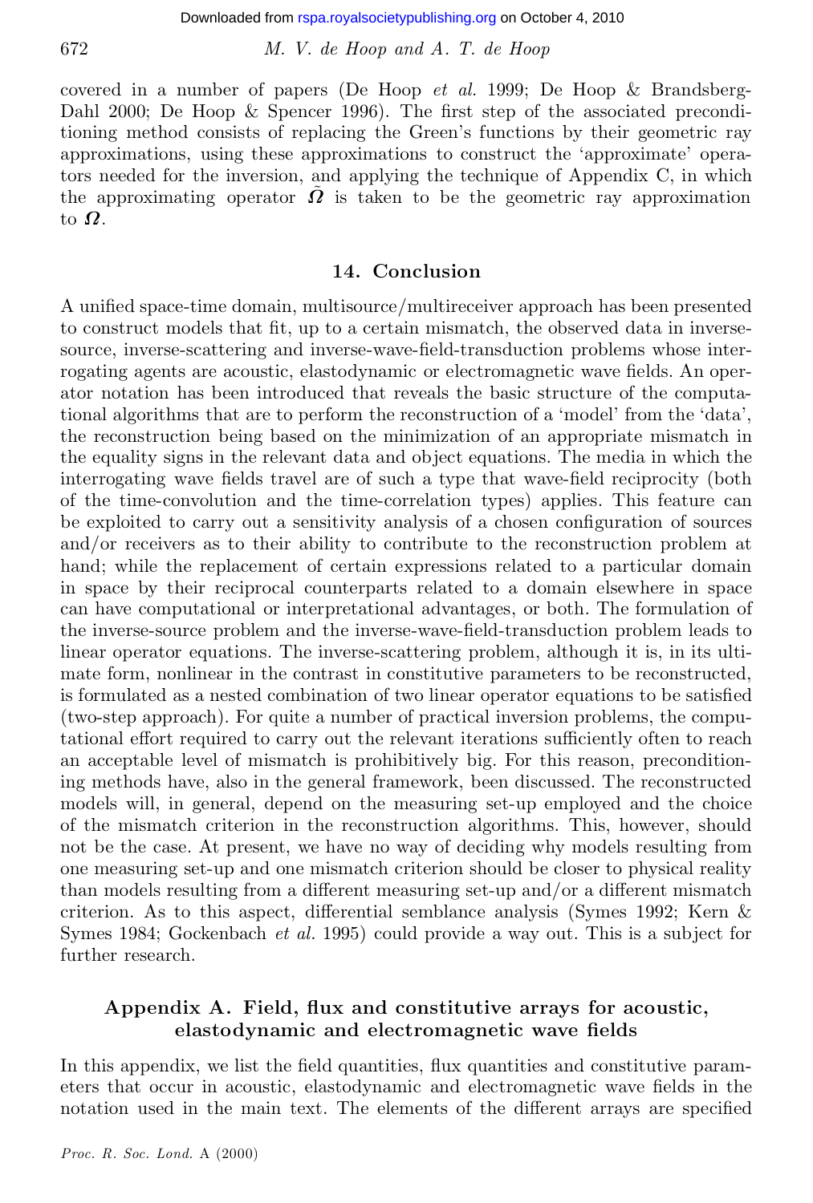covered in a number of papers (De Hoop *et al.* 1999; De Hoop & Brandsberg-Dahl 2000; De Hoop & Spencer 1996). The first step of the associated preconditioning method consists of replacing the Green's functions by their geometric ray approximations, using these approximations to construct the 'approximate' operators needed for the inversion, and applying the technique of Appendix C, in which the approximating operator $\tilde{\boldsymbol{\Omega}}$ is taken to be the geometric ray approximation to $\boldsymbol{\Omega}$.

## 14. Conclusion

A unified space-time domain, multisource/multireceiver approach has been presented to construct models that fit, up to a certain mismatch, the observed data in inverse-source, inverse-scattering and inverse-wave-field-transduction problems whose interrogating agents are acoustic, elastodynamic or electromagnetic wave fields. An operator notation has been introduced that reveals the basic structure of the computational algorithms that are to perform the reconstruction of a 'model' from the 'data', the reconstruction being based on the minimization of an appropriate mismatch in the equality signs in the relevant data and object equations. The media in which the interrogating wave fields travel are of such a type that wave-field reciprocity (both of the time-convolution and the time-correlation types) applies. This feature can be exploited to carry out a sensitivity analysis of a chosen configuration of sources and/or receivers as to their ability to contribute to the reconstruction problem at hand; while the replacement of certain expressions related to a particular domain in space by their reciprocal counterparts related to a domain elsewhere in space can have computational or interpretational advantages, or both. The formulation of the inverse-source problem and the inverse-wave-field-transduction problem leads to linear operator equations. The inverse-scattering problem, although it is, in its ultimate form, nonlinear in the contrast in constitutive parameters to be reconstructed, is formulated as a nested combination of two linear operator equations to be satisfied (two-step approach). For quite a number of practical inversion problems, the computational effort required to carry out the relevant iterations sufficiently often to reach an acceptable level of mismatch is prohibitively big. For this reason, preconditioning methods have, also in the general framework, been discussed. The reconstructed models will, in general, depend on the measuring set-up employed and the choice of the mismatch criterion in the reconstruction algorithms. This, however, should not be the case. At present, we have no way of deciding why models resulting from one measuring set-up and one mismatch criterion should be closer to physical reality than models resulting from a different measuring set-up and/or a different mismatch criterion. As to this aspect, differential semblance analysis (Symes 1992; Kern & Symes 1984; Gockenbach *et al.* 1995) could provide a way out. This is a subject for further research.

## Appendix A. Field, flux and constitutive arrays for acoustic, elastodynamic and electromagnetic wave fields

In this appendix, we list the field quantities, flux quantities and constitutive parameters that occur in acoustic, elastodynamic and electromagnetic wave fields in the notation used in the main text. The elements of the different arrays are specified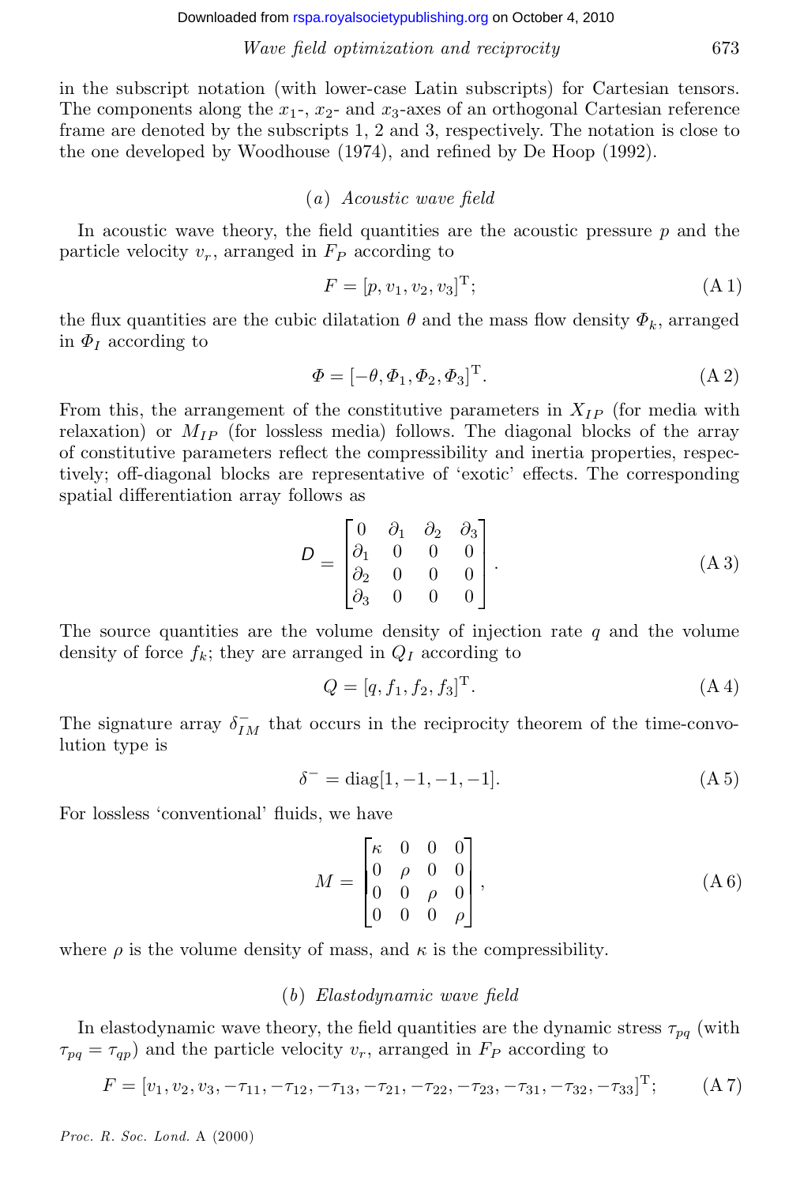in the subscript notation (with lower-case Latin subscripts) for Cartesian tensors. The components along the $x_1$-, $x_2$- and $x_3$-axes of an orthogonal Cartesian reference frame are denoted by the subscripts 1, 2 and 3, respectively. The notation is close to the one developed by Woodhouse (1974), and refined by De Hoop (1992).

### (a) *Acoustic wave field*

In acoustic wave theory, the field quantities are the acoustic pressure $p$ and the particle velocity $v_r$, arranged in $F_P$ according to

$$F = [p, v_1, v_2, v_3]^{\mathrm{T}}; \tag{A 1}$$

the flux quantities are the cubic dilatation $\theta$ and the mass flow density $\Phi_k$, arranged in $\Phi_I$ according to

$$\Phi = [-\theta, \Phi_1, \Phi_2, \Phi_3]^{\mathrm{T}}. \tag{A 2}$$

From this, the arrangement of the constitutive parameters in $X_{IP}$ (for media with relaxation) or $M_{IP}$ (for lossless media) follows. The diagonal blocks of the array of constitutive parameters reflect the compressibility and inertia properties, respectively; off-diagonal blocks are representative of 'exotic' effects. The corresponding spatial differentiation array follows as

$$\mathsf{D} = \begin{bmatrix} 0 & \partial_1 & \partial_2 & \partial_3 \\ \partial_1 & 0 & 0 & 0 \\ \partial_2 & 0 & 0 & 0 \\ \partial_3 & 0 & 0 & 0 \end{bmatrix}. \tag{A 3}$$

The source quantities are the volume density of injection rate $q$ and the volume density of force $f_k$; they are arranged in $Q_I$ according to

$$Q = [q, f_1, f_2, f_3]^{\mathrm{T}}. \tag{A 4}$$

The signature array $\delta^-_{IM}$ that occurs in the reciprocity theorem of the time-convolution type is

$$\delta^- = \mathrm{diag}[1, -1, -1, -1]. \tag{A 5}$$

For lossless 'conventional' fluids, we have

$$M = \begin{bmatrix} \kappa & 0 & 0 & 0 \\ 0 & \rho & 0 & 0 \\ 0 & 0 & \rho & 0 \\ 0 & 0 & 0 & \rho \end{bmatrix}, \tag{A 6}$$

where $\rho$ is the volume density of mass, and $\kappa$ is the compressibility.

### (b) *Elastodynamic wave field*

In elastodynamic wave theory, the field quantities are the dynamic stress $\tau_{pq}$ (with $\tau_{pq} = \tau_{qp}$) and the particle velocity $v_r$, arranged in $F_P$ according to

$$F = [v_1, v_2, v_3, -\tau_{11}, -\tau_{12}, -\tau_{13}, -\tau_{21}, -\tau_{22}, -\tau_{23}, -\tau_{31}, -\tau_{32}, -\tau_{33}]^{\mathrm{T}}; \tag{A 7}$$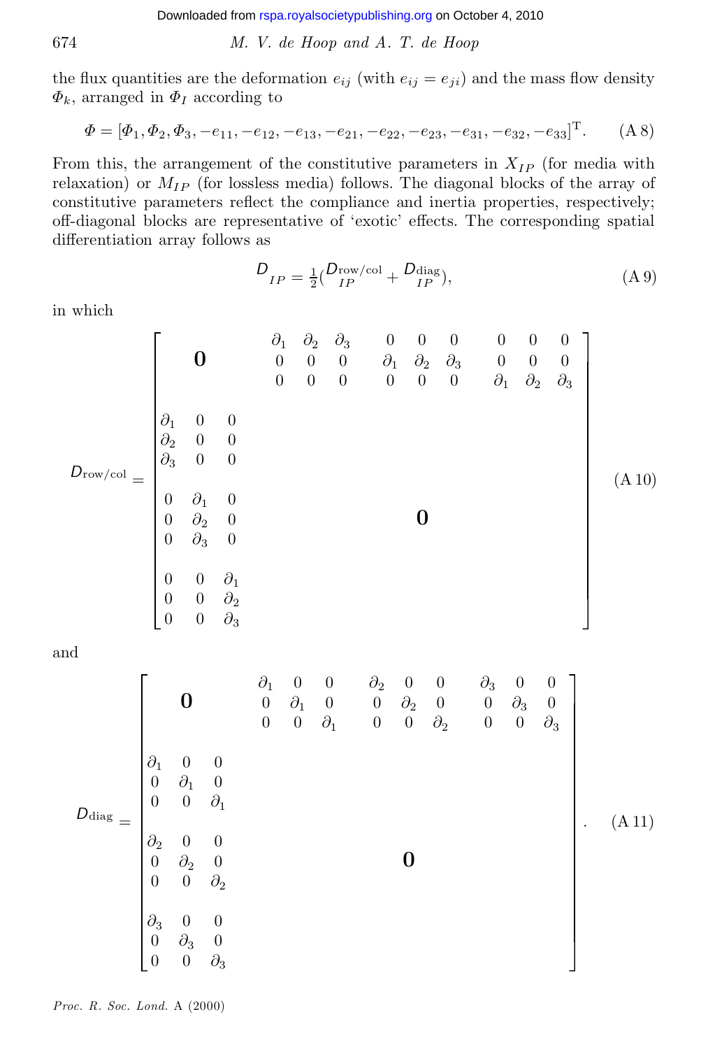the flux quantities are the deformation $e_{ij}$ (with $e_{ij} = e_{ji}$) and the mass flow density $\Phi_k$, arranged in $\Phi_I$ according to

$$\Phi = [\Phi_1, \Phi_2, \Phi_3, -e_{11}, -e_{12}, -e_{13}, -e_{21}, -e_{22}, -e_{23}, -e_{31}, -e_{32}, -e_{33}]^{\mathrm{T}}. \tag{A 8}$$

From this, the arrangement of the constitutive parameters in $X_{IP}$ (for media with relaxation) or $M_{IP}$ (for lossless media) follows. The diagonal blocks of the array of constitutive parameters reflect the compliance and inertia properties, respectively; off-diagonal blocks are representative of 'exotic' effects. The corresponding spatial differentiation array follows as

$$D_{IP} = \tfrac{1}{2}(D^{\mathrm{row/col}}_{IP} + D^{\mathrm{diag}}_{IP}), \tag{A 9}$$

in which

$$D_{\mathrm{row/col}} = \left[\begin{array}{ccc|ccccccccc}
 & \mathbf{0} & & \partial_1 & \partial_2 & \partial_3 & 0 & 0 & 0 & 0 & 0 & 0 \\
 & & & 0 & 0 & 0 & \partial_1 & \partial_2 & \partial_3 & 0 & 0 & 0 \\
 & & & 0 & 0 & 0 & 0 & 0 & 0 & \partial_1 & \partial_2 & \partial_3 \\
\hline
\partial_1 & 0 & 0 & & & & & & & & & \\
\partial_2 & 0 & 0 & & & & & & & & & \\
\partial_3 & 0 & 0 & & & & & & & & & \\
0 & \partial_1 & 0 & & & & & & & & & \\
0 & \partial_2 & 0 & & & & & \mathbf{0} & & & & \\
0 & \partial_3 & 0 & & & & & & & & & \\
0 & 0 & \partial_1 & & & & & & & & & \\
0 & 0 & \partial_2 & & & & & & & & & \\
0 & 0 & \partial_3 & & & & & & & & &
\end{array}\right] \tag{A 10}$$

and

$$D_{\mathrm{diag}} = \left[\begin{array}{ccc|ccccccccc}
 & \mathbf{0} & & \partial_1 & 0 & 0 & \partial_2 & 0 & 0 & \partial_3 & 0 & 0 \\
 & & & 0 & \partial_1 & 0 & 0 & \partial_2 & 0 & 0 & \partial_3 & 0 \\
 & & & 0 & 0 & \partial_1 & 0 & 0 & \partial_2 & 0 & 0 & \partial_3 \\
\hline
\partial_1 & 0 & 0 & & & & & & & & & \\
0 & \partial_1 & 0 & & & & & & & & & \\
0 & 0 & \partial_1 & & & & & & & & & \\
\partial_2 & 0 & 0 & & & & & & & & & \\
0 & \partial_2 & 0 & & & & & \mathbf{0} & & & & \\
0 & 0 & \partial_2 & & & & & & & & & \\
\partial_3 & 0 & 0 & & & & & & & & & \\
0 & \partial_3 & 0 & & & & & & & & & \\
0 & 0 & \partial_3 & & & & & & & & &
\end{array}\right]. \tag{A 11}$$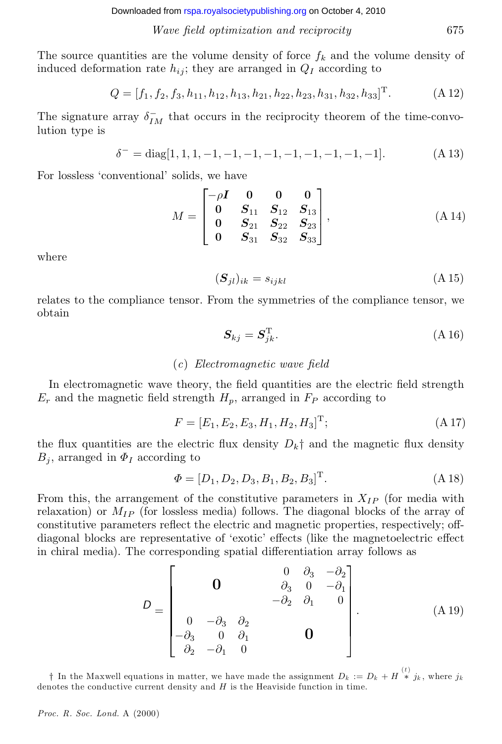The source quantities are the volume density of force $f_k$ and the volume density of induced deformation rate $h_{ij}$; they are arranged in $Q_I$ according to

$$Q = [f_1, f_2, f_3, h_{11}, h_{12}, h_{13}, h_{21}, h_{22}, h_{23}, h_{31}, h_{32}, h_{33}]^{\mathrm{T}}. \tag{A 12}$$

The signature array $\delta^-_{IM}$ that occurs in the reciprocity theorem of the time-convolution type is

$$\delta^- = \mathrm{diag}[1, 1, 1, -1, -1, -1, -1, -1, -1, -1, -1, -1]. \tag{A 13}$$

For lossless 'conventional' solids, we have

$$M = \begin{bmatrix} -\rho \boldsymbol{I} & \boldsymbol{0} & \boldsymbol{0} & \boldsymbol{0} \\ \boldsymbol{0} & \boldsymbol{S}_{11} & \boldsymbol{S}_{12} & \boldsymbol{S}_{13} \\ \boldsymbol{0} & \boldsymbol{S}_{21} & \boldsymbol{S}_{22} & \boldsymbol{S}_{23} \\ \boldsymbol{0} & \boldsymbol{S}_{31} & \boldsymbol{S}_{32} & \boldsymbol{S}_{33} \end{bmatrix}, \tag{A 14}$$

where

$$(\boldsymbol{S}_{jl})_{ik} = s_{ijkl} \tag{A 15}$$

relates to the compliance tensor. From the symmetries of the compliance tensor, we obtain

$$\boldsymbol{S}_{kj} = \boldsymbol{S}^{\mathrm{T}}_{jk}. \tag{A 16}$$

### (c) *Electromagnetic wave field*

In electromagnetic wave theory, the field quantities are the electric field strength $E_r$ and the magnetic field strength $H_p$, arranged in $F_P$ according to

$$F = [E_1, E_2, E_3, H_1, H_2, H_3]^{\mathrm{T}}; \tag{A 17}$$

the flux quantities are the electric flux density $D_k$† and the magnetic flux density $B_j$, arranged in $\Phi_I$ according to

$$\Phi = [D_1, D_2, D_3, B_1, B_2, B_3]^{\mathrm{T}}. \tag{A 18}$$

From this, the arrangement of the constitutive parameters in $X_{IP}$ (for media with relaxation) or $M_{IP}$ (for lossless media) follows. The diagonal blocks of the array of constitutive parameters reflect the electric and magnetic properties, respectively; off-diagonal blocks are representative of 'exotic' effects (like the magnetoelectric effect in chiral media). The corresponding spatial differentiation array follows as

$$\mathsf{D} = \left[\begin{array}{ccc|ccc} & & & 0 & \partial_3 & -\partial_2 \\ & \boldsymbol{0} & & \partial_3 & 0 & -\partial_1 \\ & & & -\partial_2 & \partial_1 & 0 \\ \hline 0 & -\partial_3 & \partial_2 & & & \\ -\partial_3 & 0 & \partial_1 & & \boldsymbol{0} & \\ \partial_2 & -\partial_1 & 0 & & & \end{array}\right]. \tag{A 19}$$

† In the Maxwell equations in matter, we have made the assignment $D_k := D_k + H \overset{(t)}{*} j_k$, where $j_k$ denotes the conductive current density and $H$ is the Heaviside function in time.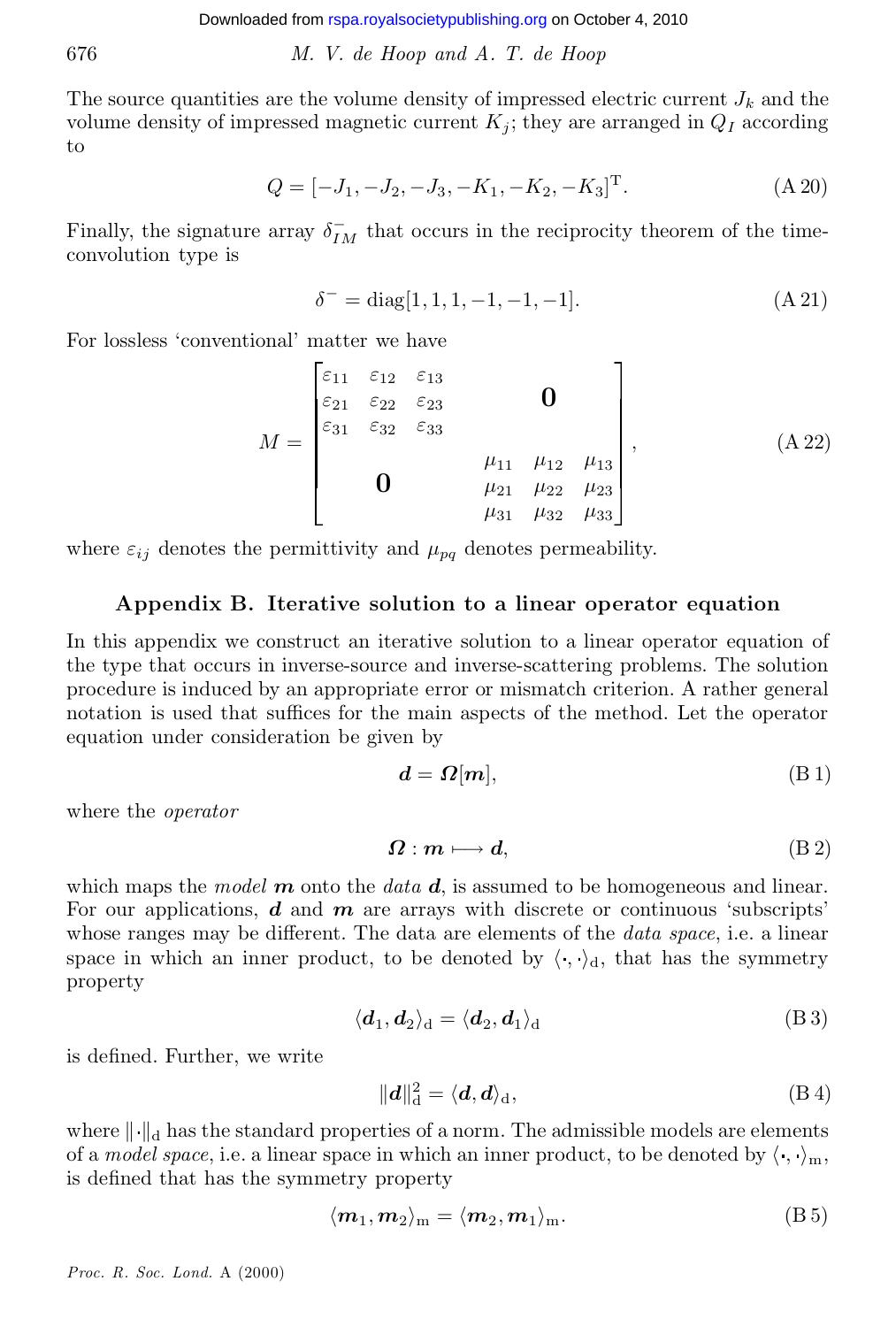The source quantities are the volume density of impressed electric current $J_k$ and the volume density of impressed magnetic current $K_j$; they are arranged in $Q_I$ according to

$$Q = [-J_1, -J_2, -J_3, -K_1, -K_2, -K_3]^{\mathrm{T}}. \tag{A 20}$$

Finally, the signature array $\delta^{-}_{IM}$ that occurs in the reciprocity theorem of the time-convolution type is

$$\delta^{-} = \mathrm{diag}[1, 1, 1, -1, -1, -1]. \tag{A 21}$$

For lossless 'conventional' matter we have

$$M = \begin{bmatrix} \begin{matrix} \varepsilon_{11} & \varepsilon_{12} & \varepsilon_{13} \\ \varepsilon_{21} & \varepsilon_{22} & \varepsilon_{23} \\ \varepsilon_{31} & \varepsilon_{32} & \varepsilon_{33} \end{matrix} & \mathbf{0} \\ \mathbf{0} & \begin{matrix} \mu_{11} & \mu_{12} & \mu_{13} \\ \mu_{21} & \mu_{22} & \mu_{23} \\ \mu_{31} & \mu_{32} & \mu_{33} \end{matrix} \end{bmatrix}, \tag{A 22}$$

where $\varepsilon_{ij}$ denotes the permittivity and $\mu_{pq}$ denotes permeability.

## Appendix B. Iterative solution to a linear operator equation

In this appendix we construct an iterative solution to a linear operator equation of the type that occurs in inverse-source and inverse-scattering problems. The solution procedure is induced by an appropriate error or mismatch criterion. A rather general notation is used that suffices for the main aspects of the method. Let the operator equation under consideration be given by

$$\boldsymbol{d} = \boldsymbol{\Omega}[\boldsymbol{m}], \tag{B 1}$$

where the *operator*

$$\boldsymbol{\Omega} : \boldsymbol{m} \longmapsto \boldsymbol{d}, \tag{B 2}$$

which maps the *model* $\boldsymbol{m}$ onto the *data* $\boldsymbol{d}$, is assumed to be homogeneous and linear. For our applications, $\boldsymbol{d}$ and $\boldsymbol{m}$ are arrays with discrete or continuous 'subscripts' whose ranges may be different. The data are elements of the *data space*, i.e. a linear space in which an inner product, to be denoted by $\langle \cdot, \cdot \rangle_{\mathrm{d}}$, that has the symmetry property

$$\langle \boldsymbol{d}_1, \boldsymbol{d}_2 \rangle_{\mathrm{d}} = \langle \boldsymbol{d}_2, \boldsymbol{d}_1 \rangle_{\mathrm{d}} \tag{B 3}$$

is defined. Further, we write

$$\|\boldsymbol{d}\|^2_{\mathrm{d}} = \langle \boldsymbol{d}, \boldsymbol{d} \rangle_{\mathrm{d}}, \tag{B 4}$$

where $\|\cdot\|_{\mathrm{d}}$ has the standard properties of a norm. The admissible models are elements of a *model space*, i.e. a linear space in which an inner product, to be denoted by $\langle \cdot, \cdot \rangle_{\mathrm{m}}$, is defined that has the symmetry property

$$\langle \boldsymbol{m}_1, \boldsymbol{m}_2 \rangle_{\mathrm{m}} = \langle \boldsymbol{m}_2, \boldsymbol{m}_1 \rangle_{\mathrm{m}}. \tag{B 5}$$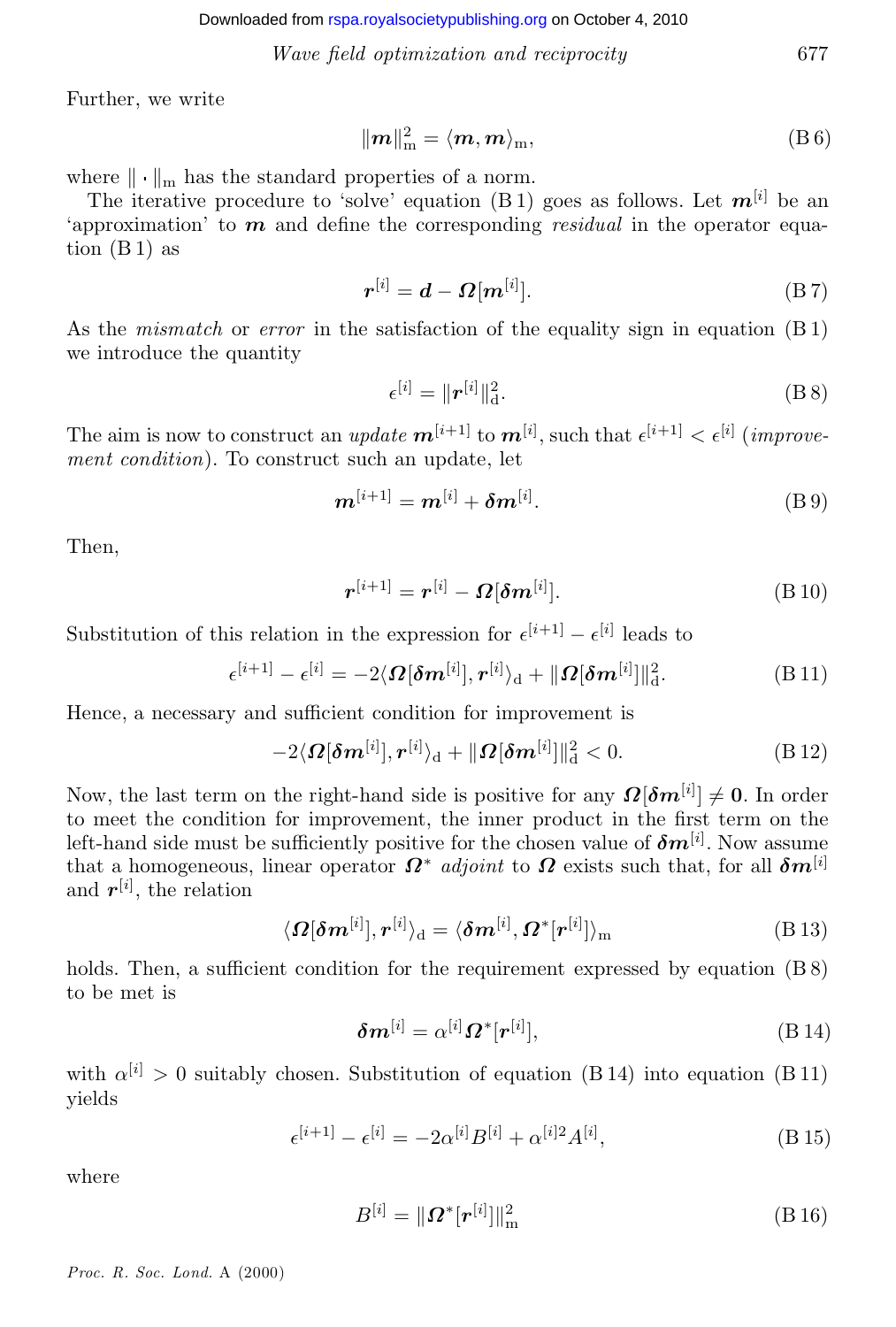Further, we write

$$\|\boldsymbol{m}\|_{\mathrm{m}}^2 = \langle \boldsymbol{m}, \boldsymbol{m} \rangle_{\mathrm{m}}, \tag{B 6}$$

where $\|\cdot\|_{\mathrm{m}}$ has the standard properties of a norm.

The iterative procedure to 'solve' equation (B 1) goes as follows. Let $\boldsymbol{m}^{[i]}$ be an 'approximation' to $\boldsymbol{m}$ and define the corresponding *residual* in the operator equation (B 1) as

$$\boldsymbol{r}^{[i]} = \boldsymbol{d} - \boldsymbol{\Omega}[\boldsymbol{m}^{[i]}]. \tag{B 7}$$

As the *mismatch* or *error* in the satisfaction of the equality sign in equation (B 1) we introduce the quantity

$$\epsilon^{[i]} = \|\boldsymbol{r}^{[i]}\|_{\mathrm{d}}^2. \tag{B 8}$$

The aim is now to construct an *update* $\boldsymbol{m}^{[i+1]}$ to $\boldsymbol{m}^{[i]}$, such that $\epsilon^{[i+1]} < \epsilon^{[i]}$ (*improvement condition*). To construct such an update, let

$$\boldsymbol{m}^{[i+1]} = \boldsymbol{m}^{[i]} + \boldsymbol{\delta m}^{[i]}. \tag{B 9}$$

Then,

$$\boldsymbol{r}^{[i+1]} = \boldsymbol{r}^{[i]} - \boldsymbol{\Omega}[\boldsymbol{\delta m}^{[i]}]. \tag{B 10}$$

Substitution of this relation in the expression for $\epsilon^{[i+1]} - \epsilon^{[i]}$ leads to

$$\epsilon^{[i+1]} - \epsilon^{[i]} = -2\langle \boldsymbol{\Omega}[\boldsymbol{\delta m}^{[i]}], \boldsymbol{r}^{[i]} \rangle_{\mathrm{d}} + \|\boldsymbol{\Omega}[\boldsymbol{\delta m}^{[i]}]\|_{\mathrm{d}}^2. \tag{B 11}$$

Hence, a necessary and sufficient condition for improvement is

$$-2\langle \boldsymbol{\Omega}[\boldsymbol{\delta m}^{[i]}], \boldsymbol{r}^{[i]} \rangle_{\mathrm{d}} + \|\boldsymbol{\Omega}[\boldsymbol{\delta m}^{[i]}]\|_{\mathrm{d}}^2 < 0. \tag{B 12}$$

Now, the last term on the right-hand side is positive for any $\boldsymbol{\Omega}[\boldsymbol{\delta m}^{[i]}] \neq \boldsymbol{0}$. In order to meet the condition for improvement, the inner product in the first term on the left-hand side must be sufficiently positive for the chosen value of $\boldsymbol{\delta m}^{[i]}$. Now assume that a homogeneous, linear operator $\boldsymbol{\Omega}^*$ *adjoint* to $\boldsymbol{\Omega}$ exists such that, for all $\boldsymbol{\delta m}^{[i]}$ and $\boldsymbol{r}^{[i]}$, the relation

$$\langle \boldsymbol{\Omega}[\boldsymbol{\delta m}^{[i]}], \boldsymbol{r}^{[i]} \rangle_{\mathrm{d}} = \langle \boldsymbol{\delta m}^{[i]}, \boldsymbol{\Omega}^*[\boldsymbol{r}^{[i]}] \rangle_{\mathrm{m}} \tag{B 13}$$

holds. Then, a sufficient condition for the requirement expressed by equation (B 8) to be met is

$$\boldsymbol{\delta m}^{[i]} = \alpha^{[i]} \boldsymbol{\Omega}^*[\boldsymbol{r}^{[i]}], \tag{B 14}$$

with $\alpha^{[i]} > 0$ suitably chosen. Substitution of equation (B 14) into equation (B 11) yields

$$\epsilon^{[i+1]} - \epsilon^{[i]} = -2\alpha^{[i]} B^{[i]} + \alpha^{[i]2} A^{[i]}, \tag{B 15}$$

where

$$B^{[i]} = \|\boldsymbol{\Omega}^*[\boldsymbol{r}^{[i]}]\|_{\mathrm{m}}^2 \tag{B 16}$$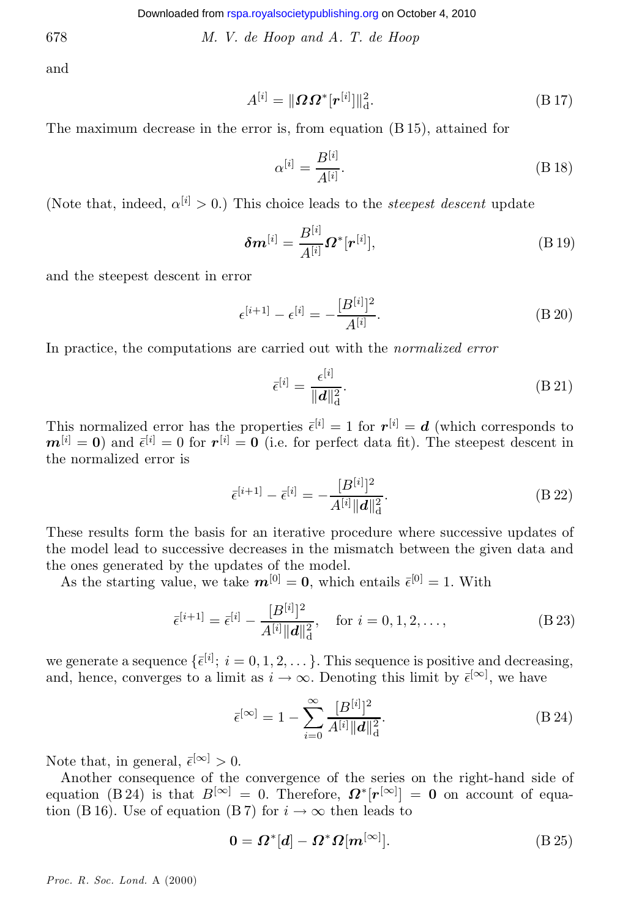and

$$A^{[i]} = \|\boldsymbol{\Omega}\boldsymbol{\Omega}^*[\boldsymbol{r}^{[i]}]\|_{\mathrm{d}}^2. \tag{B 17}$$

The maximum decrease in the error is, from equation (B 15), attained for

$$\alpha^{[i]} = \frac{B^{[i]}}{A^{[i]}}. \tag{B 18}$$

(Note that, indeed, $\alpha^{[i]} > 0$.) This choice leads to the *steepest descent* update

$$\boldsymbol{\delta m}^{[i]} = \frac{B^{[i]}}{A^{[i]}}\boldsymbol{\Omega}^*[\boldsymbol{r}^{[i]}], \tag{B 19}$$

and the steepest descent in error

$$\epsilon^{[i+1]} - \epsilon^{[i]} = -\frac{[B^{[i]}]^2}{A^{[i]}}. \tag{B 20}$$

In practice, the computations are carried out with the *normalized error*

$$\bar{\epsilon}^{[i]} = \frac{\epsilon^{[i]}}{\|\boldsymbol{d}\|_{\mathrm{d}}^2}. \tag{B 21}$$

This normalized error has the properties $\bar{\epsilon}^{[i]} = 1$ for $\boldsymbol{r}^{[i]} = \boldsymbol{d}$ (which corresponds to $\boldsymbol{m}^{[i]} = \boldsymbol{0}$) and $\bar{\epsilon}^{[i]} = 0$ for $\boldsymbol{r}^{[i]} = \boldsymbol{0}$ (i.e. for perfect data fit). The steepest descent in the normalized error is

$$\bar{\epsilon}^{[i+1]} - \bar{\epsilon}^{[i]} = -\frac{[B^{[i]}]^2}{A^{[i]}\|\boldsymbol{d}\|_{\mathrm{d}}^2}. \tag{B 22}$$

These results form the basis for an iterative procedure where successive updates of the model lead to successive decreases in the mismatch between the given data and the ones generated by the updates of the model.

As the starting value, we take $\boldsymbol{m}^{[0]} = \boldsymbol{0}$, which entails $\bar{\epsilon}^{[0]} = 1$. With

$$\bar{\epsilon}^{[i+1]} = \bar{\epsilon}^{[i]} - \frac{[B^{[i]}]^2}{A^{[i]}\|\boldsymbol{d}\|_{\mathrm{d}}^2}, \quad \text{for } i = 0, 1, 2, \ldots, \tag{B 23}$$

we generate a sequence $\{\bar{\epsilon}^{[i]};\ i = 0, 1, 2, \ldots\}$. This sequence is positive and decreasing, and, hence, converges to a limit as $i \to \infty$. Denoting this limit by $\bar{\epsilon}^{[\infty]}$, we have

$$\bar{\epsilon}^{[\infty]} = 1 - \sum_{i=0}^{\infty} \frac{[B^{[i]}]^2}{A^{[i]}\|\boldsymbol{d}\|_{\mathrm{d}}^2}. \tag{B 24}$$

Note that, in general, $\bar{\epsilon}^{[\infty]} > 0$.

Another consequence of the convergence of the series on the right-hand side of equation (B 24) is that $B^{[\infty]} = 0$. Therefore, $\boldsymbol{\Omega}^*[\boldsymbol{r}^{[\infty]}] = \boldsymbol{0}$ on account of equation (B 16). Use of equation (B 7) for $i \to \infty$ then leads to

$$\boldsymbol{0} = \boldsymbol{\Omega}^*[\boldsymbol{d}] - \boldsymbol{\Omega}^*\boldsymbol{\Omega}[\boldsymbol{m}^{[\infty]}]. \tag{B 25}$$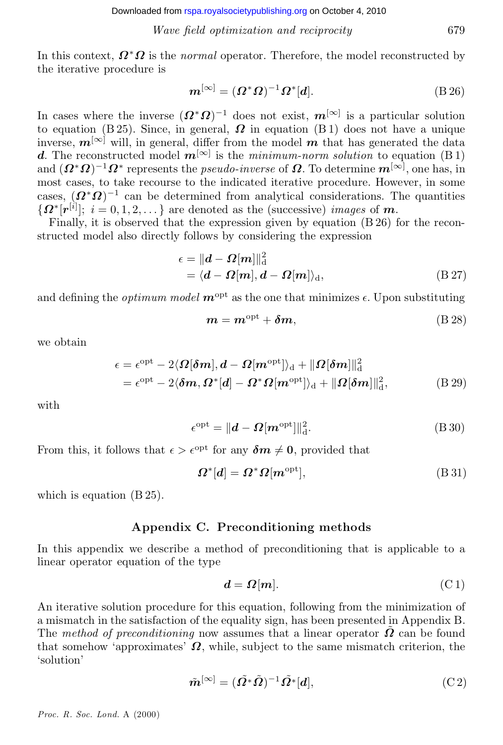In this context, $\boldsymbol{\Omega}^*\boldsymbol{\Omega}$ is the *normal* operator. Therefore, the model reconstructed by the iterative procedure is

$$\boldsymbol{m}^{[\infty]} = (\boldsymbol{\Omega}^*\boldsymbol{\Omega})^{-1}\boldsymbol{\Omega}^*[\boldsymbol{d}]. \tag{B 26}$$

In cases where the inverse $(\boldsymbol{\Omega}^*\boldsymbol{\Omega})^{-1}$ does not exist, $\boldsymbol{m}^{[\infty]}$ is a particular solution to equation (B 25). Since, in general, $\boldsymbol{\Omega}$ in equation (B 1) does not have a unique inverse, $\boldsymbol{m}^{[\infty]}$ will, in general, differ from the model $\boldsymbol{m}$ that has generated the data $\boldsymbol{d}$. The reconstructed model $\boldsymbol{m}^{[\infty]}$ is the *minimum-norm solution* to equation (B 1) and $(\boldsymbol{\Omega}^*\boldsymbol{\Omega})^{-1}\boldsymbol{\Omega}^*$ represents the *pseudo-inverse* of $\boldsymbol{\Omega}$. To determine $\boldsymbol{m}^{[\infty]}$, one has, in most cases, to take recourse to the indicated iterative procedure. However, in some cases, $(\boldsymbol{\Omega}^*\boldsymbol{\Omega})^{-1}$ can be determined from analytical considerations. The quantities $\{\boldsymbol{\Omega}^*[\boldsymbol{r}^{[i]}];\ i = 0, 1, 2, \dots\}$ are denoted as the (successive) *images* of $\boldsymbol{m}$.

Finally, it is observed that the expression given by equation (B 26) for the reconstructed model also directly follows by considering the expression

$$\begin{aligned}\epsilon &= \|\boldsymbol{d} - \boldsymbol{\Omega}[\boldsymbol{m}]\|_{\mathrm{d}}^2 \\ &= \langle \boldsymbol{d} - \boldsymbol{\Omega}[\boldsymbol{m}], \boldsymbol{d} - \boldsymbol{\Omega}[\boldsymbol{m}]\rangle_{\mathrm{d}},\end{aligned} \tag{B 27}$$

and defining the *optimum model* $\boldsymbol{m}^{\mathrm{opt}}$ as the one that minimizes $\epsilon$. Upon substituting

$$\boldsymbol{m} = \boldsymbol{m}^{\mathrm{opt}} + \boldsymbol{\delta m}, \tag{B 28}$$

we obtain

$$\begin{aligned}\epsilon &= \epsilon^{\mathrm{opt}} - 2\langle \boldsymbol{\Omega}[\boldsymbol{\delta m}], \boldsymbol{d} - \boldsymbol{\Omega}[\boldsymbol{m}^{\mathrm{opt}}]\rangle_{\mathrm{d}} + \|\boldsymbol{\Omega}[\boldsymbol{\delta m}]\|_{\mathrm{d}}^2 \\ &= \epsilon^{\mathrm{opt}} - 2\langle \boldsymbol{\delta m}, \boldsymbol{\Omega}^*[\boldsymbol{d}] - \boldsymbol{\Omega}^*\boldsymbol{\Omega}[\boldsymbol{m}^{\mathrm{opt}}]\rangle_{\mathrm{d}} + \|\boldsymbol{\Omega}[\boldsymbol{\delta m}]\|_{\mathrm{d}}^2,\end{aligned} \tag{B 29}$$

with

$$\epsilon^{\mathrm{opt}} = \|\boldsymbol{d} - \boldsymbol{\Omega}[\boldsymbol{m}^{\mathrm{opt}}]\|_{\mathrm{d}}^2. \tag{B 30}$$

From this, it follows that $\epsilon > \epsilon^{\mathrm{opt}}$ for any $\boldsymbol{\delta m} \neq \boldsymbol{0}$, provided that

$$\boldsymbol{\Omega}^*[\boldsymbol{d}] = \boldsymbol{\Omega}^*\boldsymbol{\Omega}[\boldsymbol{m}^{\mathrm{opt}}], \tag{B 31}$$

which is equation (B 25).

## Appendix C. Preconditioning methods

In this appendix we describe a method of preconditioning that is applicable to a linear operator equation of the type

$$\boldsymbol{d} = \boldsymbol{\Omega}[\boldsymbol{m}]. \tag{C 1}$$

An iterative solution procedure for this equation, following from the minimization of a mismatch in the satisfaction of the equality sign, has been presented in Appendix B. The *method of preconditioning* now assumes that a linear operator $\tilde{\boldsymbol{\Omega}}$ can be found that somehow 'approximates' $\boldsymbol{\Omega}$, while, subject to the same mismatch criterion, the 'solution'

$$\tilde{\boldsymbol{m}}^{[\infty]} = (\tilde{\boldsymbol{\Omega}}^*\tilde{\boldsymbol{\Omega}})^{-1}\tilde{\boldsymbol{\Omega}}^*[\boldsymbol{d}], \tag{C 2}$$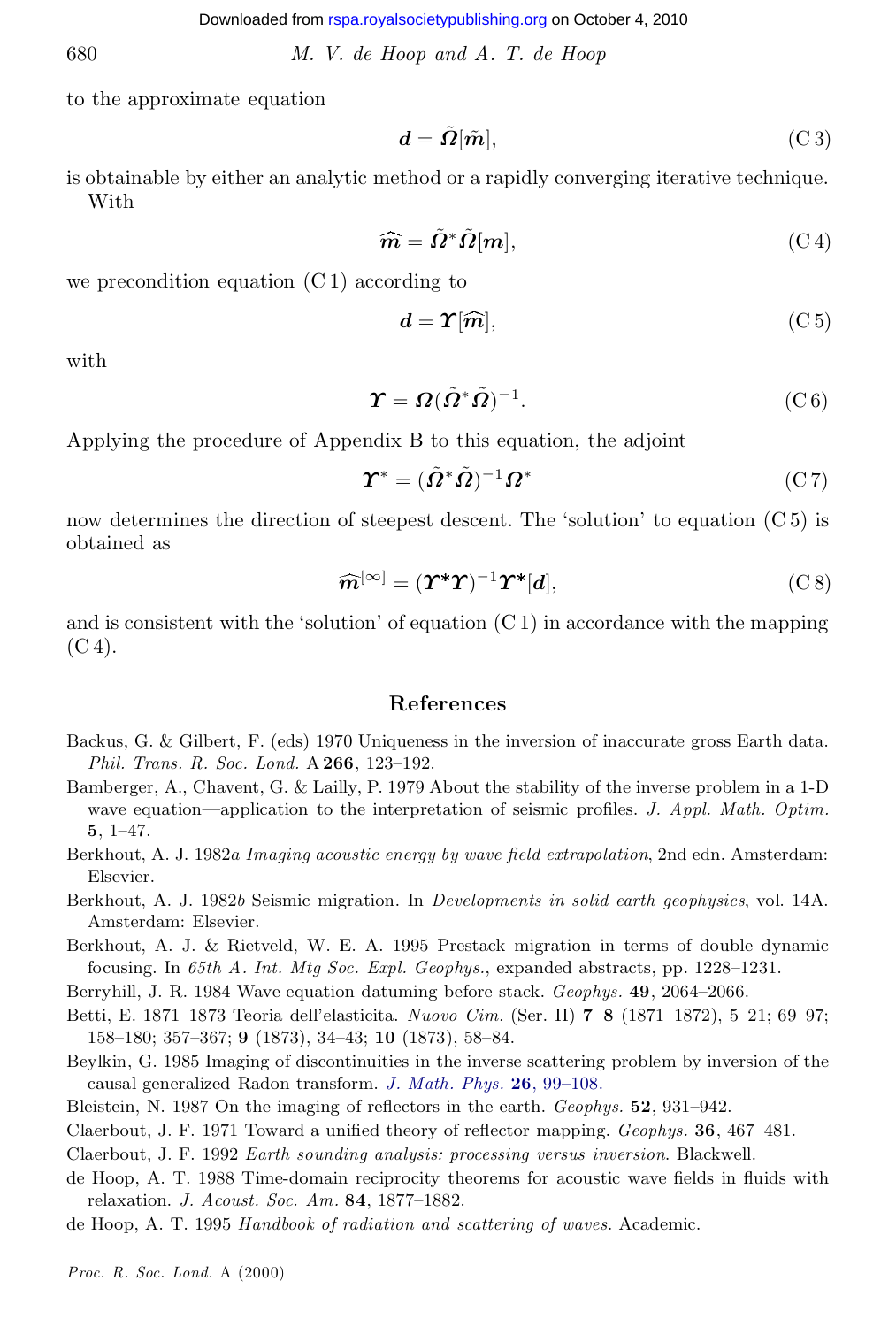to the approximate equation

$$\boldsymbol{d} = \tilde{\boldsymbol{\Omega}}[\tilde{\boldsymbol{m}}], \tag{C 3}$$

is obtainable by either an analytic method or a rapidly converging iterative technique. With

$$\widehat{\boldsymbol{m}} = \tilde{\boldsymbol{\Omega}}^* \tilde{\boldsymbol{\Omega}}[\boldsymbol{m}], \tag{C 4}$$

we precondition equation (C 1) according to

$$\boldsymbol{d} = \boldsymbol{\Upsilon}[\widehat{\boldsymbol{m}}], \tag{C 5}$$

with

$$\boldsymbol{\Upsilon} = \boldsymbol{\Omega}(\tilde{\boldsymbol{\Omega}}^* \tilde{\boldsymbol{\Omega}})^{-1}. \tag{C 6}$$

Applying the procedure of Appendix B to this equation, the adjoint

$$\boldsymbol{\Upsilon}^* = (\tilde{\boldsymbol{\Omega}}^* \tilde{\boldsymbol{\Omega}})^{-1} \boldsymbol{\Omega}^* \tag{C 7}$$

now determines the direction of steepest descent. The 'solution' to equation (C 5) is obtained as

$$\widehat{\boldsymbol{m}}^{[\infty]} = (\boldsymbol{\Upsilon}^* \boldsymbol{\Upsilon})^{-1} \boldsymbol{\Upsilon}^*[\boldsymbol{d}], \tag{C 8}$$

and is consistent with the 'solution' of equation (C 1) in accordance with the mapping (C 4).

## References

Backus, G. & Gilbert, F. (eds) 1970 Uniqueness in the inversion of inaccurate gross Earth data. *Phil. Trans. R. Soc. Lond.* A **266**, 123–192.

Bamberger, A., Chavent, G. & Lailly, P. 1979 About the stability of the inverse problem in a 1-D wave equation—application to the interpretation of seismic profiles. *J. Appl. Math. Optim.* **5**, 1–47.

Berkhout, A. J. 1982*a* *Imaging acoustic energy by wave field extrapolation*, 2nd edn. Amsterdam: Elsevier.

Berkhout, A. J. 1982*b* Seismic migration. In *Developments in solid earth geophysics*, vol. 14A. Amsterdam: Elsevier.

Berkhout, A. J. & Rietveld, W. E. A. 1995 Prestack migration in terms of double dynamic focusing. In *65th A. Int. Mtg Soc. Expl. Geophys.*, expanded abstracts, pp. 1228–1231.

Berryhill, J. R. 1984 Wave equation datuming before stack. *Geophys.* **49**, 2064–2066.

Betti, E. 1871–1873 Teoria dell'elasticita. *Nuovo Cim.* (Ser. II) **7–8** (1871–1872), 5–21; 69–97; 158–180; 357–367; **9** (1873), 34–43; **10** (1873), 58–84.

Beylkin, G. 1985 Imaging of discontinuities in the inverse scattering problem by inversion of the causal generalized Radon transform. *J. Math. Phys.* **26**, 99–108.

Bleistein, N. 1987 On the imaging of reflectors in the earth. *Geophys.* **52**, 931–942.

Claerbout, J. F. 1971 Toward a unified theory of reflector mapping. *Geophys.* **36**, 467–481.

Claerbout, J. F. 1992 *Earth sounding analysis: processing versus inversion*. Blackwell.

de Hoop, A. T. 1988 Time-domain reciprocity theorems for acoustic wave fields in fluids with relaxation. *J. Acoust. Soc. Am.* **84**, 1877–1882.

de Hoop, A. T. 1995 *Handbook of radiation and scattering of waves*. Academic.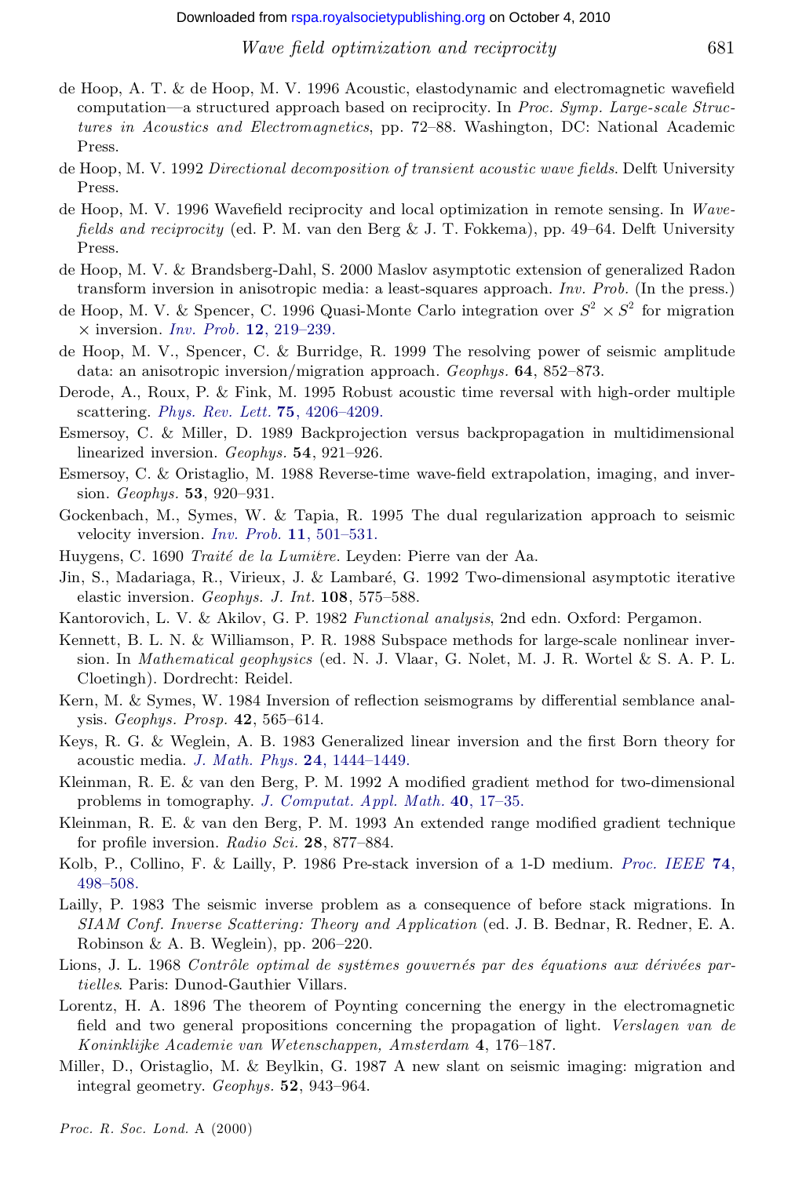de Hoop, A. T. & de Hoop, M. V. 1996 Acoustic, elastodynamic and electromagnetic wavefield computation—a structured approach based on reciprocity. In *Proc. Symp. Large-scale Structures in Acoustics and Electromagnetics*, pp. 72–88. Washington, DC: National Academic Press.

de Hoop, M. V. 1992 *Directional decomposition of transient acoustic wave fields*. Delft University Press.

de Hoop, M. V. 1996 Wavefield reciprocity and local optimization in remote sensing. In *Wavefields and reciprocity* (ed. P. M. van den Berg & J. T. Fokkema), pp. 49–64. Delft University Press.

de Hoop, M. V. & Brandsberg-Dahl, S. 2000 Maslov asymptotic extension of generalized Radon transform inversion in anisotropic media: a least-squares approach. *Inv. Prob.* (In the press.)

de Hoop, M. V. & Spencer, C. 1996 Quasi-Monte Carlo integration over $S^2 \times S^2$ for migration $\times$ inversion. *Inv. Prob.* **12**, 219–239.

de Hoop, M. V., Spencer, C. & Burridge, R. 1999 The resolving power of seismic amplitude data: an anisotropic inversion/migration approach. *Geophys.* **64**, 852–873.

Derode, A., Roux, P. & Fink, M. 1995 Robust acoustic time reversal with high-order multiple scattering. *Phys. Rev. Lett.* **75**, 4206–4209.

Esmersoy, C. & Miller, D. 1989 Backprojection versus backpropagation in multidimensional linearized inversion. *Geophys.* **54**, 921–926.

Esmersoy, C. & Oristaglio, M. 1988 Reverse-time wave-field extrapolation, imaging, and inversion. *Geophys.* **53**, 920–931.

Gockenbach, M., Symes, W. & Tapia, R. 1995 The dual regularization approach to seismic velocity inversion. *Inv. Prob.* **11**, 501–531.

Huygens, C. 1690 *Traité de la Lumière*. Leyden: Pierre van der Aa.

Jin, S., Madariaga, R., Virieux, J. & Lambaré, G. 1992 Two-dimensional asymptotic iterative elastic inversion. *Geophys. J. Int.* **108**, 575–588.

Kantorovich, L. V. & Akilov, G. P. 1982 *Functional analysis*, 2nd edn. Oxford: Pergamon.

Kennett, B. L. N. & Williamson, P. R. 1988 Subspace methods for large-scale nonlinear inversion. In *Mathematical geophysics* (ed. N. J. Vlaar, G. Nolet, M. J. R. Wortel & S. A. P. L. Cloetingh). Dordrecht: Reidel.

Kern, M. & Symes, W. 1984 Inversion of reflection seismograms by differential semblance analysis. *Geophys. Prosp.* **42**, 565–614.

Keys, R. G. & Weglein, A. B. 1983 Generalized linear inversion and the first Born theory for acoustic media. *J. Math. Phys.* **24**, 1444–1449.

Kleinman, R. E. & van den Berg, P. M. 1992 A modified gradient method for two-dimensional problems in tomography. *J. Computat. Appl. Math.* **40**, 17–35.

Kleinman, R. E. & van den Berg, P. M. 1993 An extended range modified gradient technique for profile inversion. *Radio Sci.* **28**, 877–884.

Kolb, P., Collino, F. & Lailly, P. 1986 Pre-stack inversion of a 1-D medium. *Proc. IEEE* **74**, 498–508.

Lailly, P. 1983 The seismic inverse problem as a consequence of before stack migrations. In *SIAM Conf. Inverse Scattering: Theory and Application* (ed. J. B. Bednar, R. Redner, E. A. Robinson & A. B. Weglein), pp. 206–220.

Lions, J. L. 1968 *Contrôle optimal de systèmes gouvernés par des équations aux dérivées partielles*. Paris: Dunod-Gauthier Villars.

Lorentz, H. A. 1896 The theorem of Poynting concerning the energy in the electromagnetic field and two general propositions concerning the propagation of light. *Verslagen van de Koninklijke Academie van Wetenschappen, Amsterdam* **4**, 176–187.

Miller, D., Oristaglio, M. & Beylkin, G. 1987 A new slant on seismic imaging: migration and integral geometry. *Geophys.* **52**, 943–964.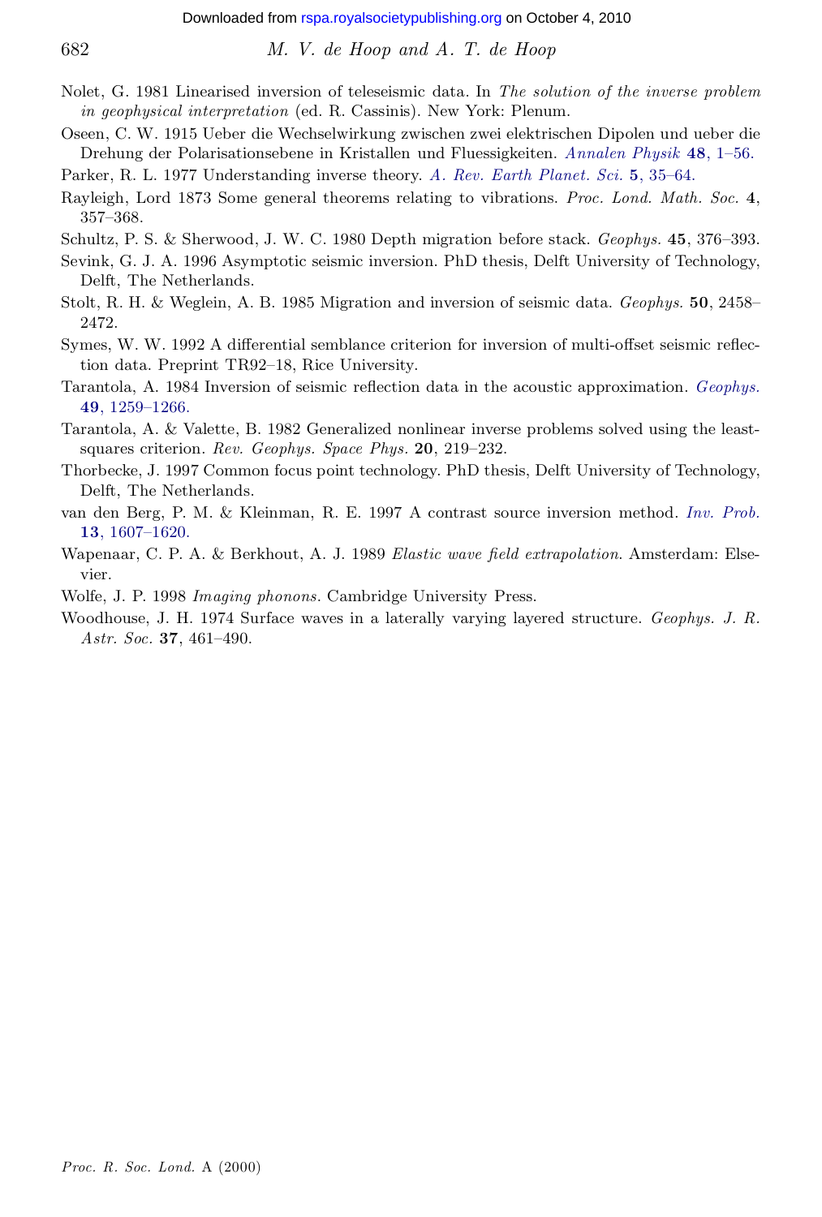Nolet, G. 1981 Linearised inversion of teleseismic data. In *The solution of the inverse problem in geophysical interpretation* (ed. R. Cassinis). New York: Plenum.

Oseen, C. W. 1915 Ueber die Wechselwirkung zwischen zwei elektrischen Dipolen und ueber die Drehung der Polarisationsebene in Kristallen und Fluessigkeiten. *Annalen Physik* **48**, 1–56.

Parker, R. L. 1977 Understanding inverse theory. *A. Rev. Earth Planet. Sci.* **5**, 35–64.

Rayleigh, Lord 1873 Some general theorems relating to vibrations. *Proc. Lond. Math. Soc.* **4**, 357–368.

Schultz, P. S. & Sherwood, J. W. C. 1980 Depth migration before stack. *Geophys.* **45**, 376–393.

Sevink, G. J. A. 1996 Asymptotic seismic inversion. PhD thesis, Delft University of Technology, Delft, The Netherlands.

Stolt, R. H. & Weglein, A. B. 1985 Migration and inversion of seismic data. *Geophys.* **50**, 2458–2472.

Symes, W. W. 1992 A differential semblance criterion for inversion of multi-offset seismic reflection data. Preprint TR92–18, Rice University.

Tarantola, A. 1984 Inversion of seismic reflection data in the acoustic approximation. *Geophys.* **49**, 1259–1266.

Tarantola, A. & Valette, B. 1982 Generalized nonlinear inverse problems solved using the least-squares criterion. *Rev. Geophys. Space Phys.* **20**, 219–232.

Thorbecke, J. 1997 Common focus point technology. PhD thesis, Delft University of Technology, Delft, The Netherlands.

van den Berg, P. M. & Kleinman, R. E. 1997 A contrast source inversion method. *Inv. Prob.* **13**, 1607–1620.

Wapenaar, C. P. A. & Berkhout, A. J. 1989 *Elastic wave field extrapolation*. Amsterdam: Elsevier.

Wolfe, J. P. 1998 *Imaging phonons*. Cambridge University Press.

Woodhouse, J. H. 1974 Surface waves in a laterally varying layered structure. *Geophys. J. R. Astr. Soc.* **37**, 461–490.